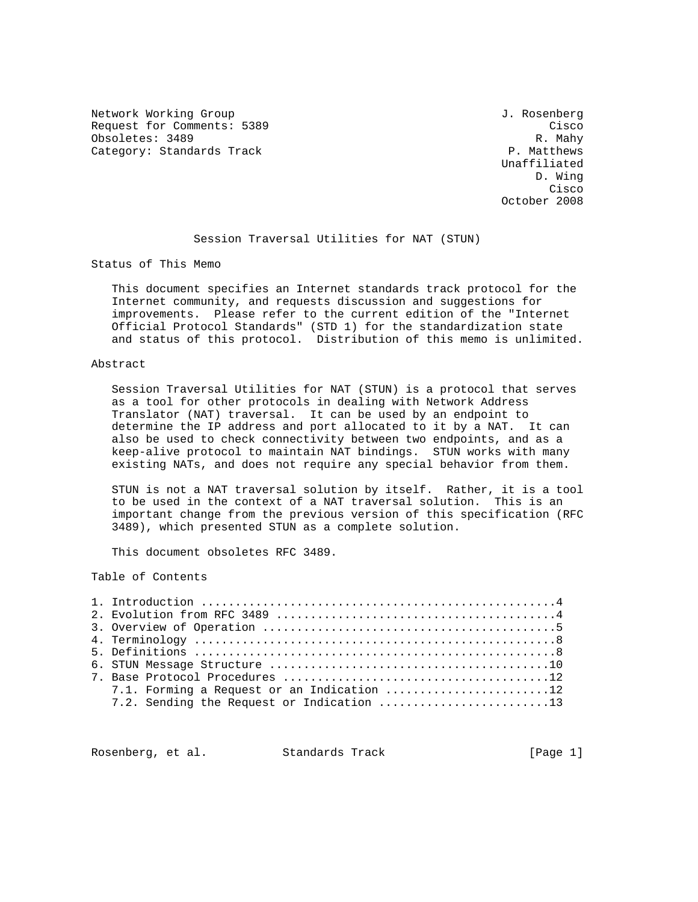Network Working Group J. Rosenberg
Request for Comments: 5389 Cisco
Obsoletes: 3489 R. Mahy
Category: Standards Track P. Matthews
Unaffiliated
D. Wing
Cisco
October 2008

# Session Traversal Utilities for NAT (STUN)

## Status of This Memo

This document specifies an Internet standards track protocol for the Internet community, and requests discussion and suggestions for improvements. Please refer to the current edition of the "Internet Official Protocol Standards" (STD 1) for the standardization state and status of this protocol. Distribution of this memo is unlimited.

## Abstract

Session Traversal Utilities for NAT (STUN) is a protocol that serves as a tool for other protocols in dealing with Network Address Translator (NAT) traversal. It can be used by an endpoint to determine the IP address and port allocated to it by a NAT. It can also be used to check connectivity between two endpoints, and as a keep-alive protocol to maintain NAT bindings. STUN works with many existing NATs, and does not require any special behavior from them.

STUN is not a NAT traversal solution by itself. Rather, it is a tool to be used in the context of a NAT traversal solution. This is an important change from the previous version of this specification (RFC 3489), which presented STUN as a complete solution.

This document obsoletes RFC 3489.

## Table of Contents

```
1. Introduction ....................................................4
2. Evolution from RFC 3489 ........................................4
3. Overview of Operation ..........................................5
4. Terminology ....................................................8
5. Definitions ....................................................8
6. STUN Message Structure ........................................10
7. Base Protocol Procedures ......................................12
   7.1. Forming a Request or an Indication ........................12
   7.2. Sending the Request or Indication .........................13
```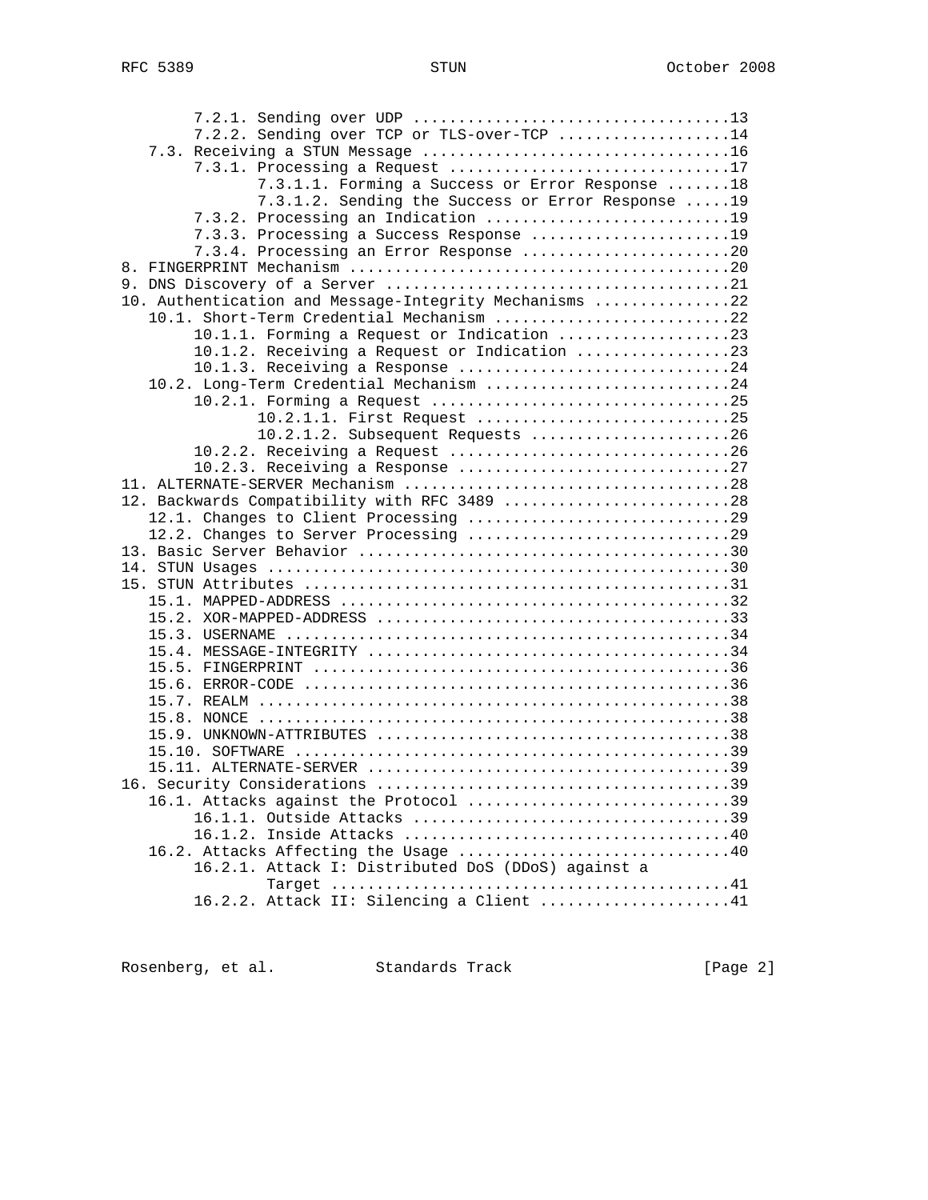```
         7.2.1. Sending over UDP ...................................13
         7.2.2. Sending over TCP or TLS-over-TCP ...................14
    7.3. Receiving a STUN Message ..................................16
         7.3.1. Processing a Request ...............................17
                7.3.1.1. Forming a Success or Error Response .......18
                7.3.1.2. Sending the Success or Error Response .....19
         7.3.2. Processing an Indication ...........................19
         7.3.3. Processing a Success Response ......................19
         7.3.4. Processing an Error Response .......................20
8. FINGERPRINT Mechanism ...........................................20
9. DNS Discovery of a Server .......................................21
10. Authentication and Message-Integrity Mechanisms ...............22
    10.1. Short-Term Credential Mechanism ..........................22
         10.1.1. Forming a Request or Indication ...................23
         10.1.2. Receiving a Request or Indication .................23
         10.1.3. Receiving a Response ..............................24
    10.2. Long-Term Credential Mechanism ...........................24
         10.2.1. Forming a Request .................................25
                10.2.1.1. First Request ............................25
                10.2.1.2. Subsequent Requests ......................26
         10.2.2. Receiving a Request ...............................26
         10.2.3. Receiving a Response ..............................27
11. ALTERNATE-SERVER Mechanism .....................................28
12. Backwards Compatibility with RFC 3489 ..........................28
    12.1. Changes to Client Processing .............................29
    12.2. Changes to Server Processing .............................29
13. Basic Server Behavior ..........................................30
14. STUN Usages ....................................................30
15. STUN Attributes ................................................31
    15.1. MAPPED-ADDRESS ...........................................32
    15.2. XOR-MAPPED-ADDRESS .......................................33
    15.3. USERNAME .................................................34
    15.4. MESSAGE-INTEGRITY ........................................34
    15.5. FINGERPRINT ..............................................36
    15.6. ERROR-CODE ...............................................36
    15.7. REALM ....................................................38
    15.8. NONCE ....................................................38
    15.9. UNKNOWN-ATTRIBUTES .......................................38
    15.10. SOFTWARE ................................................39
    15.11. ALTERNATE-SERVER ........................................39
16. Security Considerations ........................................39
    16.1. Attacks against the Protocol .............................39
         16.1.1. Outside Attacks ...................................39
         16.1.2. Inside Attacks ....................................40
    16.2. Attacks Affecting the Usage ..............................40
         16.2.1. Attack I: Distributed DoS (DDoS) against a
                 Target ............................................41
         16.2.2. Attack II: Silencing a Client .....................41
```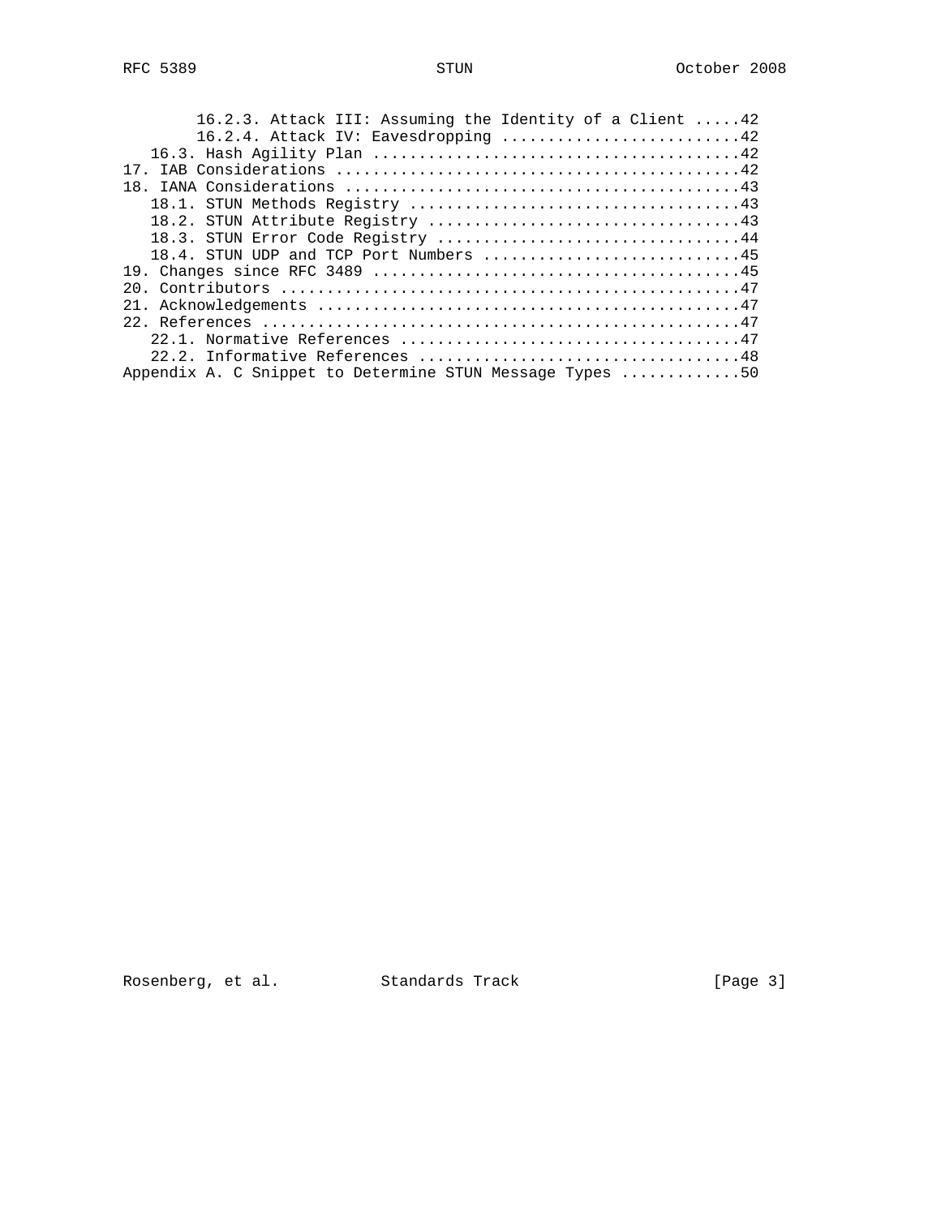```
         16.2.3. Attack III: Assuming the Identity of a Client .....42
         16.2.4. Attack IV: Eavesdropping ..........................42
    16.3. Hash Agility Plan ........................................42
 17. IAB Considerations ............................................42
 18. IANA Considerations ...........................................43
    18.1. STUN Methods Registry ....................................43
    18.2. STUN Attribute Registry ..................................43
    18.3. STUN Error Code Registry .................................44
    18.4. STUN UDP and TCP Port Numbers ............................45
 19. Changes since RFC 3489 ........................................45
 20. Contributors ..................................................47
 21. Acknowledgements ..............................................47
 22. References ....................................................47
    22.1. Normative References .....................................47
    22.2. Informative References ...................................48
 Appendix A. C Snippet to Determine STUN Message Types .............50
```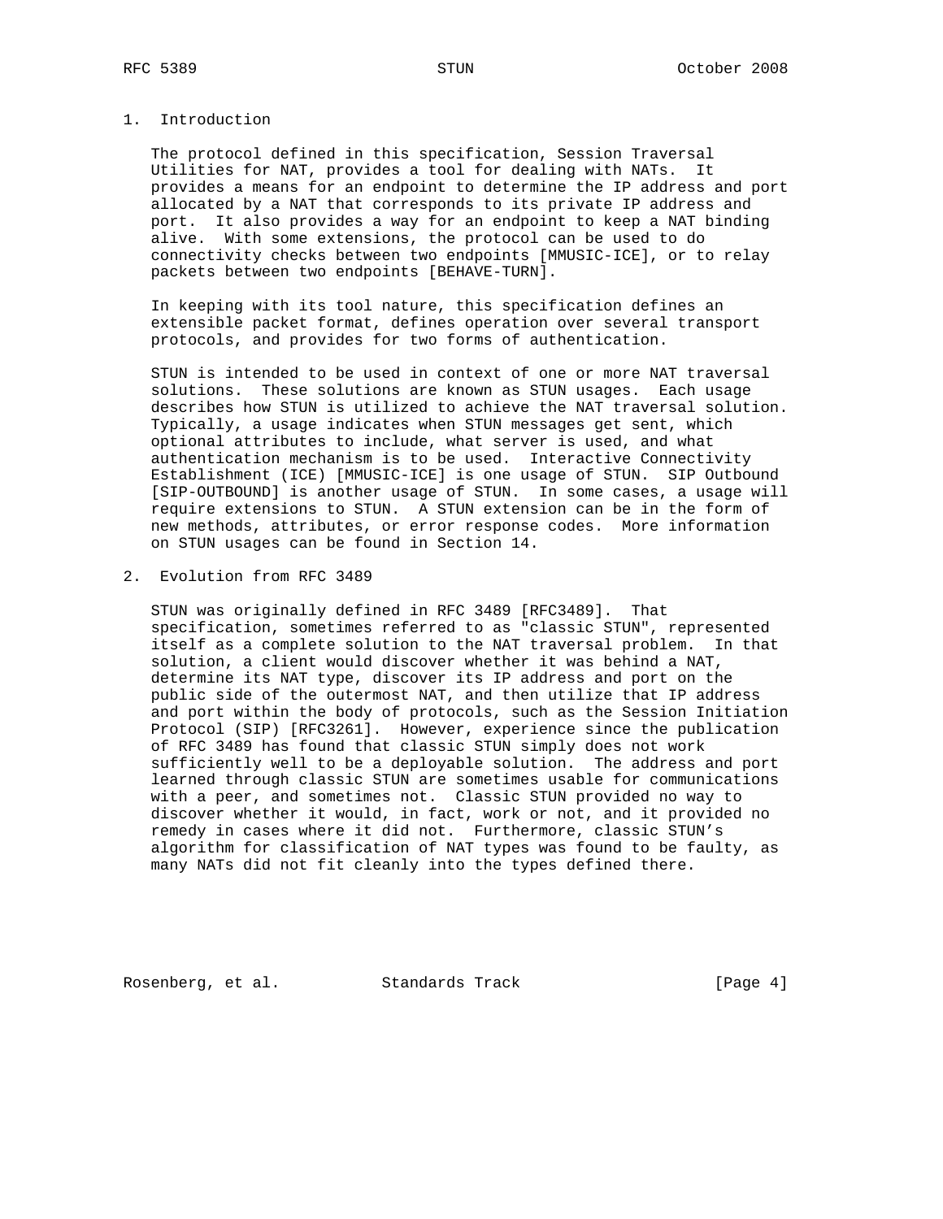## 1. Introduction

The protocol defined in this specification, Session Traversal Utilities for NAT, provides a tool for dealing with NATs. It provides a means for an endpoint to determine the IP address and port allocated by a NAT that corresponds to its private IP address and port. It also provides a way for an endpoint to keep a NAT binding alive. With some extensions, the protocol can be used to do connectivity checks between two endpoints [MMUSIC-ICE], or to relay packets between two endpoints [BEHAVE-TURN].

In keeping with its tool nature, this specification defines an extensible packet format, defines operation over several transport protocols, and provides for two forms of authentication.

STUN is intended to be used in context of one or more NAT traversal solutions. These solutions are known as STUN usages. Each usage describes how STUN is utilized to achieve the NAT traversal solution. Typically, a usage indicates when STUN messages get sent, which optional attributes to include, what server is used, and what authentication mechanism is to be used. Interactive Connectivity Establishment (ICE) [MMUSIC-ICE] is one usage of STUN. SIP Outbound [SIP-OUTBOUND] is another usage of STUN. In some cases, a usage will require extensions to STUN. A STUN extension can be in the form of new methods, attributes, or error response codes. More information on STUN usages can be found in Section 14.

## 2. Evolution from RFC 3489

STUN was originally defined in RFC 3489 [RFC3489]. That specification, sometimes referred to as "classic STUN", represented itself as a complete solution to the NAT traversal problem. In that solution, a client would discover whether it was behind a NAT, determine its NAT type, discover its IP address and port on the public side of the outermost NAT, and then utilize that IP address and port within the body of protocols, such as the Session Initiation Protocol (SIP) [RFC3261]. However, experience since the publication of RFC 3489 has found that classic STUN simply does not work sufficiently well to be a deployable solution. The address and port learned through classic STUN are sometimes usable for communications with a peer, and sometimes not. Classic STUN provided no way to discover whether it would, in fact, work or not, and it provided no remedy in cases where it did not. Furthermore, classic STUN's algorithm for classification of NAT types was found to be faulty, as many NATs did not fit cleanly into the types defined there.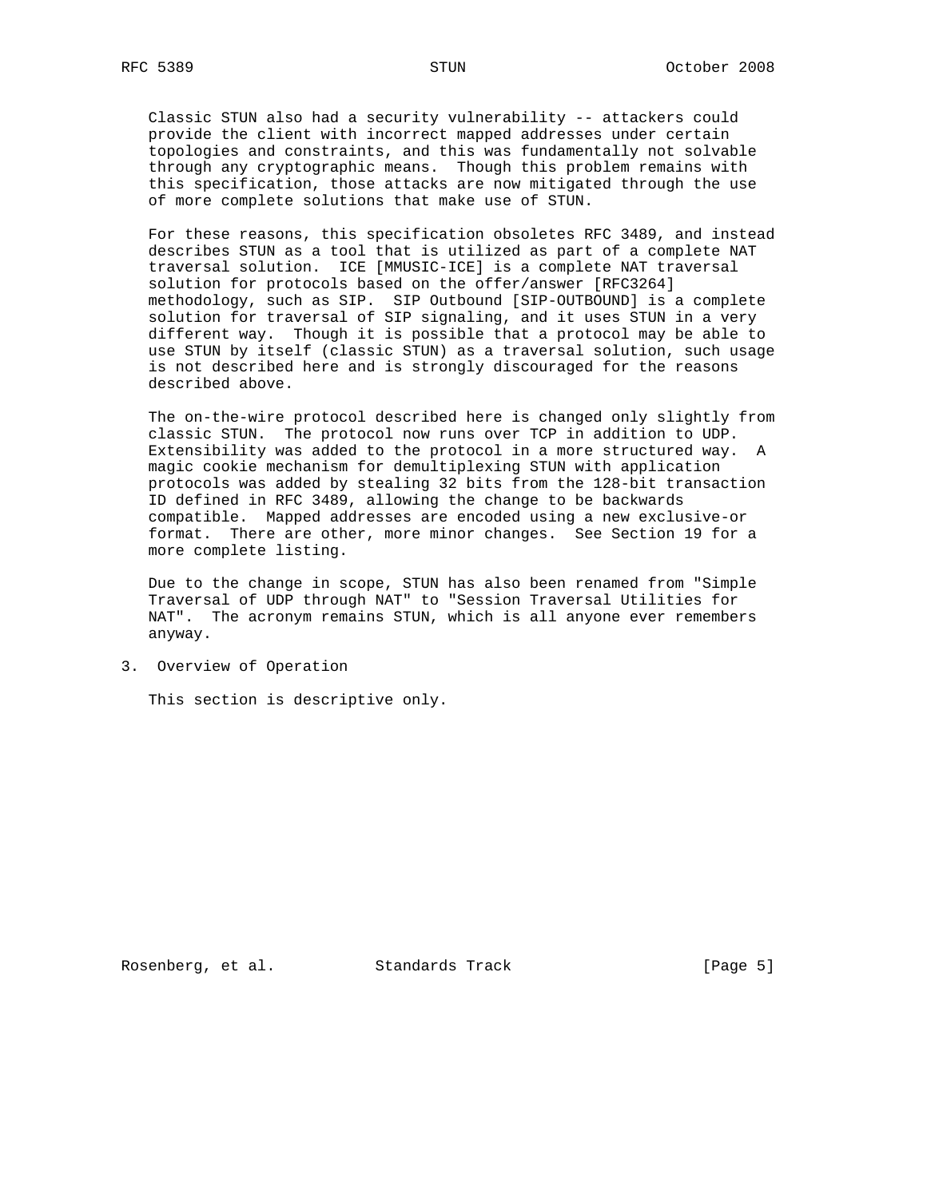Classic STUN also had a security vulnerability -- attackers could provide the client with incorrect mapped addresses under certain topologies and constraints, and this was fundamentally not solvable through any cryptographic means. Though this problem remains with this specification, those attacks are now mitigated through the use of more complete solutions that make use of STUN.

For these reasons, this specification obsoletes RFC 3489, and instead describes STUN as a tool that is utilized as part of a complete NAT traversal solution. ICE [MMUSIC-ICE] is a complete NAT traversal solution for protocols based on the offer/answer [RFC3264] methodology, such as SIP. SIP Outbound [SIP-OUTBOUND] is a complete solution for traversal of SIP signaling, and it uses STUN in a very different way. Though it is possible that a protocol may be able to use STUN by itself (classic STUN) as a traversal solution, such usage is not described here and is strongly discouraged for the reasons described above.

The on-the-wire protocol described here is changed only slightly from classic STUN. The protocol now runs over TCP in addition to UDP. Extensibility was added to the protocol in a more structured way. A magic cookie mechanism for demultiplexing STUN with application protocols was added by stealing 32 bits from the 128-bit transaction ID defined in RFC 3489, allowing the change to be backwards compatible. Mapped addresses are encoded using a new exclusive-or format. There are other, more minor changes. See Section 19 for a more complete listing.

Due to the change in scope, STUN has also been renamed from "Simple Traversal of UDP through NAT" to "Session Traversal Utilities for NAT". The acronym remains STUN, which is all anyone ever remembers anyway.

## 3. Overview of Operation

This section is descriptive only.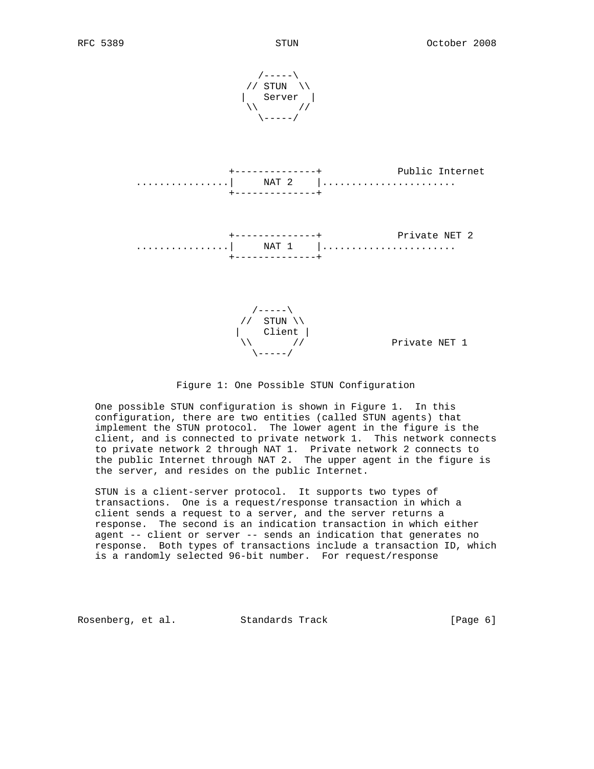```
                               /-----\
                             // STUN  \\
                            |   Server  |
                             \\       //
                               \-----/




                          +--------------+             Public Internet
          ................|     NAT 2    |.......................
                          +--------------+



                          +--------------+             Private NET 2
          ................|     NAT 1    |.......................
                          +--------------+




                              /-----\
                            //  STUN \\
                           |    Client |
                            \\       //               Private NET 1
                              \-----/
```

Figure 1: One Possible STUN Configuration

One possible STUN configuration is shown in Figure 1. In this configuration, there are two entities (called STUN agents) that implement the STUN protocol. The lower agent in the figure is the client, and is connected to private network 1. This network connects to private network 2 through NAT 1. Private network 2 connects to the public Internet through NAT 2. The upper agent in the figure is the server, and resides on the public Internet.

STUN is a client-server protocol. It supports two types of transactions. One is a request/response transaction in which a client sends a request to a server, and the server returns a response. The second is an indication transaction in which either agent -- client or server -- sends an indication that generates no response. Both types of transactions include a transaction ID, which is a randomly selected 96-bit number. For request/response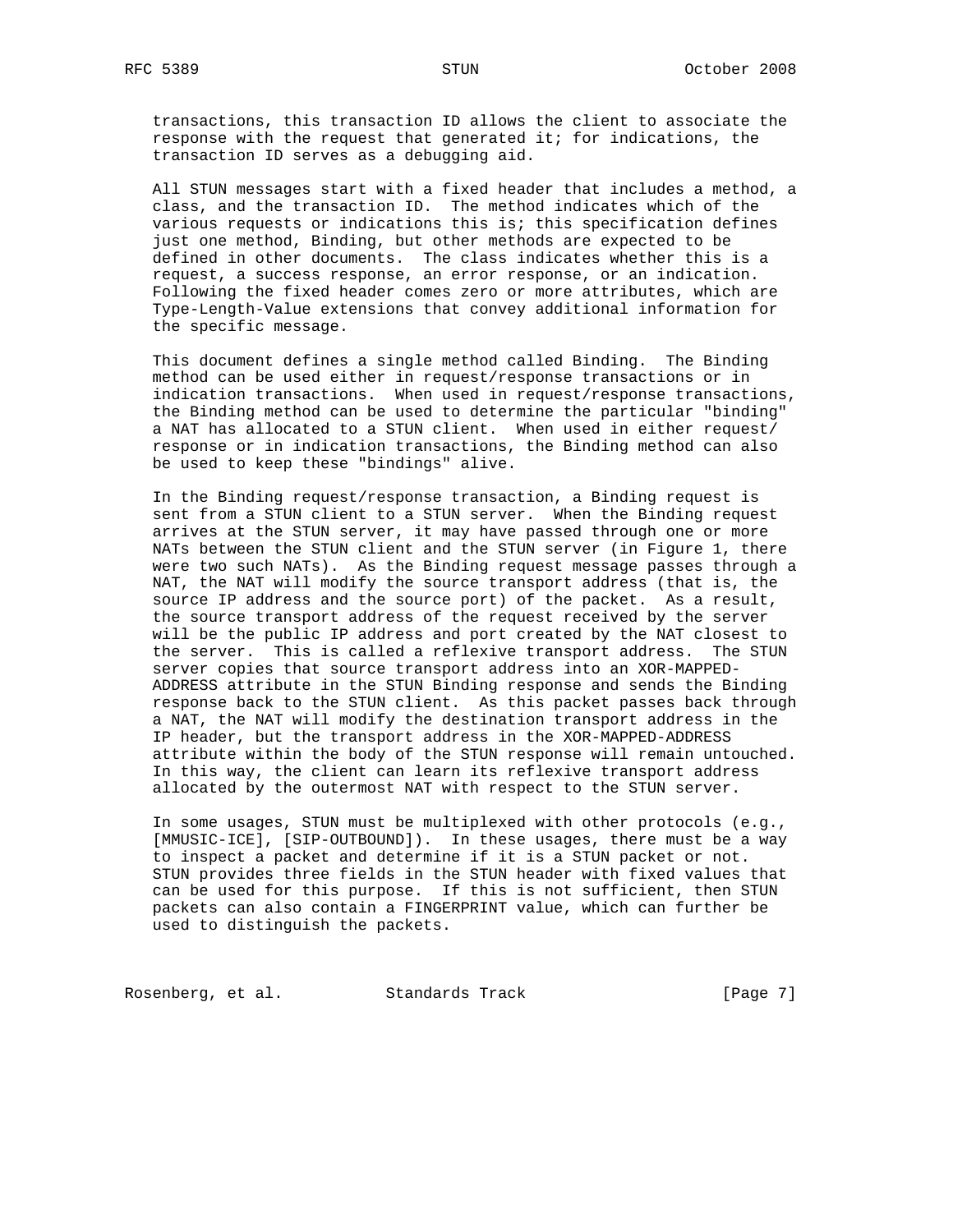transactions, this transaction ID allows the client to associate the response with the request that generated it; for indications, the transaction ID serves as a debugging aid.

All STUN messages start with a fixed header that includes a method, a class, and the transaction ID. The method indicates which of the various requests or indications this is; this specification defines just one method, Binding, but other methods are expected to be defined in other documents. The class indicates whether this is a request, a success response, an error response, or an indication. Following the fixed header comes zero or more attributes, which are Type-Length-Value extensions that convey additional information for the specific message.

This document defines a single method called Binding. The Binding method can be used either in request/response transactions or in indication transactions. When used in request/response transactions, the Binding method can be used to determine the particular "binding" a NAT has allocated to a STUN client. When used in either request/response or in indication transactions, the Binding method can also be used to keep these "bindings" alive.

In the Binding request/response transaction, a Binding request is sent from a STUN client to a STUN server. When the Binding request arrives at the STUN server, it may have passed through one or more NATs between the STUN client and the STUN server (in Figure 1, there were two such NATs). As the Binding request message passes through a NAT, the NAT will modify the source transport address (that is, the source IP address and the source port) of the packet. As a result, the source transport address of the request received by the server will be the public IP address and port created by the NAT closest to the server. This is called a reflexive transport address. The STUN server copies that source transport address into an XOR-MAPPED-ADDRESS attribute in the STUN Binding response and sends the Binding response back to the STUN client. As this packet passes back through a NAT, the NAT will modify the destination transport address in the IP header, but the transport address in the XOR-MAPPED-ADDRESS attribute within the body of the STUN response will remain untouched. In this way, the client can learn its reflexive transport address allocated by the outermost NAT with respect to the STUN server.

In some usages, STUN must be multiplexed with other protocols (e.g., [MMUSIC-ICE], [SIP-OUTBOUND]). In these usages, there must be a way to inspect a packet and determine if it is a STUN packet or not. STUN provides three fields in the STUN header with fixed values that can be used for this purpose. If this is not sufficient, then STUN packets can also contain a FINGERPRINT value, which can further be used to distinguish the packets.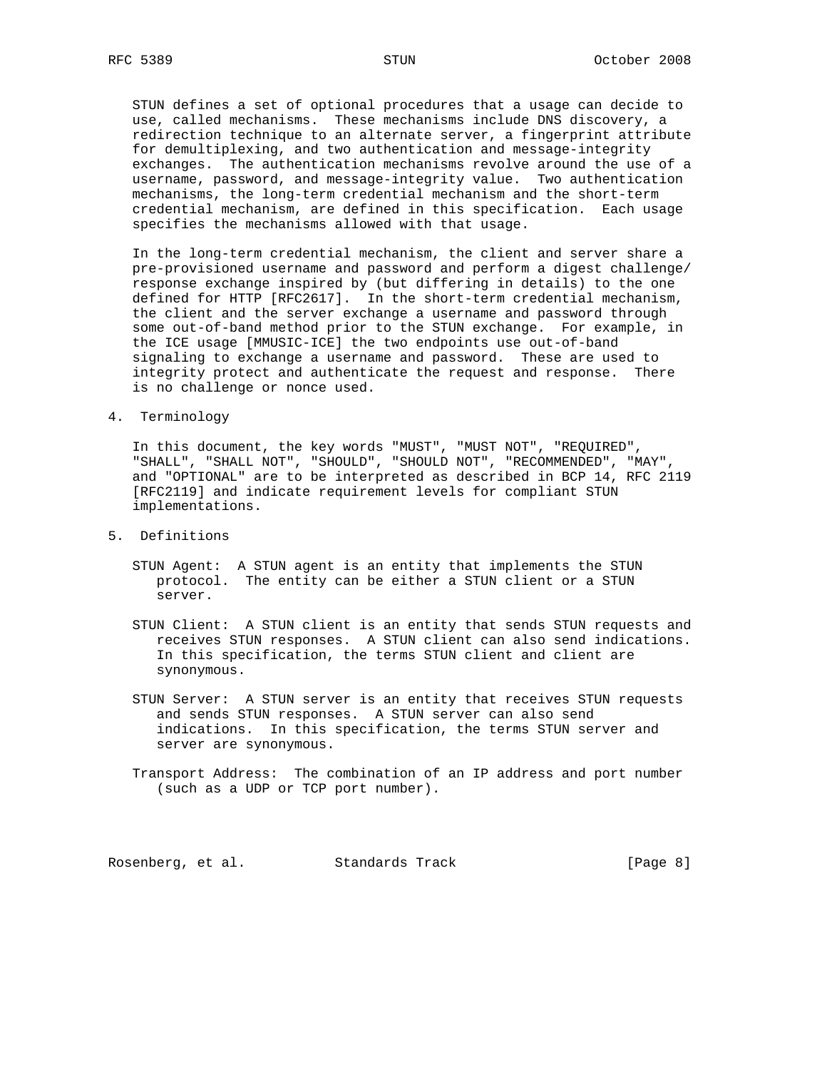STUN defines a set of optional procedures that a usage can decide to use, called mechanisms. These mechanisms include DNS discovery, a redirection technique to an alternate server, a fingerprint attribute for demultiplexing, and two authentication and message-integrity exchanges. The authentication mechanisms revolve around the use of a username, password, and message-integrity value. Two authentication mechanisms, the long-term credential mechanism and the short-term credential mechanism, are defined in this specification. Each usage specifies the mechanisms allowed with that usage.

In the long-term credential mechanism, the client and server share a pre-provisioned username and password and perform a digest challenge/response exchange inspired by (but differing in details) to the one defined for HTTP [RFC2617]. In the short-term credential mechanism, the client and the server exchange a username and password through some out-of-band method prior to the STUN exchange. For example, in the ICE usage [MMUSIC-ICE] the two endpoints use out-of-band signaling to exchange a username and password. These are used to integrity protect and authenticate the request and response. There is no challenge or nonce used.

## 4. Terminology

In this document, the key words "MUST", "MUST NOT", "REQUIRED", "SHALL", "SHALL NOT", "SHOULD", "SHOULD NOT", "RECOMMENDED", "MAY", and "OPTIONAL" are to be interpreted as described in BCP 14, RFC 2119 [RFC2119] and indicate requirement levels for compliant STUN implementations.

## 5. Definitions

STUN Agent: A STUN agent is an entity that implements the STUN protocol. The entity can be either a STUN client or a STUN server.

STUN Client: A STUN client is an entity that sends STUN requests and receives STUN responses. A STUN client can also send indications. In this specification, the terms STUN client and client are synonymous.

STUN Server: A STUN server is an entity that receives STUN requests and sends STUN responses. A STUN server can also send indications. In this specification, the terms STUN server and server are synonymous.

Transport Address: The combination of an IP address and port number (such as a UDP or TCP port number).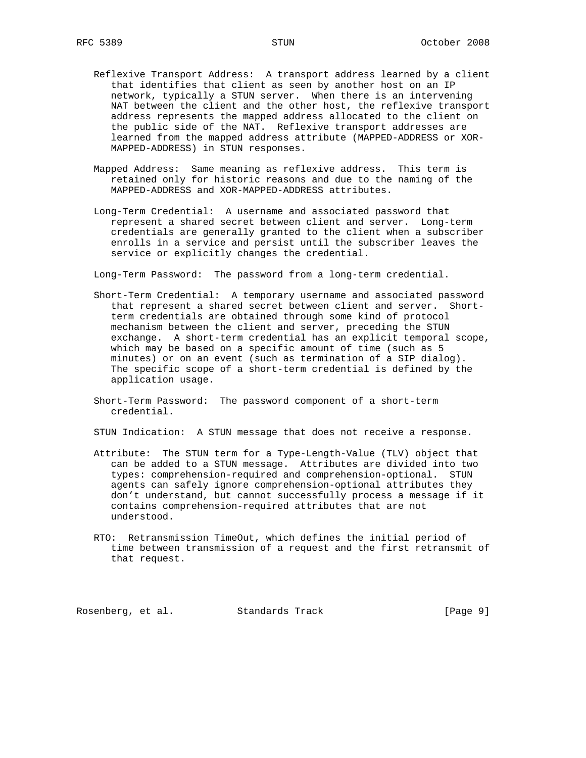Reflexive Transport Address: A transport address learned by a client that identifies that client as seen by another host on an IP network, typically a STUN server. When there is an intervening NAT between the client and the other host, the reflexive transport address represents the mapped address allocated to the client on the public side of the NAT. Reflexive transport addresses are learned from the mapped address attribute (MAPPED-ADDRESS or XOR-MAPPED-ADDRESS) in STUN responses.

Mapped Address: Same meaning as reflexive address. This term is retained only for historic reasons and due to the naming of the MAPPED-ADDRESS and XOR-MAPPED-ADDRESS attributes.

Long-Term Credential: A username and associated password that represent a shared secret between client and server. Long-term credentials are generally granted to the client when a subscriber enrolls in a service and persist until the subscriber leaves the service or explicitly changes the credential.

Long-Term Password: The password from a long-term credential.

Short-Term Credential: A temporary username and associated password that represent a shared secret between client and server. Short-term credentials are obtained through some kind of protocol mechanism between the client and server, preceding the STUN exchange. A short-term credential has an explicit temporal scope, which may be based on a specific amount of time (such as 5 minutes) or on an event (such as termination of a SIP dialog). The specific scope of a short-term credential is defined by the application usage.

Short-Term Password: The password component of a short-term credential.

STUN Indication: A STUN message that does not receive a response.

Attribute: The STUN term for a Type-Length-Value (TLV) object that can be added to a STUN message. Attributes are divided into two types: comprehension-required and comprehension-optional. STUN agents can safely ignore comprehension-optional attributes they don't understand, but cannot successfully process a message if it contains comprehension-required attributes that are not understood.

RTO: Retransmission TimeOut, which defines the initial period of time between transmission of a request and the first retransmit of that request.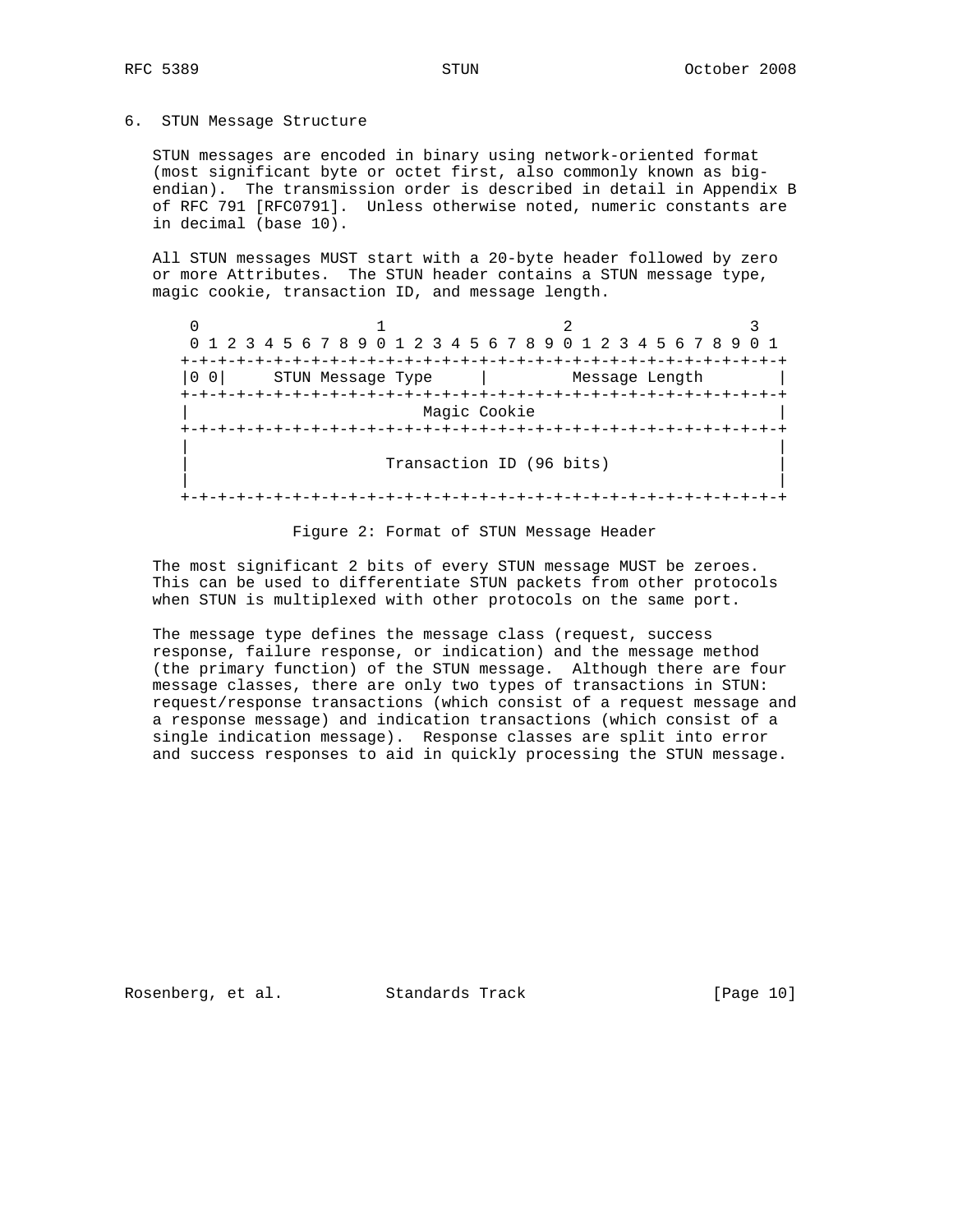## 6. STUN Message Structure

STUN messages are encoded in binary using network-oriented format (most significant byte or octet first, also commonly known as big-endian). The transmission order is described in detail in Appendix B of RFC 791 [RFC0791]. Unless otherwise noted, numeric constants are in decimal (base 10).

All STUN messages MUST start with a 20-byte header followed by zero or more Attributes. The STUN header contains a STUN message type, magic cookie, transaction ID, and message length.

```
 0                   1                   2                   3
 0 1 2 3 4 5 6 7 8 9 0 1 2 3 4 5 6 7 8 9 0 1 2 3 4 5 6 7 8 9 0 1
+-+-+-+-+-+-+-+-+-+-+-+-+-+-+-+-+-+-+-+-+-+-+-+-+-+-+-+-+-+-+-+-+
|0 0|     STUN Message Type     |         Message Length        |
+-+-+-+-+-+-+-+-+-+-+-+-+-+-+-+-+-+-+-+-+-+-+-+-+-+-+-+-+-+-+-+-+
|                         Magic Cookie                          |
+-+-+-+-+-+-+-+-+-+-+-+-+-+-+-+-+-+-+-+-+-+-+-+-+-+-+-+-+-+-+-+-+
|                                                               |
|                     Transaction ID (96 bits)                  |
|                                                               |
+-+-+-+-+-+-+-+-+-+-+-+-+-+-+-+-+-+-+-+-+-+-+-+-+-+-+-+-+-+-+-+-+
```

Figure 2: Format of STUN Message Header

The most significant 2 bits of every STUN message MUST be zeroes. This can be used to differentiate STUN packets from other protocols when STUN is multiplexed with other protocols on the same port.

The message type defines the message class (request, success response, failure response, or indication) and the message method (the primary function) of the STUN message. Although there are four message classes, there are only two types of transactions in STUN: request/response transactions (which consist of a request message and a response message) and indication transactions (which consist of a single indication message). Response classes are split into error and success responses to aid in quickly processing the STUN message.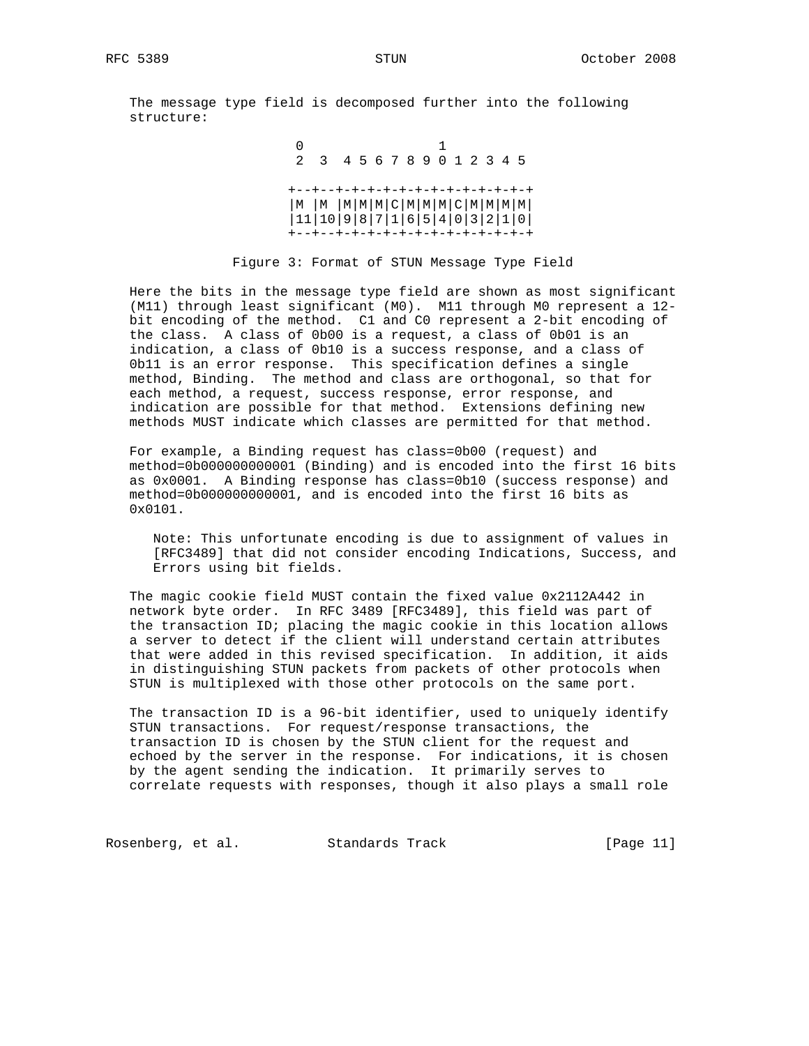The message type field is decomposed further into the following structure:

```
                        0                 1
                        2  3  4 5 6 7 8 9 0 1 2 3 4 5

                       +--+--+-+-+-+-+-+-+-+-+-+-+-+-+
                       |M |M |M|M|M|C|M|M|M|C|M|M|M|M|
                       |11|10|9|8|7|1|6|5|4|0|3|2|1|0|
                       +--+--+-+-+-+-+-+-+-+-+-+-+-+-+
```

Figure 3: Format of STUN Message Type Field

Here the bits in the message type field are shown as most significant (M11) through least significant (M0). M11 through M0 represent a 12-bit encoding of the method. C1 and C0 represent a 2-bit encoding of the class. A class of 0b00 is a request, a class of 0b01 is an indication, a class of 0b10 is a success response, and a class of 0b11 is an error response. This specification defines a single method, Binding. The method and class are orthogonal, so that for each method, a request, success response, error response, and indication are possible for that method. Extensions defining new methods MUST indicate which classes are permitted for that method.

For example, a Binding request has class=0b00 (request) and method=0b000000000001 (Binding) and is encoded into the first 16 bits as 0x0001. A Binding response has class=0b10 (success response) and method=0b000000000001, and is encoded into the first 16 bits as 0x0101.

> Note: This unfortunate encoding is due to assignment of values in [RFC3489] that did not consider encoding Indications, Success, and Errors using bit fields.

The magic cookie field MUST contain the fixed value 0x2112A442 in network byte order. In RFC 3489 [RFC3489], this field was part of the transaction ID; placing the magic cookie in this location allows a server to detect if the client will understand certain attributes that were added in this revised specification. In addition, it aids in distinguishing STUN packets from packets of other protocols when STUN is multiplexed with those other protocols on the same port.

The transaction ID is a 96-bit identifier, used to uniquely identify STUN transactions. For request/response transactions, the transaction ID is chosen by the STUN client for the request and echoed by the server in the response. For indications, it is chosen by the agent sending the indication. It primarily serves to correlate requests with responses, though it also plays a small role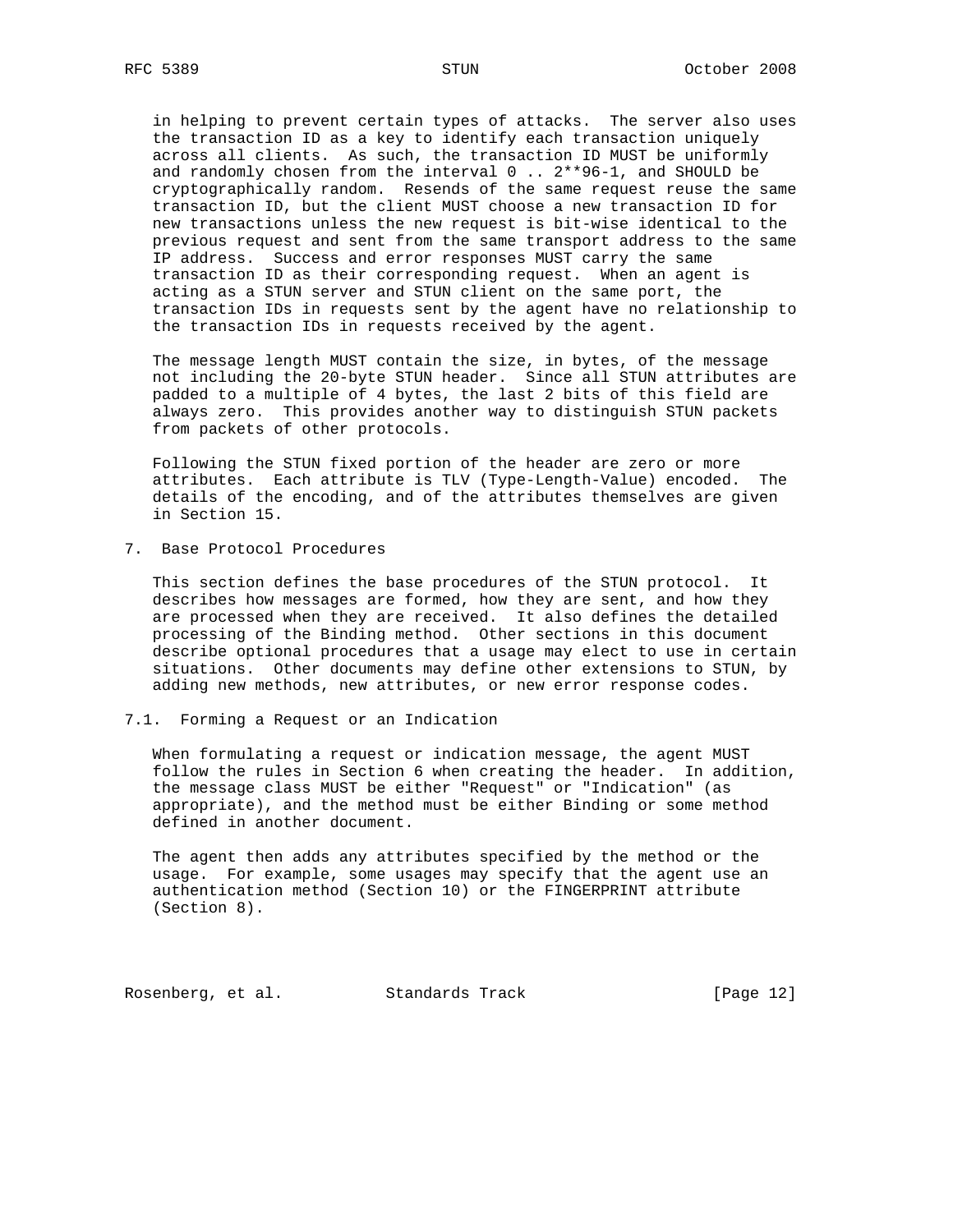in helping to prevent certain types of attacks. The server also uses the transaction ID as a key to identify each transaction uniquely across all clients. As such, the transaction ID MUST be uniformly and randomly chosen from the interval 0 .. 2**96-1, and SHOULD be cryptographically random. Resends of the same request reuse the same transaction ID, but the client MUST choose a new transaction ID for new transactions unless the new request is bit-wise identical to the previous request and sent from the same transport address to the same IP address. Success and error responses MUST carry the same transaction ID as their corresponding request. When an agent is acting as a STUN server and STUN client on the same port, the transaction IDs in requests sent by the agent have no relationship to the transaction IDs in requests received by the agent.

The message length MUST contain the size, in bytes, of the message not including the 20-byte STUN header. Since all STUN attributes are padded to a multiple of 4 bytes, the last 2 bits of this field are always zero. This provides another way to distinguish STUN packets from packets of other protocols.

Following the STUN fixed portion of the header are zero or more attributes. Each attribute is TLV (Type-Length-Value) encoded. The details of the encoding, and of the attributes themselves are given in Section 15.

## 7. Base Protocol Procedures

This section defines the base procedures of the STUN protocol. It describes how messages are formed, how they are sent, and how they are processed when they are received. It also defines the detailed processing of the Binding method. Other sections in this document describe optional procedures that a usage may elect to use in certain situations. Other documents may define other extensions to STUN, by adding new methods, new attributes, or new error response codes.

### 7.1. Forming a Request or an Indication

When formulating a request or indication message, the agent MUST follow the rules in Section 6 when creating the header. In addition, the message class MUST be either "Request" or "Indication" (as appropriate), and the method must be either Binding or some method defined in another document.

The agent then adds any attributes specified by the method or the usage. For example, some usages may specify that the agent use an authentication method (Section 10) or the FINGERPRINT attribute (Section 8).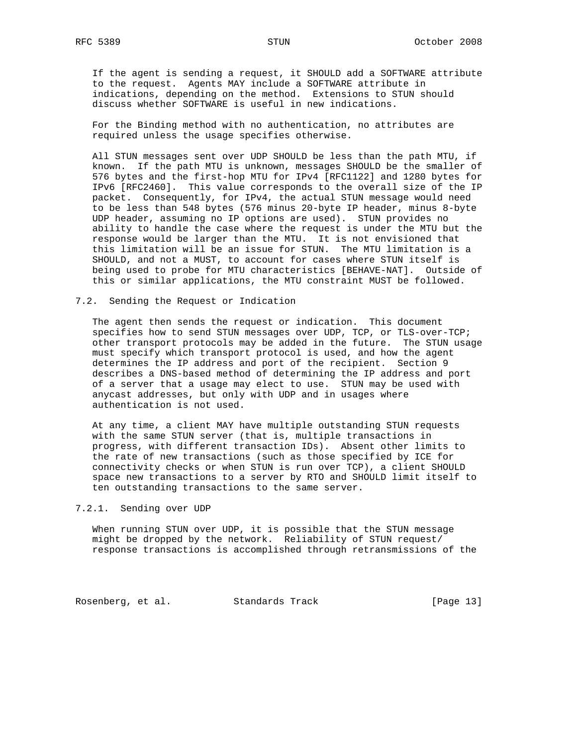If the agent is sending a request, it SHOULD add a SOFTWARE attribute to the request. Agents MAY include a SOFTWARE attribute in indications, depending on the method. Extensions to STUN should discuss whether SOFTWARE is useful in new indications.

For the Binding method with no authentication, no attributes are required unless the usage specifies otherwise.

All STUN messages sent over UDP SHOULD be less than the path MTU, if known. If the path MTU is unknown, messages SHOULD be the smaller of 576 bytes and the first-hop MTU for IPv4 [RFC1122] and 1280 bytes for IPv6 [RFC2460]. This value corresponds to the overall size of the IP packet. Consequently, for IPv4, the actual STUN message would need to be less than 548 bytes (576 minus 20-byte IP header, minus 8-byte UDP header, assuming no IP options are used). STUN provides no ability to handle the case where the request is under the MTU but the response would be larger than the MTU. It is not envisioned that this limitation will be an issue for STUN. The MTU limitation is a SHOULD, and not a MUST, to account for cases where STUN itself is being used to probe for MTU characteristics [BEHAVE-NAT]. Outside of this or similar applications, the MTU constraint MUST be followed.

### 7.2. Sending the Request or Indication

The agent then sends the request or indication. This document specifies how to send STUN messages over UDP, TCP, or TLS-over-TCP; other transport protocols may be added in the future. The STUN usage must specify which transport protocol is used, and how the agent determines the IP address and port of the recipient. Section 9 describes a DNS-based method of determining the IP address and port of a server that a usage may elect to use. STUN may be used with anycast addresses, but only with UDP and in usages where authentication is not used.

At any time, a client MAY have multiple outstanding STUN requests with the same STUN server (that is, multiple transactions in progress, with different transaction IDs). Absent other limits to the rate of new transactions (such as those specified by ICE for connectivity checks or when STUN is run over TCP), a client SHOULD space new transactions to a server by RTO and SHOULD limit itself to ten outstanding transactions to the same server.

#### 7.2.1. Sending over UDP

When running STUN over UDP, it is possible that the STUN message might be dropped by the network. Reliability of STUN request/response transactions is accomplished through retransmissions of the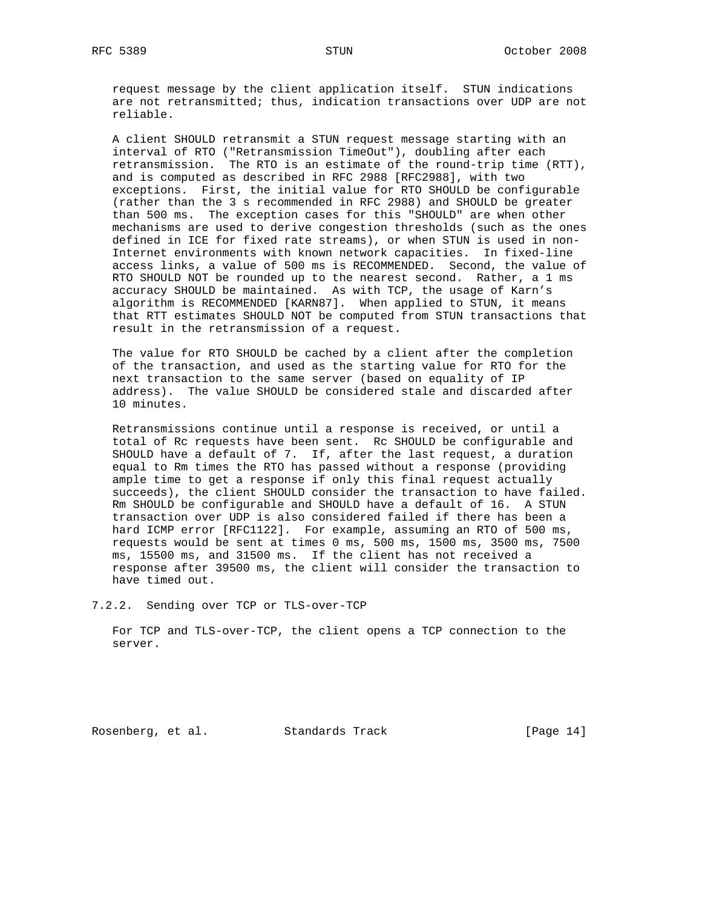request message by the client application itself. STUN indications are not retransmitted; thus, indication transactions over UDP are not reliable.

A client SHOULD retransmit a STUN request message starting with an interval of RTO ("Retransmission TimeOut"), doubling after each retransmission. The RTO is an estimate of the round-trip time (RTT), and is computed as described in RFC 2988 [RFC2988], with two exceptions. First, the initial value for RTO SHOULD be configurable (rather than the 3 s recommended in RFC 2988) and SHOULD be greater than 500 ms. The exception cases for this "SHOULD" are when other mechanisms are used to derive congestion thresholds (such as the ones defined in ICE for fixed rate streams), or when STUN is used in non-Internet environments with known network capacities. In fixed-line access links, a value of 500 ms is RECOMMENDED. Second, the value of RTO SHOULD NOT be rounded up to the nearest second. Rather, a 1 ms accuracy SHOULD be maintained. As with TCP, the usage of Karn's algorithm is RECOMMENDED [KARN87]. When applied to STUN, it means that RTT estimates SHOULD NOT be computed from STUN transactions that result in the retransmission of a request.

The value for RTO SHOULD be cached by a client after the completion of the transaction, and used as the starting value for RTO for the next transaction to the same server (based on equality of IP address). The value SHOULD be considered stale and discarded after 10 minutes.

Retransmissions continue until a response is received, or until a total of Rc requests have been sent. Rc SHOULD be configurable and SHOULD have a default of 7. If, after the last request, a duration equal to Rm times the RTO has passed without a response (providing ample time to get a response if only this final request actually succeeds), the client SHOULD consider the transaction to have failed. Rm SHOULD be configurable and SHOULD have a default of 16. A STUN transaction over UDP is also considered failed if there has been a hard ICMP error [RFC1122]. For example, assuming an RTO of 500 ms, requests would be sent at times 0 ms, 500 ms, 1500 ms, 3500 ms, 7500 ms, 15500 ms, and 31500 ms. If the client has not received a response after 39500 ms, the client will consider the transaction to have timed out.

### 7.2.2. Sending over TCP or TLS-over-TCP

For TCP and TLS-over-TCP, the client opens a TCP connection to the server.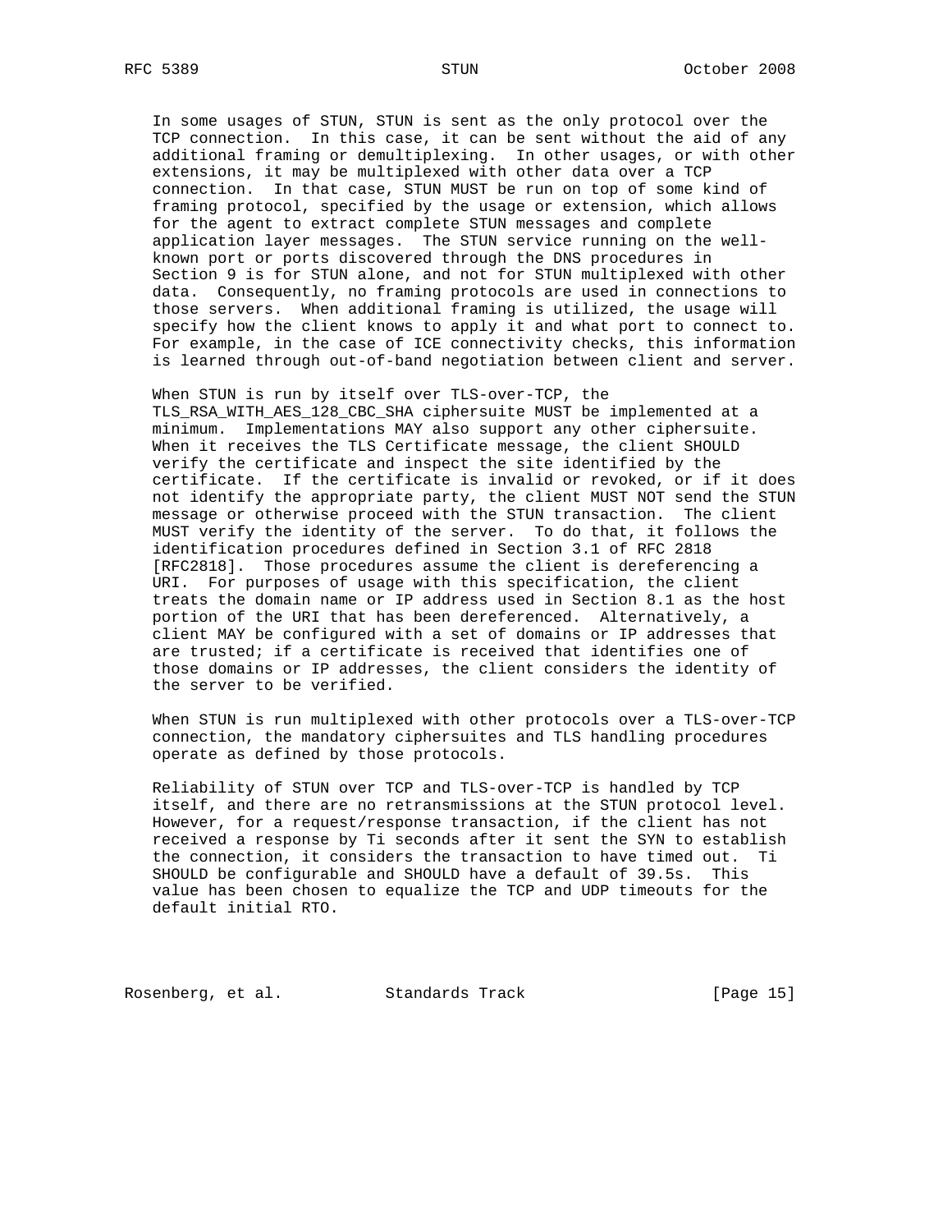In some usages of STUN, STUN is sent as the only protocol over the TCP connection. In this case, it can be sent without the aid of any additional framing or demultiplexing. In other usages, or with other extensions, it may be multiplexed with other data over a TCP connection. In that case, STUN MUST be run on top of some kind of framing protocol, specified by the usage or extension, which allows for the agent to extract complete STUN messages and complete application layer messages. The STUN service running on the well-known port or ports discovered through the DNS procedures in Section 9 is for STUN alone, and not for STUN multiplexed with other data. Consequently, no framing protocols are used in connections to those servers. When additional framing is utilized, the usage will specify how the client knows to apply it and what port to connect to. For example, in the case of ICE connectivity checks, this information is learned through out-of-band negotiation between client and server.

When STUN is run by itself over TLS-over-TCP, the TLS_RSA_WITH_AES_128_CBC_SHA ciphersuite MUST be implemented at a minimum. Implementations MAY also support any other ciphersuite. When it receives the TLS Certificate message, the client SHOULD verify the certificate and inspect the site identified by the certificate. If the certificate is invalid or revoked, or if it does not identify the appropriate party, the client MUST NOT send the STUN message or otherwise proceed with the STUN transaction. The client MUST verify the identity of the server. To do that, it follows the identification procedures defined in Section 3.1 of RFC 2818 [RFC2818]. Those procedures assume the client is dereferencing a URI. For purposes of usage with this specification, the client treats the domain name or IP address used in Section 8.1 as the host portion of the URI that has been dereferenced. Alternatively, a client MAY be configured with a set of domains or IP addresses that are trusted; if a certificate is received that identifies one of those domains or IP addresses, the client considers the identity of the server to be verified.

When STUN is run multiplexed with other protocols over a TLS-over-TCP connection, the mandatory ciphersuites and TLS handling procedures operate as defined by those protocols.

Reliability of STUN over TCP and TLS-over-TCP is handled by TCP itself, and there are no retransmissions at the STUN protocol level. However, for a request/response transaction, if the client has not received a response by Ti seconds after it sent the SYN to establish the connection, it considers the transaction to have timed out. Ti SHOULD be configurable and SHOULD have a default of 39.5s. This value has been chosen to equalize the TCP and UDP timeouts for the default initial RTO.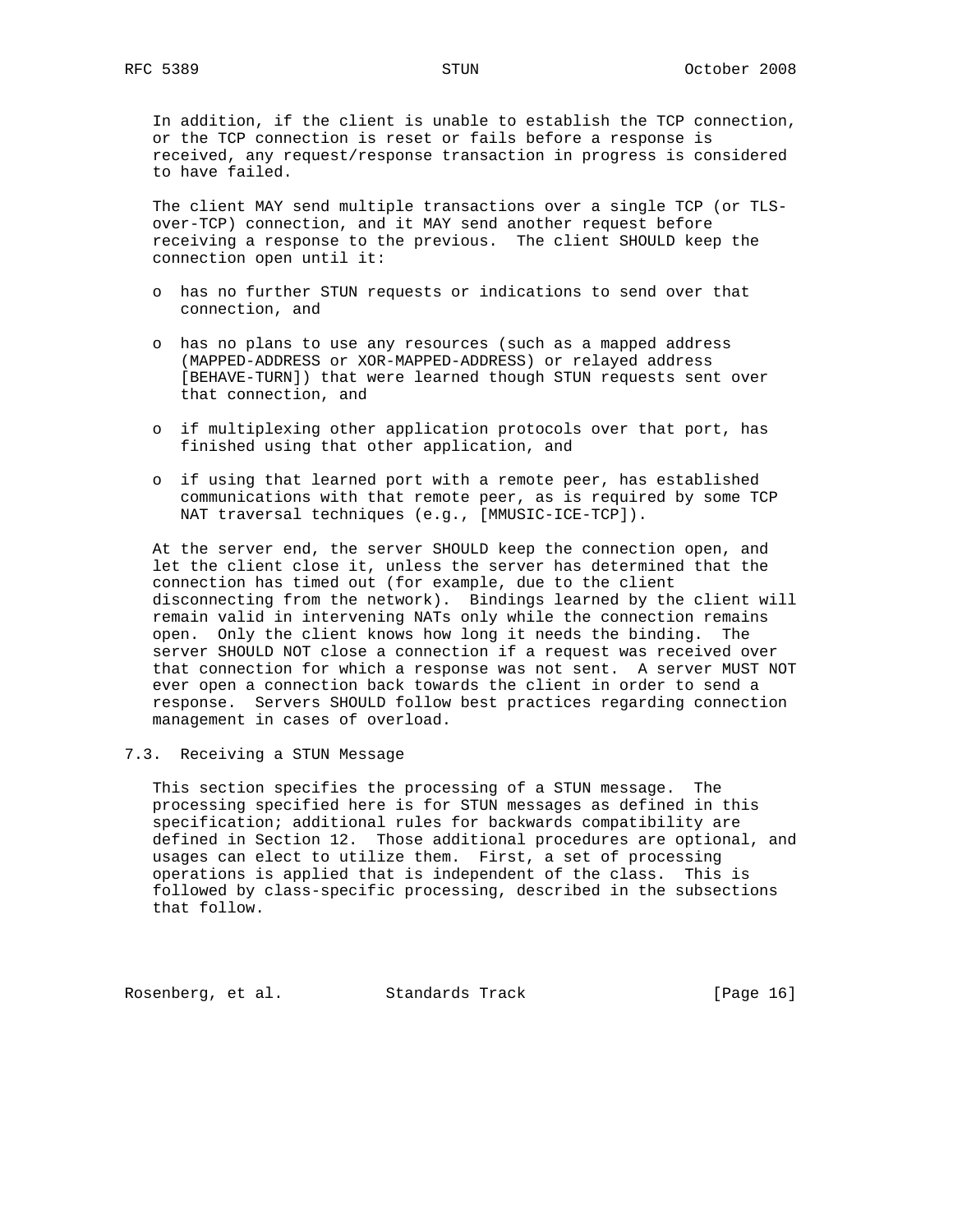In addition, if the client is unable to establish the TCP connection, or the TCP connection is reset or fails before a response is received, any request/response transaction in progress is considered to have failed.

The client MAY send multiple transactions over a single TCP (or TLS-over-TCP) connection, and it MAY send another request before receiving a response to the previous. The client SHOULD keep the connection open until it:

- has no further STUN requests or indications to send over that connection, and
- has no plans to use any resources (such as a mapped address (MAPPED-ADDRESS or XOR-MAPPED-ADDRESS) or relayed address [BEHAVE-TURN]) that were learned though STUN requests sent over that connection, and
- if multiplexing other application protocols over that port, has finished using that other application, and
- if using that learned port with a remote peer, has established communications with that remote peer, as is required by some TCP NAT traversal techniques (e.g., [MMUSIC-ICE-TCP]).

At the server end, the server SHOULD keep the connection open, and let the client close it, unless the server has determined that the connection has timed out (for example, due to the client disconnecting from the network). Bindings learned by the client will remain valid in intervening NATs only while the connection remains open. Only the client knows how long it needs the binding. The server SHOULD NOT close a connection if a request was received over that connection for which a response was not sent. A server MUST NOT ever open a connection back towards the client in order to send a response. Servers SHOULD follow best practices regarding connection management in cases of overload.

## 7.3. Receiving a STUN Message

This section specifies the processing of a STUN message. The processing specified here is for STUN messages as defined in this specification; additional rules for backwards compatibility are defined in Section 12. Those additional procedures are optional, and usages can elect to utilize them. First, a set of processing operations is applied that is independent of the class. This is followed by class-specific processing, described in the subsections that follow.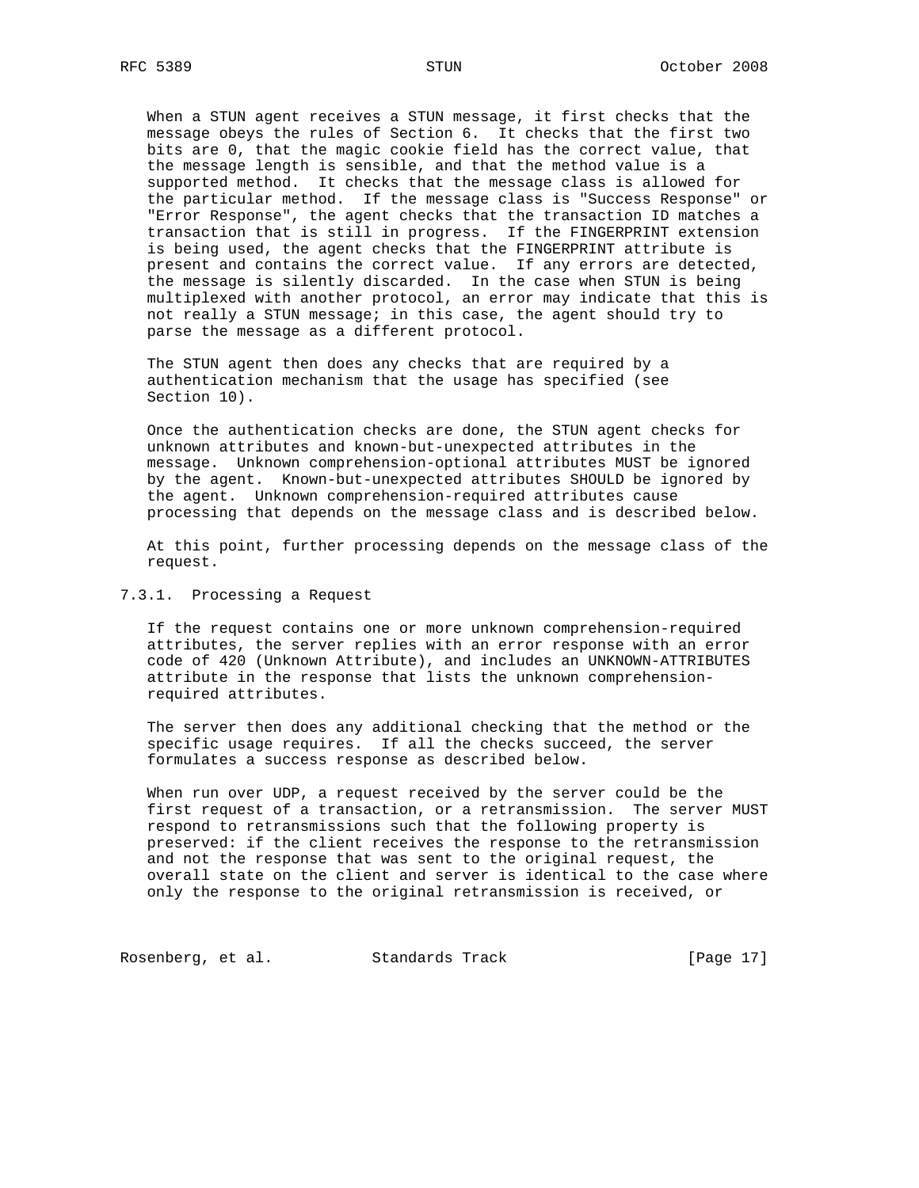When a STUN agent receives a STUN message, it first checks that the message obeys the rules of Section 6. It checks that the first two bits are 0, that the magic cookie field has the correct value, that the message length is sensible, and that the method value is a supported method. It checks that the message class is allowed for the particular method. If the message class is "Success Response" or "Error Response", the agent checks that the transaction ID matches a transaction that is still in progress. If the FINGERPRINT extension is being used, the agent checks that the FINGERPRINT attribute is present and contains the correct value. If any errors are detected, the message is silently discarded. In the case when STUN is being multiplexed with another protocol, an error may indicate that this is not really a STUN message; in this case, the agent should try to parse the message as a different protocol.

The STUN agent then does any checks that are required by a authentication mechanism that the usage has specified (see Section 10).

Once the authentication checks are done, the STUN agent checks for unknown attributes and known-but-unexpected attributes in the message. Unknown comprehension-optional attributes MUST be ignored by the agent. Known-but-unexpected attributes SHOULD be ignored by the agent. Unknown comprehension-required attributes cause processing that depends on the message class and is described below.

At this point, further processing depends on the message class of the request.

### 7.3.1. Processing a Request

If the request contains one or more unknown comprehension-required attributes, the server replies with an error response with an error code of 420 (Unknown Attribute), and includes an UNKNOWN-ATTRIBUTES attribute in the response that lists the unknown comprehension-required attributes.

The server then does any additional checking that the method or the specific usage requires. If all the checks succeed, the server formulates a success response as described below.

When run over UDP, a request received by the server could be the first request of a transaction, or a retransmission. The server MUST respond to retransmissions such that the following property is preserved: if the client receives the response to the retransmission and not the response that was sent to the original request, the overall state on the client and server is identical to the case where only the response to the original retransmission is received, or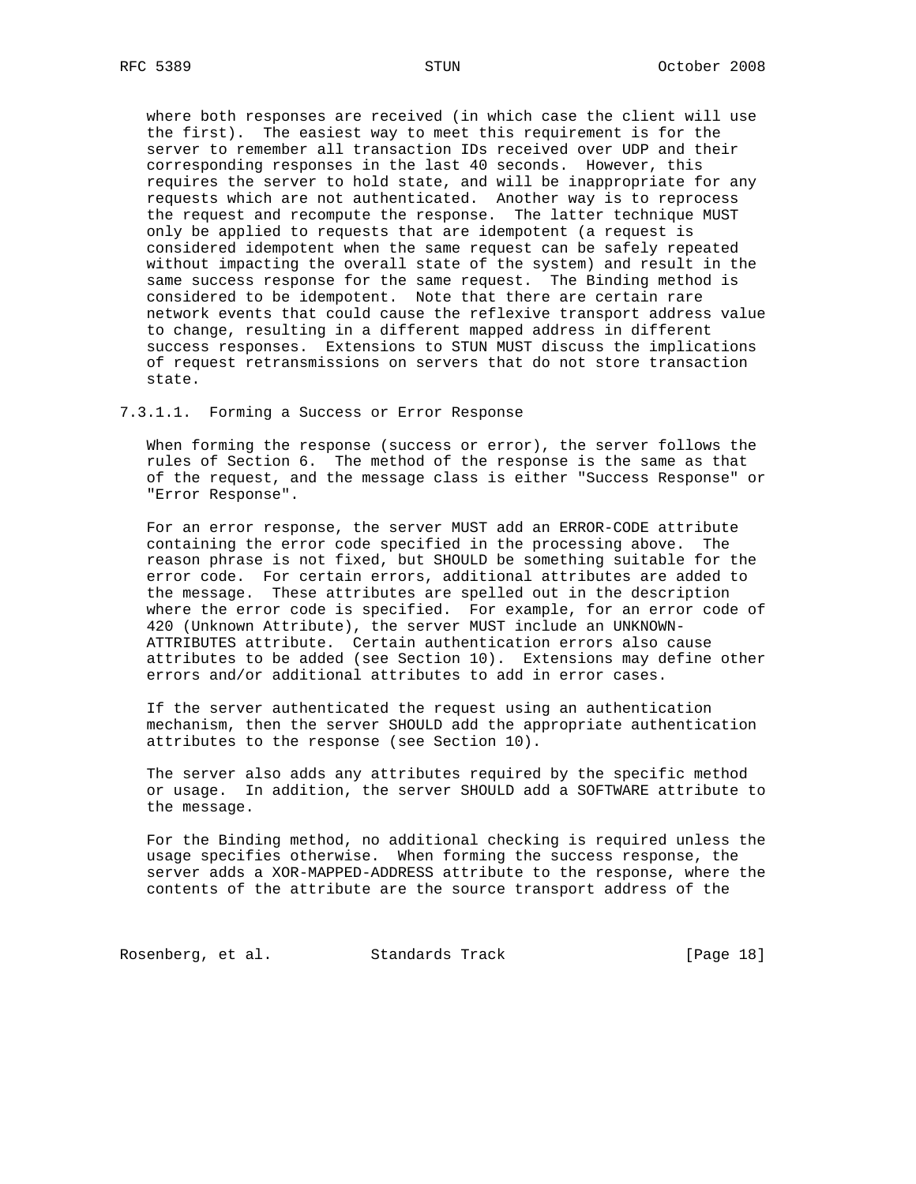where both responses are received (in which case the client will use the first). The easiest way to meet this requirement is for the server to remember all transaction IDs received over UDP and their corresponding responses in the last 40 seconds. However, this requires the server to hold state, and will be inappropriate for any requests which are not authenticated. Another way is to reprocess the request and recompute the response. The latter technique MUST only be applied to requests that are idempotent (a request is considered idempotent when the same request can be safely repeated without impacting the overall state of the system) and result in the same success response for the same request. The Binding method is considered to be idempotent. Note that there are certain rare network events that could cause the reflexive transport address value to change, resulting in a different mapped address in different success responses. Extensions to STUN MUST discuss the implications of request retransmissions on servers that do not store transaction state.

#### 7.3.1.1. Forming a Success or Error Response

When forming the response (success or error), the server follows the rules of Section 6. The method of the response is the same as that of the request, and the message class is either "Success Response" or "Error Response".

For an error response, the server MUST add an ERROR-CODE attribute containing the error code specified in the processing above. The reason phrase is not fixed, but SHOULD be something suitable for the error code. For certain errors, additional attributes are added to the message. These attributes are spelled out in the description where the error code is specified. For example, for an error code of 420 (Unknown Attribute), the server MUST include an UNKNOWN-ATTRIBUTES attribute. Certain authentication errors also cause attributes to be added (see Section 10). Extensions may define other errors and/or additional attributes to add in error cases.

If the server authenticated the request using an authentication mechanism, then the server SHOULD add the appropriate authentication attributes to the response (see Section 10).

The server also adds any attributes required by the specific method or usage. In addition, the server SHOULD add a SOFTWARE attribute to the message.

For the Binding method, no additional checking is required unless the usage specifies otherwise. When forming the success response, the server adds a XOR-MAPPED-ADDRESS attribute to the response, where the contents of the attribute are the source transport address of the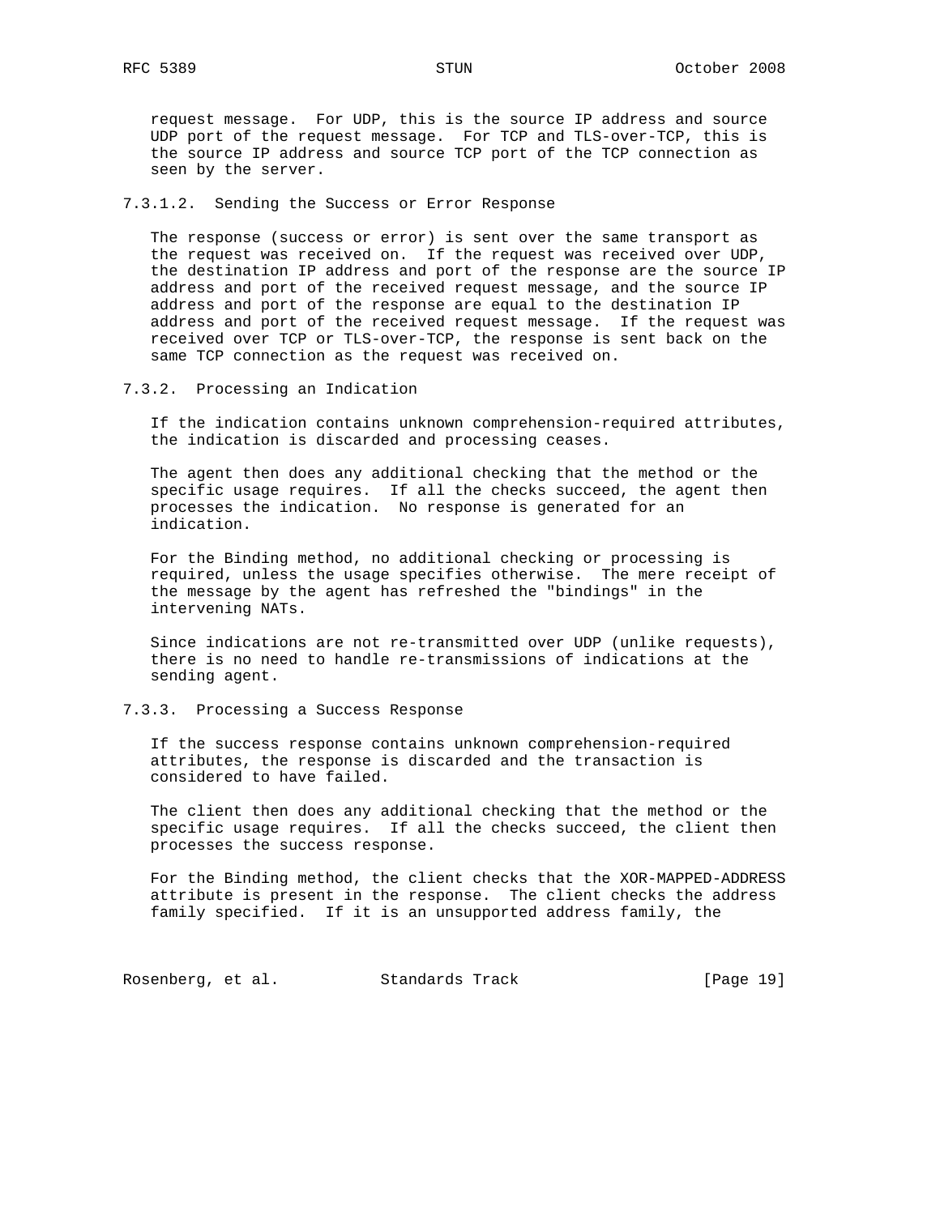request message. For UDP, this is the source IP address and source UDP port of the request message. For TCP and TLS-over-TCP, this is the source IP address and source TCP port of the TCP connection as seen by the server.

#### 7.3.1.2. Sending the Success or Error Response

The response (success or error) is sent over the same transport as the request was received on. If the request was received over UDP, the destination IP address and port of the response are the source IP address and port of the received request message, and the source IP address and port of the response are equal to the destination IP address and port of the received request message. If the request was received over TCP or TLS-over-TCP, the response is sent back on the same TCP connection as the request was received on.

### 7.3.2. Processing an Indication

If the indication contains unknown comprehension-required attributes, the indication is discarded and processing ceases.

The agent then does any additional checking that the method or the specific usage requires. If all the checks succeed, the agent then processes the indication. No response is generated for an indication.

For the Binding method, no additional checking or processing is required, unless the usage specifies otherwise. The mere receipt of the message by the agent has refreshed the "bindings" in the intervening NATs.

Since indications are not re-transmitted over UDP (unlike requests), there is no need to handle re-transmissions of indications at the sending agent.

### 7.3.3. Processing a Success Response

If the success response contains unknown comprehension-required attributes, the response is discarded and the transaction is considered to have failed.

The client then does any additional checking that the method or the specific usage requires. If all the checks succeed, the client then processes the success response.

For the Binding method, the client checks that the XOR-MAPPED-ADDRESS attribute is present in the response. The client checks the address family specified. If it is an unsupported address family, the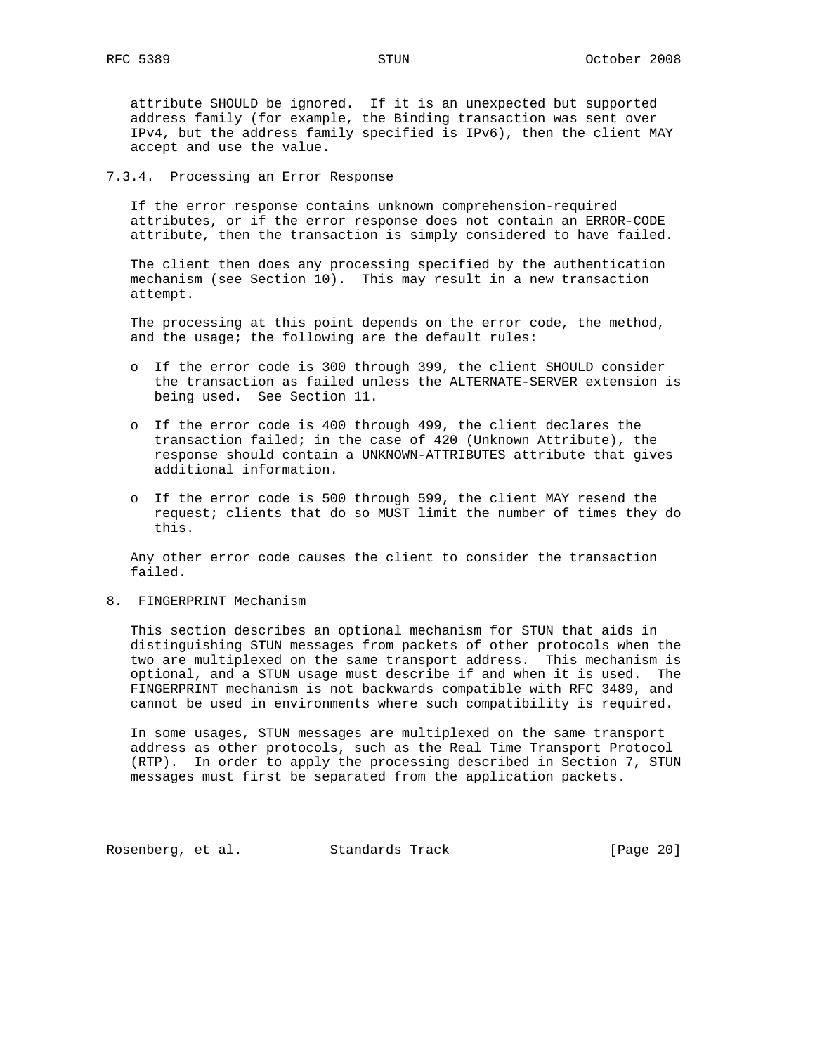attribute SHOULD be ignored. If it is an unexpected but supported address family (for example, the Binding transaction was sent over IPv4, but the address family specified is IPv6), then the client MAY accept and use the value.

### 7.3.4. Processing an Error Response

If the error response contains unknown comprehension-required attributes, or if the error response does not contain an ERROR-CODE attribute, then the transaction is simply considered to have failed.

The client then does any processing specified by the authentication mechanism (see Section 10). This may result in a new transaction attempt.

The processing at this point depends on the error code, the method, and the usage; the following are the default rules:

- If the error code is 300 through 399, the client SHOULD consider the transaction as failed unless the ALTERNATE-SERVER extension is being used. See Section 11.

- If the error code is 400 through 499, the client declares the transaction failed; in the case of 420 (Unknown Attribute), the response should contain a UNKNOWN-ATTRIBUTES attribute that gives additional information.

- If the error code is 500 through 599, the client MAY resend the request; clients that do so MUST limit the number of times they do this.

Any other error code causes the client to consider the transaction failed.

## 8. FINGERPRINT Mechanism

This section describes an optional mechanism for STUN that aids in distinguishing STUN messages from packets of other protocols when the two are multiplexed on the same transport address. This mechanism is optional, and a STUN usage must describe if and when it is used. The FINGERPRINT mechanism is not backwards compatible with RFC 3489, and cannot be used in environments where such compatibility is required.

In some usages, STUN messages are multiplexed on the same transport address as other protocols, such as the Real Time Transport Protocol (RTP). In order to apply the processing described in Section 7, STUN messages must first be separated from the application packets.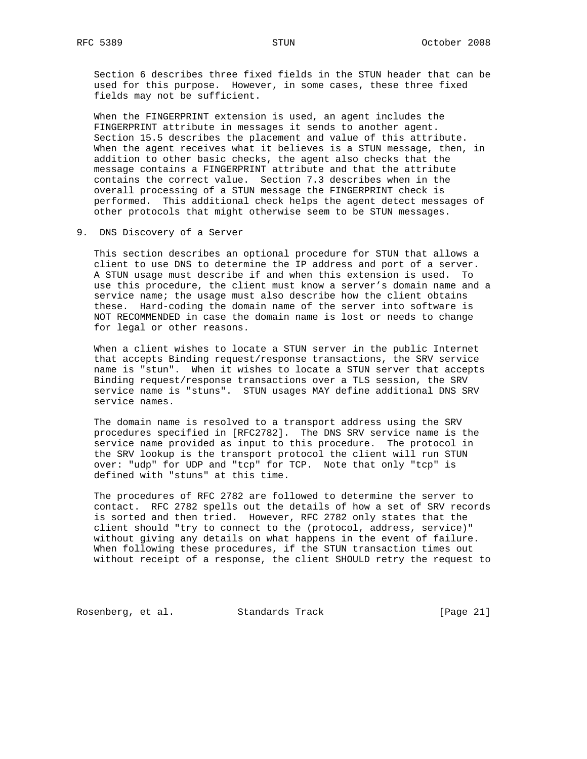Section 6 describes three fixed fields in the STUN header that can be used for this purpose. However, in some cases, these three fixed fields may not be sufficient.

When the FINGERPRINT extension is used, an agent includes the FINGERPRINT attribute in messages it sends to another agent. Section 15.5 describes the placement and value of this attribute. When the agent receives what it believes is a STUN message, then, in addition to other basic checks, the agent also checks that the message contains a FINGERPRINT attribute and that the attribute contains the correct value. Section 7.3 describes when in the overall processing of a STUN message the FINGERPRINT check is performed. This additional check helps the agent detect messages of other protocols that might otherwise seem to be STUN messages.

## 9. DNS Discovery of a Server

This section describes an optional procedure for STUN that allows a client to use DNS to determine the IP address and port of a server. A STUN usage must describe if and when this extension is used. To use this procedure, the client must know a server's domain name and a service name; the usage must also describe how the client obtains these. Hard-coding the domain name of the server into software is NOT RECOMMENDED in case the domain name is lost or needs to change for legal or other reasons.

When a client wishes to locate a STUN server in the public Internet that accepts Binding request/response transactions, the SRV service name is "stun". When it wishes to locate a STUN server that accepts Binding request/response transactions over a TLS session, the SRV service name is "stuns". STUN usages MAY define additional DNS SRV service names.

The domain name is resolved to a transport address using the SRV procedures specified in [RFC2782]. The DNS SRV service name is the service name provided as input to this procedure. The protocol in the SRV lookup is the transport protocol the client will run STUN over: "udp" for UDP and "tcp" for TCP. Note that only "tcp" is defined with "stuns" at this time.

The procedures of RFC 2782 are followed to determine the server to contact. RFC 2782 spells out the details of how a set of SRV records is sorted and then tried. However, RFC 2782 only states that the client should "try to connect to the (protocol, address, service)" without giving any details on what happens in the event of failure. When following these procedures, if the STUN transaction times out without receipt of a response, the client SHOULD retry the request to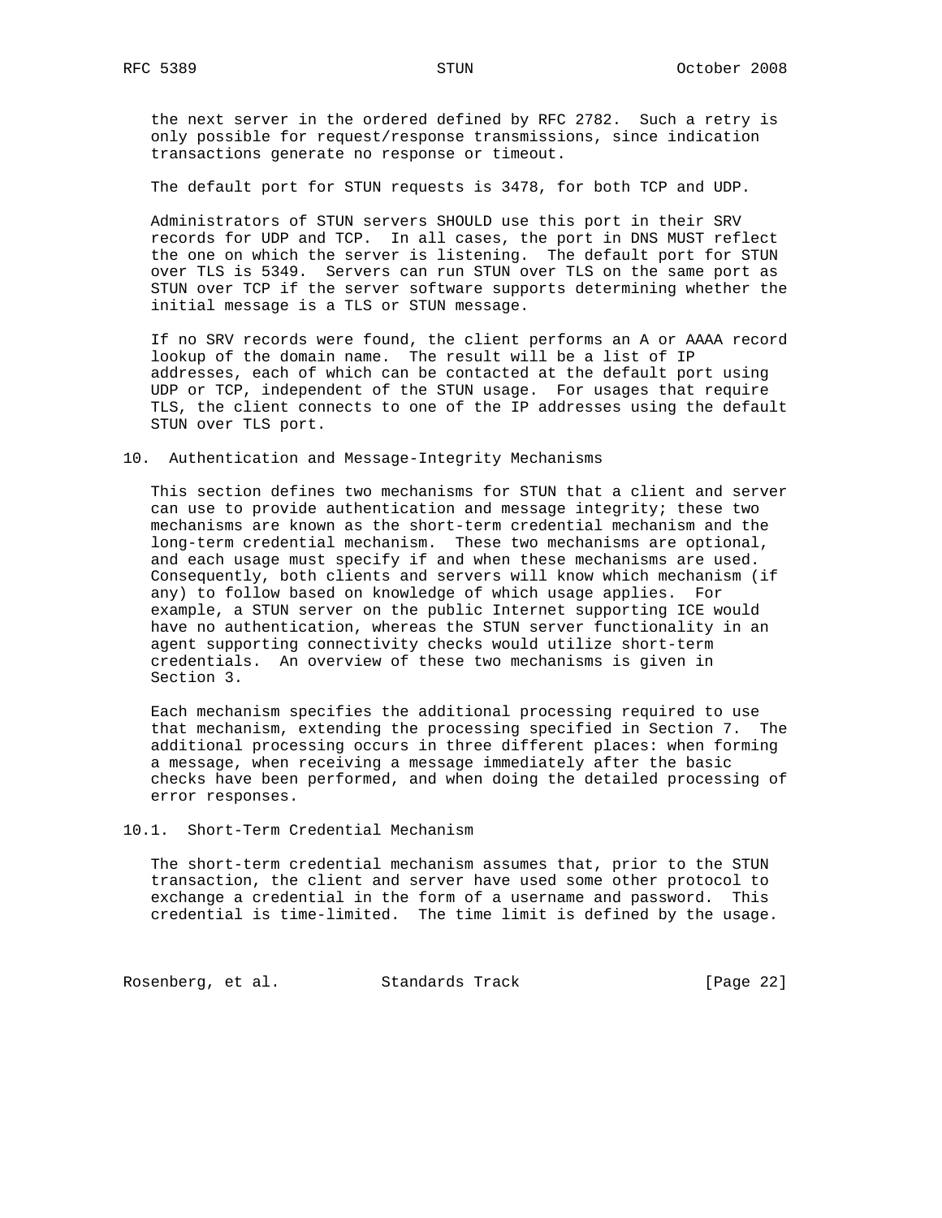the next server in the ordered defined by RFC 2782. Such a retry is only possible for request/response transmissions, since indication transactions generate no response or timeout.

The default port for STUN requests is 3478, for both TCP and UDP.

Administrators of STUN servers SHOULD use this port in their SRV records for UDP and TCP. In all cases, the port in DNS MUST reflect the one on which the server is listening. The default port for STUN over TLS is 5349. Servers can run STUN over TLS on the same port as STUN over TCP if the server software supports determining whether the initial message is a TLS or STUN message.

If no SRV records were found, the client performs an A or AAAA record lookup of the domain name. The result will be a list of IP addresses, each of which can be contacted at the default port using UDP or TCP, independent of the STUN usage. For usages that require TLS, the client connects to one of the IP addresses using the default STUN over TLS port.

## 10. Authentication and Message-Integrity Mechanisms

This section defines two mechanisms for STUN that a client and server can use to provide authentication and message integrity; these two mechanisms are known as the short-term credential mechanism and the long-term credential mechanism. These two mechanisms are optional, and each usage must specify if and when these mechanisms are used. Consequently, both clients and servers will know which mechanism (if any) to follow based on knowledge of which usage applies. For example, a STUN server on the public Internet supporting ICE would have no authentication, whereas the STUN server functionality in an agent supporting connectivity checks would utilize short-term credentials. An overview of these two mechanisms is given in Section 3.

Each mechanism specifies the additional processing required to use that mechanism, extending the processing specified in Section 7. The additional processing occurs in three different places: when forming a message, when receiving a message immediately after the basic checks have been performed, and when doing the detailed processing of error responses.

### 10.1. Short-Term Credential Mechanism

The short-term credential mechanism assumes that, prior to the STUN transaction, the client and server have used some other protocol to exchange a credential in the form of a username and password. This credential is time-limited. The time limit is defined by the usage.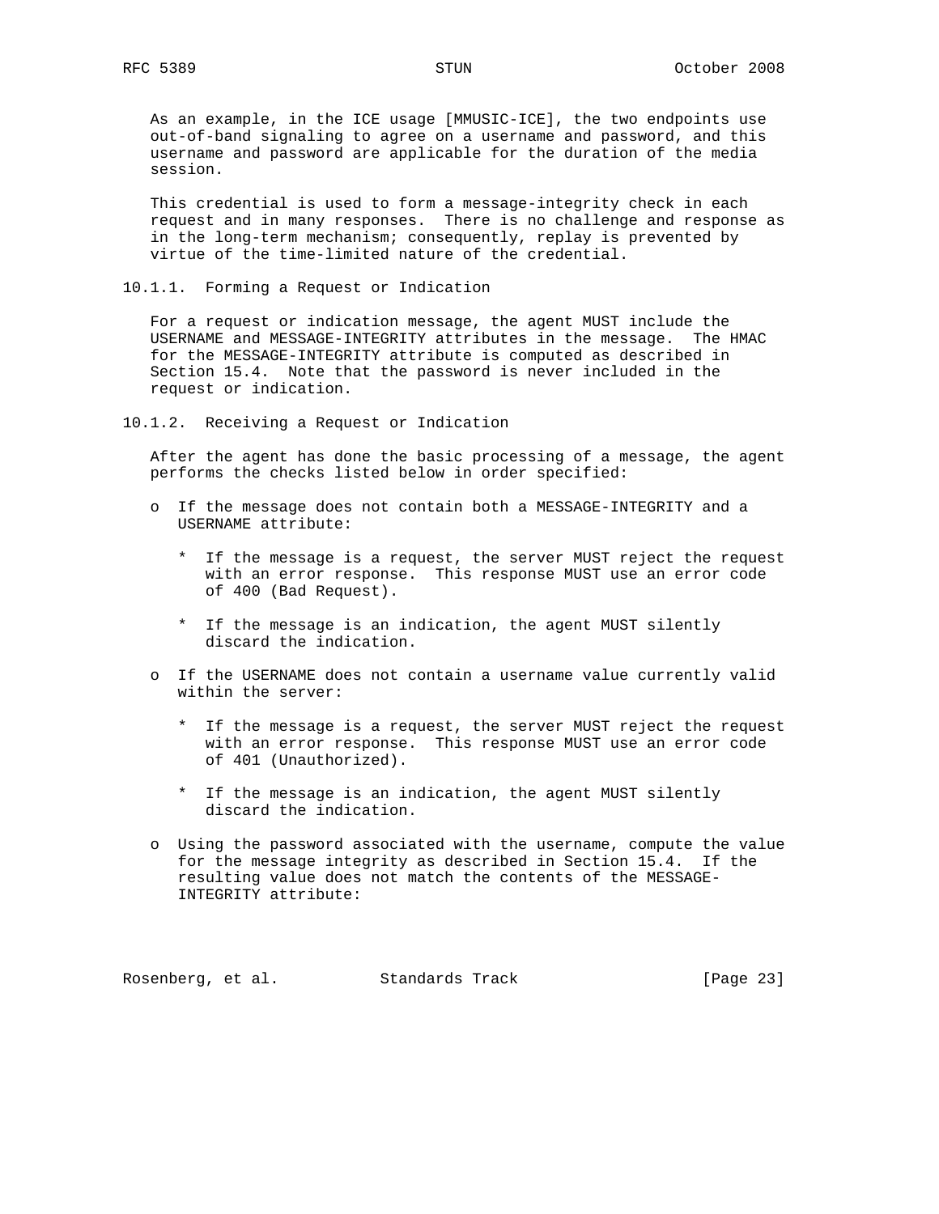As an example, in the ICE usage [MMUSIC-ICE], the two endpoints use out-of-band signaling to agree on a username and password, and this username and password are applicable for the duration of the media session.

This credential is used to form a message-integrity check in each request and in many responses. There is no challenge and response as in the long-term mechanism; consequently, replay is prevented by virtue of the time-limited nature of the credential.

#### 10.1.1. Forming a Request or Indication

For a request or indication message, the agent MUST include the USERNAME and MESSAGE-INTEGRITY attributes in the message. The HMAC for the MESSAGE-INTEGRITY attribute is computed as described in Section 15.4. Note that the password is never included in the request or indication.

#### 10.1.2. Receiving a Request or Indication

After the agent has done the basic processing of a message, the agent performs the checks listed below in order specified:

- If the message does not contain both a MESSAGE-INTEGRITY and a USERNAME attribute:
  - If the message is a request, the server MUST reject the request with an error response. This response MUST use an error code of 400 (Bad Request).
  - If the message is an indication, the agent MUST silently discard the indication.
- If the USERNAME does not contain a username value currently valid within the server:
  - If the message is a request, the server MUST reject the request with an error response. This response MUST use an error code of 401 (Unauthorized).
  - If the message is an indication, the agent MUST silently discard the indication.
- Using the password associated with the username, compute the value for the message integrity as described in Section 15.4. If the resulting value does not match the contents of the MESSAGE-INTEGRITY attribute: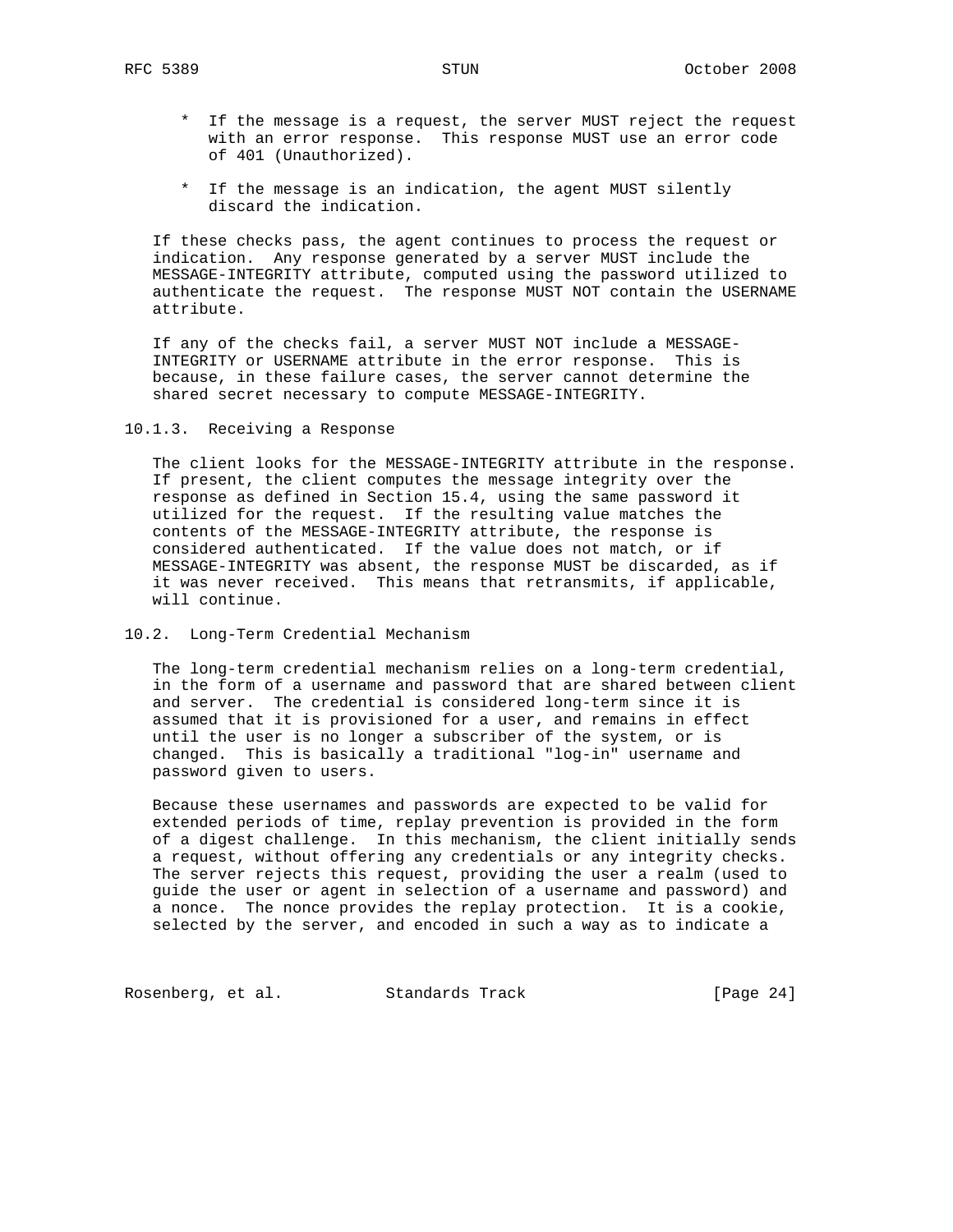* If the message is a request, the server MUST reject the request with an error response. This response MUST use an error code of 401 (Unauthorized).

* If the message is an indication, the agent MUST silently discard the indication.

If these checks pass, the agent continues to process the request or indication. Any response generated by a server MUST include the MESSAGE-INTEGRITY attribute, computed using the password utilized to authenticate the request. The response MUST NOT contain the USERNAME attribute.

If any of the checks fail, a server MUST NOT include a MESSAGE-INTEGRITY or USERNAME attribute in the error response. This is because, in these failure cases, the server cannot determine the shared secret necessary to compute MESSAGE-INTEGRITY.

### 10.1.3. Receiving a Response

The client looks for the MESSAGE-INTEGRITY attribute in the response. If present, the client computes the message integrity over the response as defined in Section 15.4, using the same password it utilized for the request. If the resulting value matches the contents of the MESSAGE-INTEGRITY attribute, the response is considered authenticated. If the value does not match, or if MESSAGE-INTEGRITY was absent, the response MUST be discarded, as if it was never received. This means that retransmits, if applicable, will continue.

## 10.2. Long-Term Credential Mechanism

The long-term credential mechanism relies on a long-term credential, in the form of a username and password that are shared between client and server. The credential is considered long-term since it is assumed that it is provisioned for a user, and remains in effect until the user is no longer a subscriber of the system, or is changed. This is basically a traditional "log-in" username and password given to users.

Because these usernames and passwords are expected to be valid for extended periods of time, replay prevention is provided in the form of a digest challenge. In this mechanism, the client initially sends a request, without offering any credentials or any integrity checks. The server rejects this request, providing the user a realm (used to guide the user or agent in selection of a username and password) and a nonce. The nonce provides the replay protection. It is a cookie, selected by the server, and encoded in such a way as to indicate a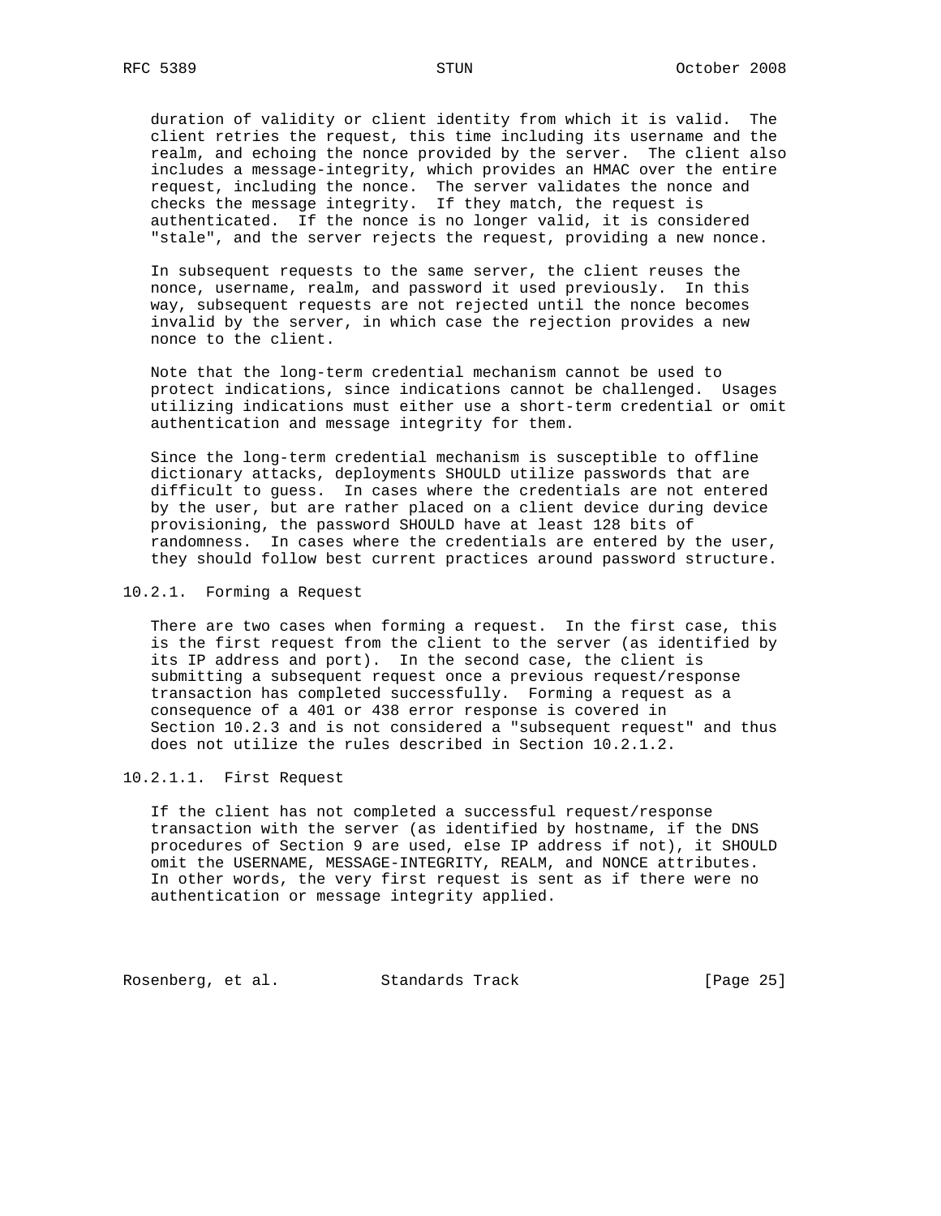duration of validity or client identity from which it is valid. The client retries the request, this time including its username and the realm, and echoing the nonce provided by the server. The client also includes a message-integrity, which provides an HMAC over the entire request, including the nonce. The server validates the nonce and checks the message integrity. If they match, the request is authenticated. If the nonce is no longer valid, it is considered "stale", and the server rejects the request, providing a new nonce.

In subsequent requests to the same server, the client reuses the nonce, username, realm, and password it used previously. In this way, subsequent requests are not rejected until the nonce becomes invalid by the server, in which case the rejection provides a new nonce to the client.

Note that the long-term credential mechanism cannot be used to protect indications, since indications cannot be challenged. Usages utilizing indications must either use a short-term credential or omit authentication and message integrity for them.

Since the long-term credential mechanism is susceptible to offline dictionary attacks, deployments SHOULD utilize passwords that are difficult to guess. In cases where the credentials are not entered by the user, but are rather placed on a client device during device provisioning, the password SHOULD have at least 128 bits of randomness. In cases where the credentials are entered by the user, they should follow best current practices around password structure.

#### 10.2.1. Forming a Request

There are two cases when forming a request. In the first case, this is the first request from the client to the server (as identified by its IP address and port). In the second case, the client is submitting a subsequent request once a previous request/response transaction has completed successfully. Forming a request as a consequence of a 401 or 438 error response is covered in Section 10.2.3 and is not considered a "subsequent request" and thus does not utilize the rules described in Section 10.2.1.2.

##### 10.2.1.1. First Request

If the client has not completed a successful request/response transaction with the server (as identified by hostname, if the DNS procedures of Section 9 are used, else IP address if not), it SHOULD omit the USERNAME, MESSAGE-INTEGRITY, REALM, and NONCE attributes. In other words, the very first request is sent as if there were no authentication or message integrity applied.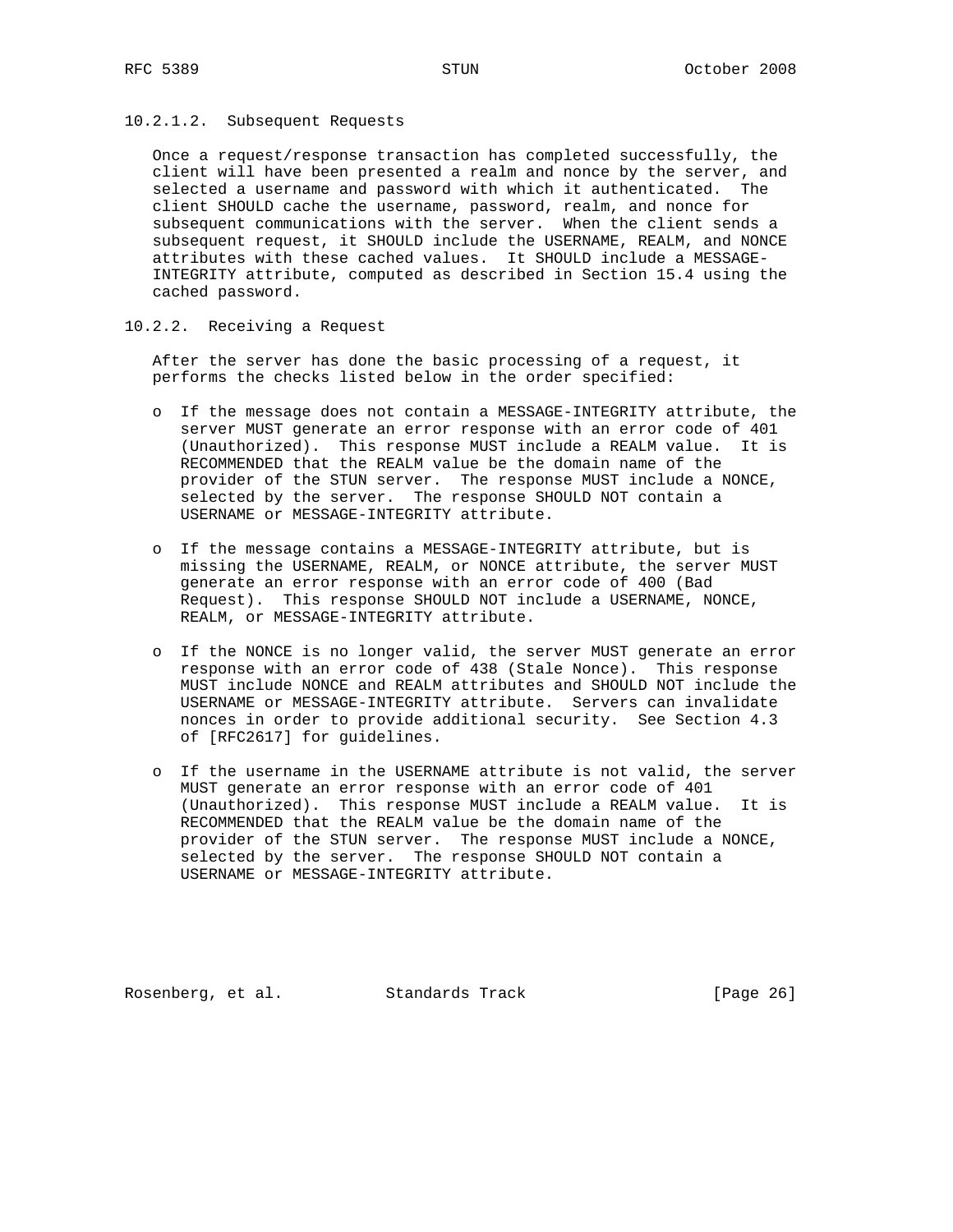#### 10.2.1.2. Subsequent Requests

Once a request/response transaction has completed successfully, the client will have been presented a realm and nonce by the server, and selected a username and password with which it authenticated. The client SHOULD cache the username, password, realm, and nonce for subsequent communications with the server. When the client sends a subsequent request, it SHOULD include the USERNAME, REALM, and NONCE attributes with these cached values. It SHOULD include a MESSAGE-INTEGRITY attribute, computed as described in Section 15.4 using the cached password.

### 10.2.2. Receiving a Request

After the server has done the basic processing of a request, it performs the checks listed below in the order specified:

- If the message does not contain a MESSAGE-INTEGRITY attribute, the server MUST generate an error response with an error code of 401 (Unauthorized). This response MUST include a REALM value. It is RECOMMENDED that the REALM value be the domain name of the provider of the STUN server. The response MUST include a NONCE, selected by the server. The response SHOULD NOT contain a USERNAME or MESSAGE-INTEGRITY attribute.

- If the message contains a MESSAGE-INTEGRITY attribute, but is missing the USERNAME, REALM, or NONCE attribute, the server MUST generate an error response with an error code of 400 (Bad Request). This response SHOULD NOT include a USERNAME, NONCE, REALM, or MESSAGE-INTEGRITY attribute.

- If the NONCE is no longer valid, the server MUST generate an error response with an error code of 438 (Stale Nonce). This response MUST include NONCE and REALM attributes and SHOULD NOT include the USERNAME or MESSAGE-INTEGRITY attribute. Servers can invalidate nonces in order to provide additional security. See Section 4.3 of [RFC2617] for guidelines.

- If the username in the USERNAME attribute is not valid, the server MUST generate an error response with an error code of 401 (Unauthorized). This response MUST include a REALM value. It is RECOMMENDED that the REALM value be the domain name of the provider of the STUN server. The response MUST include a NONCE, selected by the server. The response SHOULD NOT contain a USERNAME or MESSAGE-INTEGRITY attribute.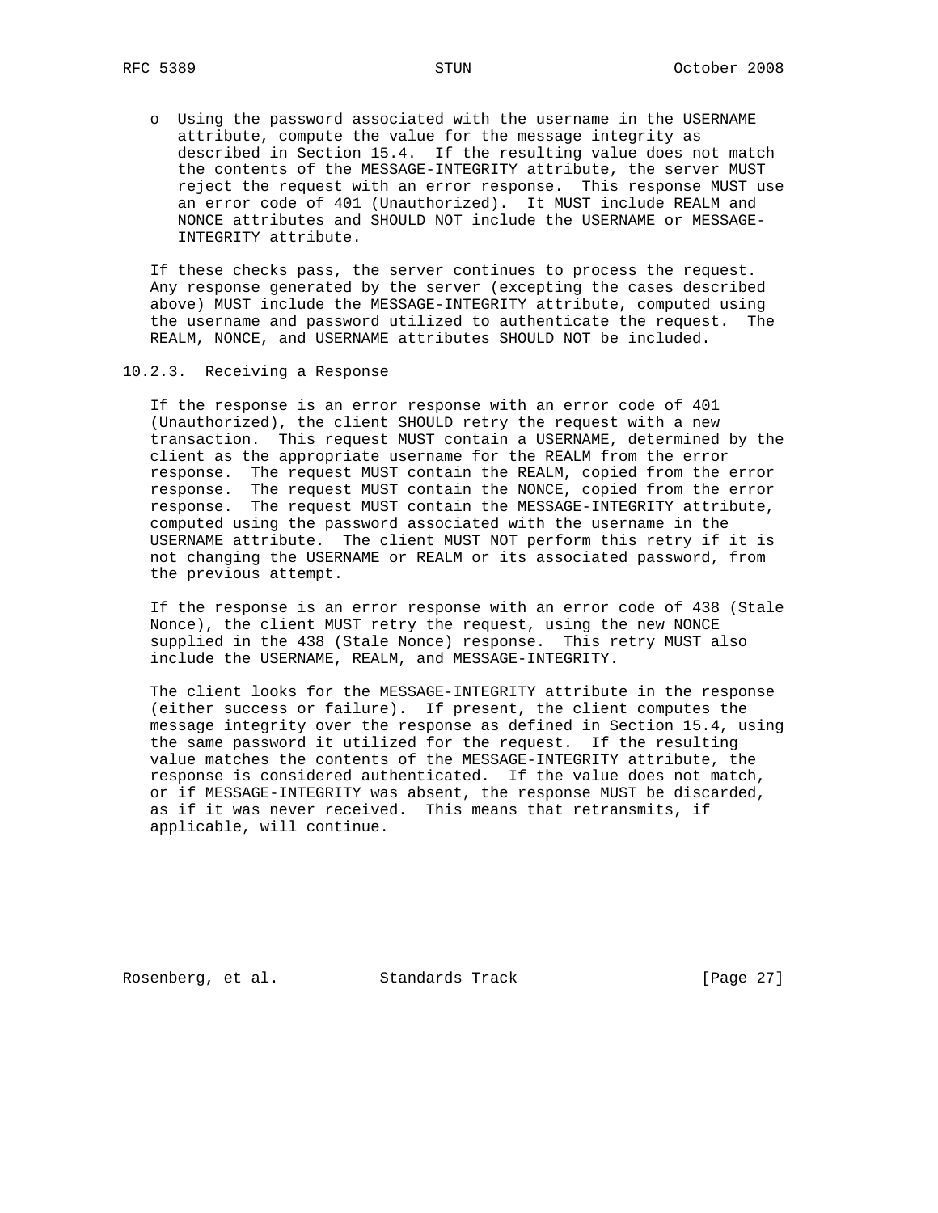- Using the password associated with the username in the USERNAME attribute, compute the value for the message integrity as described in Section 15.4. If the resulting value does not match the contents of the MESSAGE-INTEGRITY attribute, the server MUST reject the request with an error response. This response MUST use an error code of 401 (Unauthorized). It MUST include REALM and NONCE attributes and SHOULD NOT include the USERNAME or MESSAGE-INTEGRITY attribute.

If these checks pass, the server continues to process the request. Any response generated by the server (excepting the cases described above) MUST include the MESSAGE-INTEGRITY attribute, computed using the username and password utilized to authenticate the request. The REALM, NONCE, and USERNAME attributes SHOULD NOT be included.

### 10.2.3. Receiving a Response

If the response is an error response with an error code of 401 (Unauthorized), the client SHOULD retry the request with a new transaction. This request MUST contain a USERNAME, determined by the client as the appropriate username for the REALM from the error response. The request MUST contain the REALM, copied from the error response. The request MUST contain the NONCE, copied from the error response. The request MUST contain the MESSAGE-INTEGRITY attribute, computed using the password associated with the username in the USERNAME attribute. The client MUST NOT perform this retry if it is not changing the USERNAME or REALM or its associated password, from the previous attempt.

If the response is an error response with an error code of 438 (Stale Nonce), the client MUST retry the request, using the new NONCE supplied in the 438 (Stale Nonce) response. This retry MUST also include the USERNAME, REALM, and MESSAGE-INTEGRITY.

The client looks for the MESSAGE-INTEGRITY attribute in the response (either success or failure). If present, the client computes the message integrity over the response as defined in Section 15.4, using the same password it utilized for the request. If the resulting value matches the contents of the MESSAGE-INTEGRITY attribute, the response is considered authenticated. If the value does not match, or if MESSAGE-INTEGRITY was absent, the response MUST be discarded, as if it was never received. This means that retransmits, if applicable, will continue.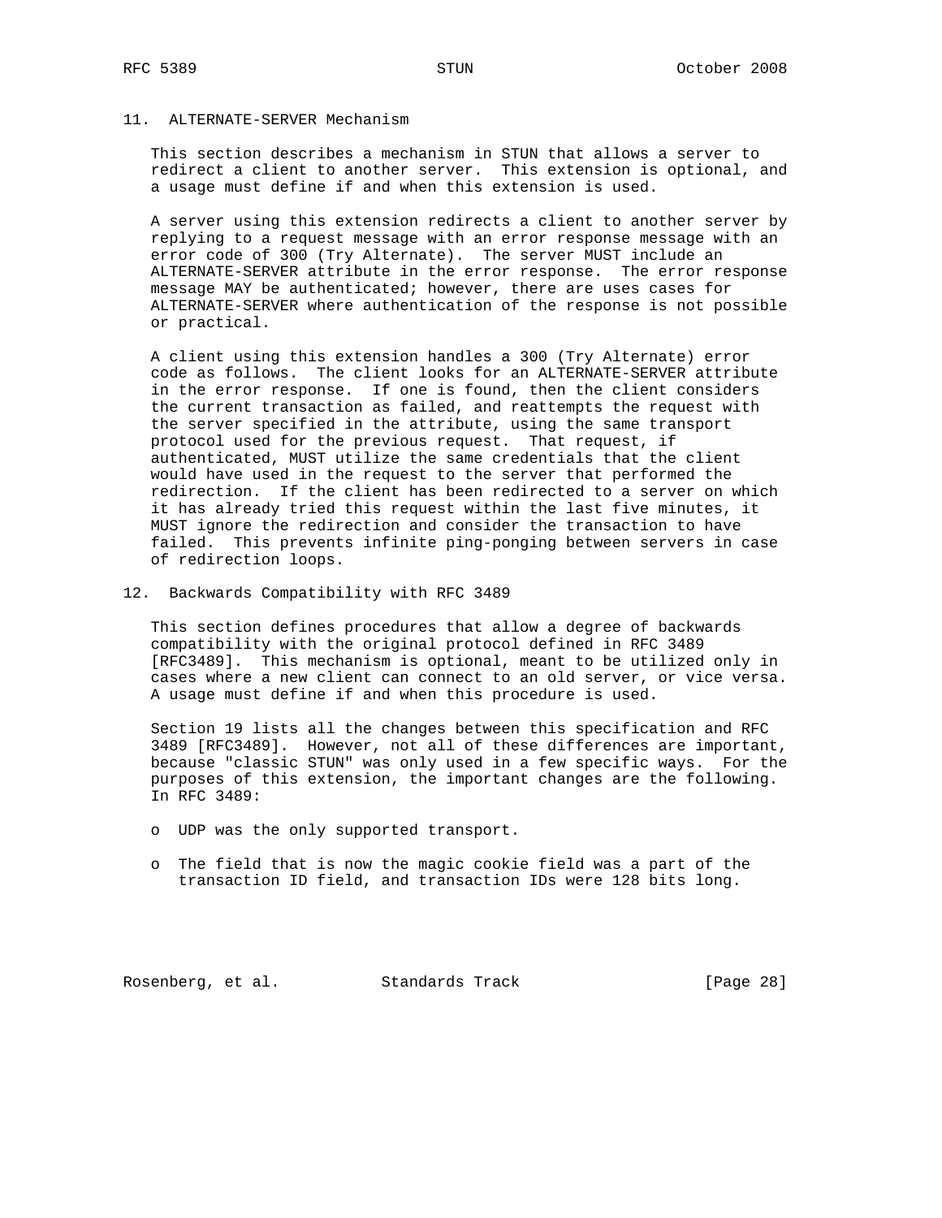## 11. ALTERNATE-SERVER Mechanism

This section describes a mechanism in STUN that allows a server to redirect a client to another server. This extension is optional, and a usage must define if and when this extension is used.

A server using this extension redirects a client to another server by replying to a request message with an error response message with an error code of 300 (Try Alternate). The server MUST include an ALTERNATE-SERVER attribute in the error response. The error response message MAY be authenticated; however, there are uses cases for ALTERNATE-SERVER where authentication of the response is not possible or practical.

A client using this extension handles a 300 (Try Alternate) error code as follows. The client looks for an ALTERNATE-SERVER attribute in the error response. If one is found, then the client considers the current transaction as failed, and reattempts the request with the server specified in the attribute, using the same transport protocol used for the previous request. That request, if authenticated, MUST utilize the same credentials that the client would have used in the request to the server that performed the redirection. If the client has been redirected to a server on which it has already tried this request within the last five minutes, it MUST ignore the redirection and consider the transaction to have failed. This prevents infinite ping-ponging between servers in case of redirection loops.

## 12. Backwards Compatibility with RFC 3489

This section defines procedures that allow a degree of backwards compatibility with the original protocol defined in RFC 3489 [RFC3489]. This mechanism is optional, meant to be utilized only in cases where a new client can connect to an old server, or vice versa. A usage must define if and when this procedure is used.

Section 19 lists all the changes between this specification and RFC 3489 [RFC3489]. However, not all of these differences are important, because "classic STUN" was only used in a few specific ways. For the purposes of this extension, the important changes are the following. In RFC 3489:

- UDP was the only supported transport.
- The field that is now the magic cookie field was a part of the transaction ID field, and transaction IDs were 128 bits long.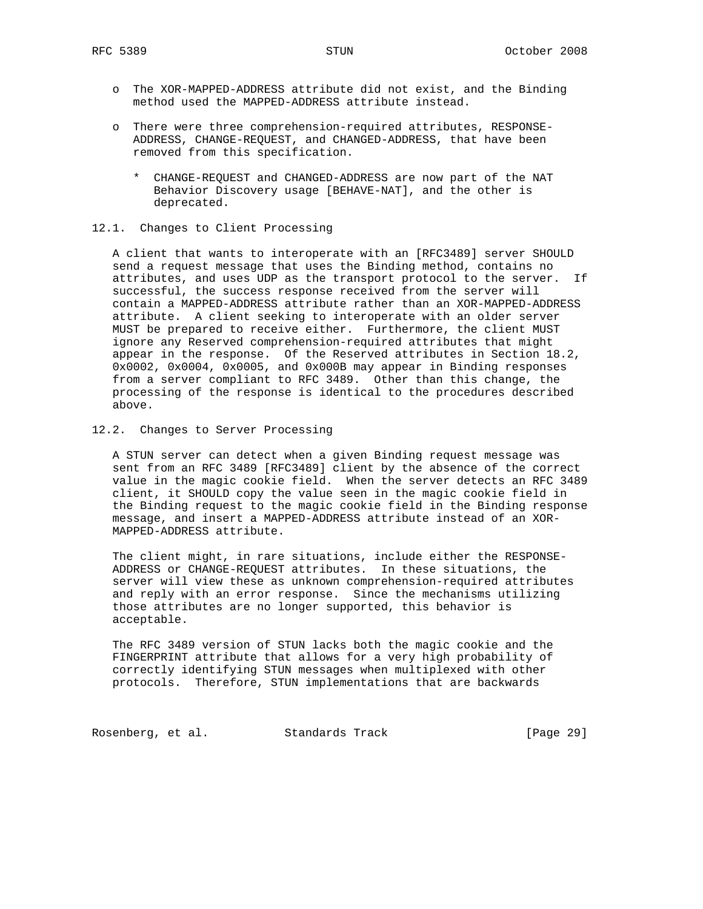- The XOR-MAPPED-ADDRESS attribute did not exist, and the Binding method used the MAPPED-ADDRESS attribute instead.

- There were three comprehension-required attributes, RESPONSE-ADDRESS, CHANGE-REQUEST, and CHANGED-ADDRESS, that have been removed from this specification.

  * CHANGE-REQUEST and CHANGED-ADDRESS are now part of the NAT Behavior Discovery usage [BEHAVE-NAT], and the other is deprecated.

## 12.1. Changes to Client Processing

A client that wants to interoperate with an [RFC3489] server SHOULD send a request message that uses the Binding method, contains no attributes, and uses UDP as the transport protocol to the server. If successful, the success response received from the server will contain a MAPPED-ADDRESS attribute rather than an XOR-MAPPED-ADDRESS attribute. A client seeking to interoperate with an older server MUST be prepared to receive either. Furthermore, the client MUST ignore any Reserved comprehension-required attributes that might appear in the response. Of the Reserved attributes in Section 18.2, 0x0002, 0x0004, 0x0005, and 0x000B may appear in Binding responses from a server compliant to RFC 3489. Other than this change, the processing of the response is identical to the procedures described above.

## 12.2. Changes to Server Processing

A STUN server can detect when a given Binding request message was sent from an RFC 3489 [RFC3489] client by the absence of the correct value in the magic cookie field. When the server detects an RFC 3489 client, it SHOULD copy the value seen in the magic cookie field in the Binding request to the magic cookie field in the Binding response message, and insert a MAPPED-ADDRESS attribute instead of an XOR-MAPPED-ADDRESS attribute.

The client might, in rare situations, include either the RESPONSE-ADDRESS or CHANGE-REQUEST attributes. In these situations, the server will view these as unknown comprehension-required attributes and reply with an error response. Since the mechanisms utilizing those attributes are no longer supported, this behavior is acceptable.

The RFC 3489 version of STUN lacks both the magic cookie and the FINGERPRINT attribute that allows for a very high probability of correctly identifying STUN messages when multiplexed with other protocols. Therefore, STUN implementations that are backwards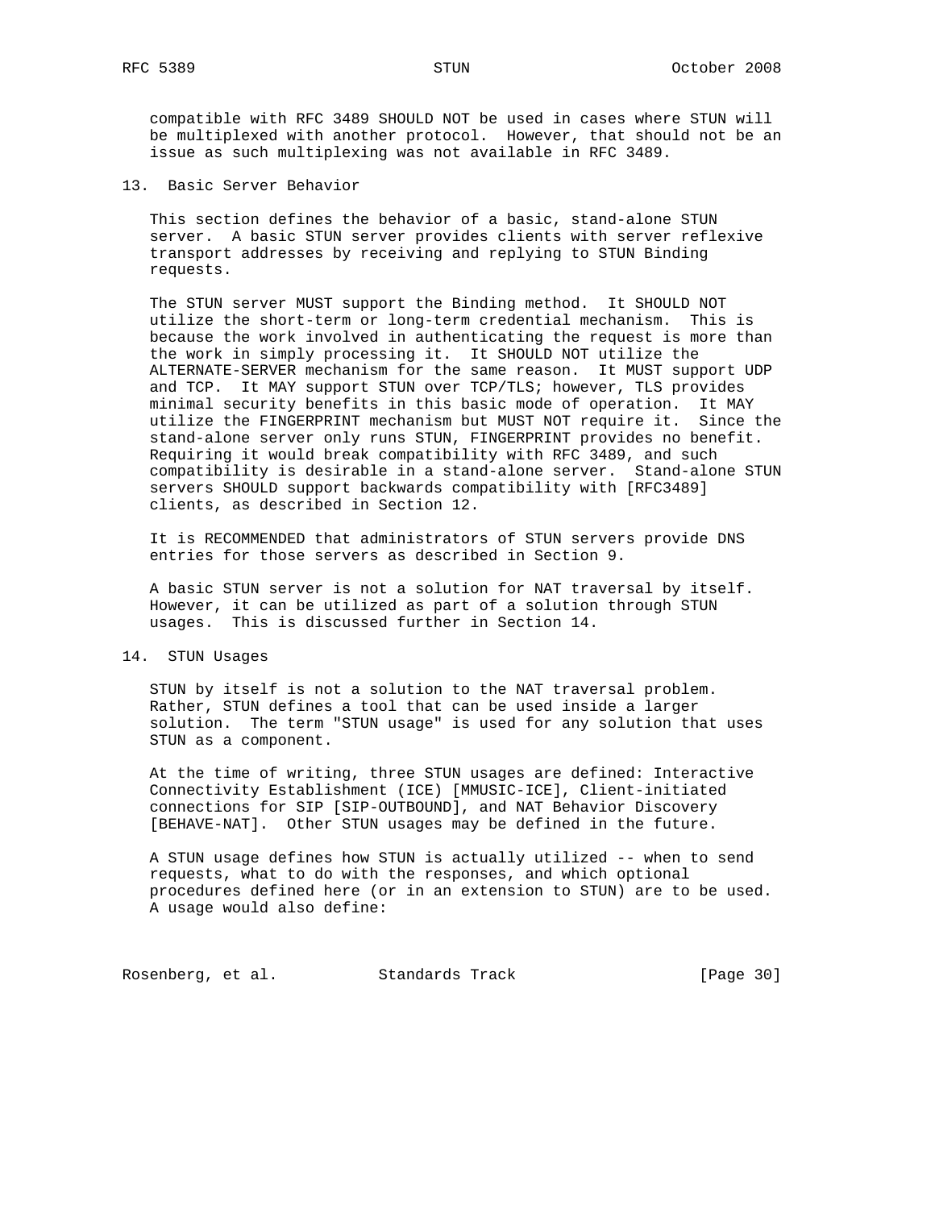compatible with RFC 3489 SHOULD NOT be used in cases where STUN will be multiplexed with another protocol. However, that should not be an issue as such multiplexing was not available in RFC 3489.

## 13. Basic Server Behavior

This section defines the behavior of a basic, stand-alone STUN server. A basic STUN server provides clients with server reflexive transport addresses by receiving and replying to STUN Binding requests.

The STUN server MUST support the Binding method. It SHOULD NOT utilize the short-term or long-term credential mechanism. This is because the work involved in authenticating the request is more than the work in simply processing it. It SHOULD NOT utilize the ALTERNATE-SERVER mechanism for the same reason. It MUST support UDP and TCP. It MAY support STUN over TCP/TLS; however, TLS provides minimal security benefits in this basic mode of operation. It MAY utilize the FINGERPRINT mechanism but MUST NOT require it. Since the stand-alone server only runs STUN, FINGERPRINT provides no benefit. Requiring it would break compatibility with RFC 3489, and such compatibility is desirable in a stand-alone server. Stand-alone STUN servers SHOULD support backwards compatibility with [RFC3489] clients, as described in Section 12.

It is RECOMMENDED that administrators of STUN servers provide DNS entries for those servers as described in Section 9.

A basic STUN server is not a solution for NAT traversal by itself. However, it can be utilized as part of a solution through STUN usages. This is discussed further in Section 14.

## 14. STUN Usages

STUN by itself is not a solution to the NAT traversal problem. Rather, STUN defines a tool that can be used inside a larger solution. The term "STUN usage" is used for any solution that uses STUN as a component.

At the time of writing, three STUN usages are defined: Interactive Connectivity Establishment (ICE) [MMUSIC-ICE], Client-initiated connections for SIP [SIP-OUTBOUND], and NAT Behavior Discovery [BEHAVE-NAT]. Other STUN usages may be defined in the future.

A STUN usage defines how STUN is actually utilized -- when to send requests, what to do with the responses, and which optional procedures defined here (or in an extension to STUN) are to be used. A usage would also define: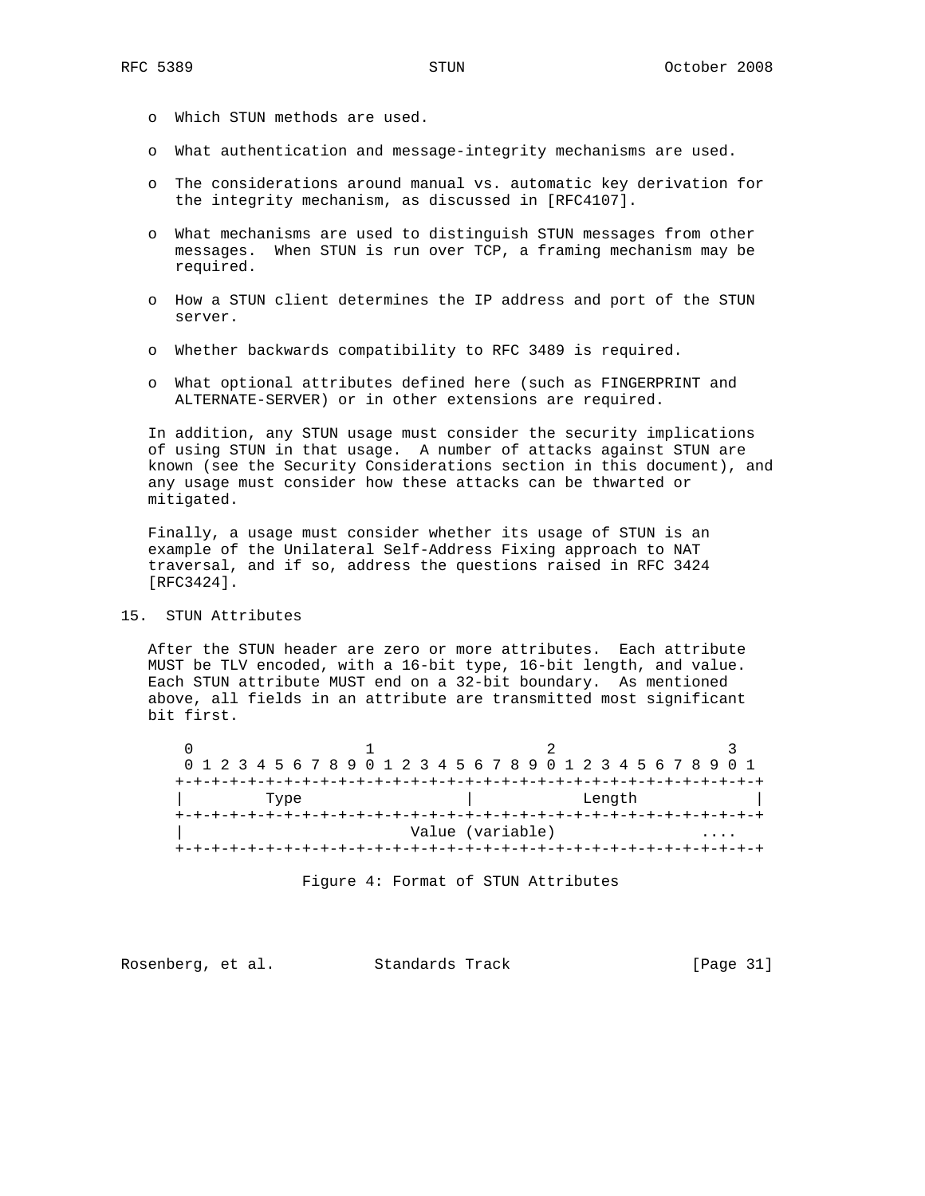- Which STUN methods are used.

- What authentication and message-integrity mechanisms are used.

- The considerations around manual vs. automatic key derivation for the integrity mechanism, as discussed in [RFC4107].

- What mechanisms are used to distinguish STUN messages from other messages. When STUN is run over TCP, a framing mechanism may be required.

- How a STUN client determines the IP address and port of the STUN server.

- Whether backwards compatibility to RFC 3489 is required.

- What optional attributes defined here (such as FINGERPRINT and ALTERNATE-SERVER) or in other extensions are required.

In addition, any STUN usage must consider the security implications of using STUN in that usage. A number of attacks against STUN are known (see the Security Considerations section in this document), and any usage must consider how these attacks can be thwarted or mitigated.

Finally, a usage must consider whether its usage of STUN is an example of the Unilateral Self-Address Fixing approach to NAT traversal, and if so, address the questions raised in RFC 3424 [RFC3424].

## 15. STUN Attributes

After the STUN header are zero or more attributes. Each attribute MUST be TLV encoded, with a 16-bit type, 16-bit length, and value. Each STUN attribute MUST end on a 32-bit boundary. As mentioned above, all fields in an attribute are transmitted most significant bit first.

```
 0                   1                   2                   3
 0 1 2 3 4 5 6 7 8 9 0 1 2 3 4 5 6 7 8 9 0 1 2 3 4 5 6 7 8 9 0 1
+-+-+-+-+-+-+-+-+-+-+-+-+-+-+-+-+-+-+-+-+-+-+-+-+-+-+-+-+-+-+-+-+
|         Type                  |            Length             |
+-+-+-+-+-+-+-+-+-+-+-+-+-+-+-+-+-+-+-+-+-+-+-+-+-+-+-+-+-+-+-+-+
|                         Value (variable)                ....
+-+-+-+-+-+-+-+-+-+-+-+-+-+-+-+-+-+-+-+-+-+-+-+-+-+-+-+-+-+-+-+-+
```

Figure 4: Format of STUN Attributes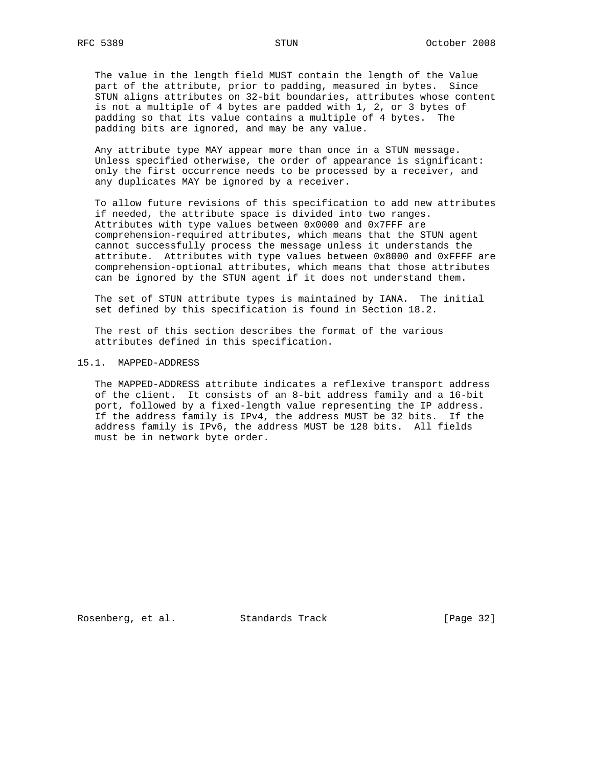The value in the length field MUST contain the length of the Value part of the attribute, prior to padding, measured in bytes. Since STUN aligns attributes on 32-bit boundaries, attributes whose content is not a multiple of 4 bytes are padded with 1, 2, or 3 bytes of padding so that its value contains a multiple of 4 bytes. The padding bits are ignored, and may be any value.

Any attribute type MAY appear more than once in a STUN message. Unless specified otherwise, the order of appearance is significant: only the first occurrence needs to be processed by a receiver, and any duplicates MAY be ignored by a receiver.

To allow future revisions of this specification to add new attributes if needed, the attribute space is divided into two ranges. Attributes with type values between 0x0000 and 0x7FFF are comprehension-required attributes, which means that the STUN agent cannot successfully process the message unless it understands the attribute. Attributes with type values between 0x8000 and 0xFFFF are comprehension-optional attributes, which means that those attributes can be ignored by the STUN agent if it does not understand them.

The set of STUN attribute types is maintained by IANA. The initial set defined by this specification is found in Section 18.2.

The rest of this section describes the format of the various attributes defined in this specification.

## 15.1. MAPPED-ADDRESS

The MAPPED-ADDRESS attribute indicates a reflexive transport address of the client. It consists of an 8-bit address family and a 16-bit port, followed by a fixed-length value representing the IP address. If the address family is IPv4, the address MUST be 32 bits. If the address family is IPv6, the address MUST be 128 bits. All fields must be in network byte order.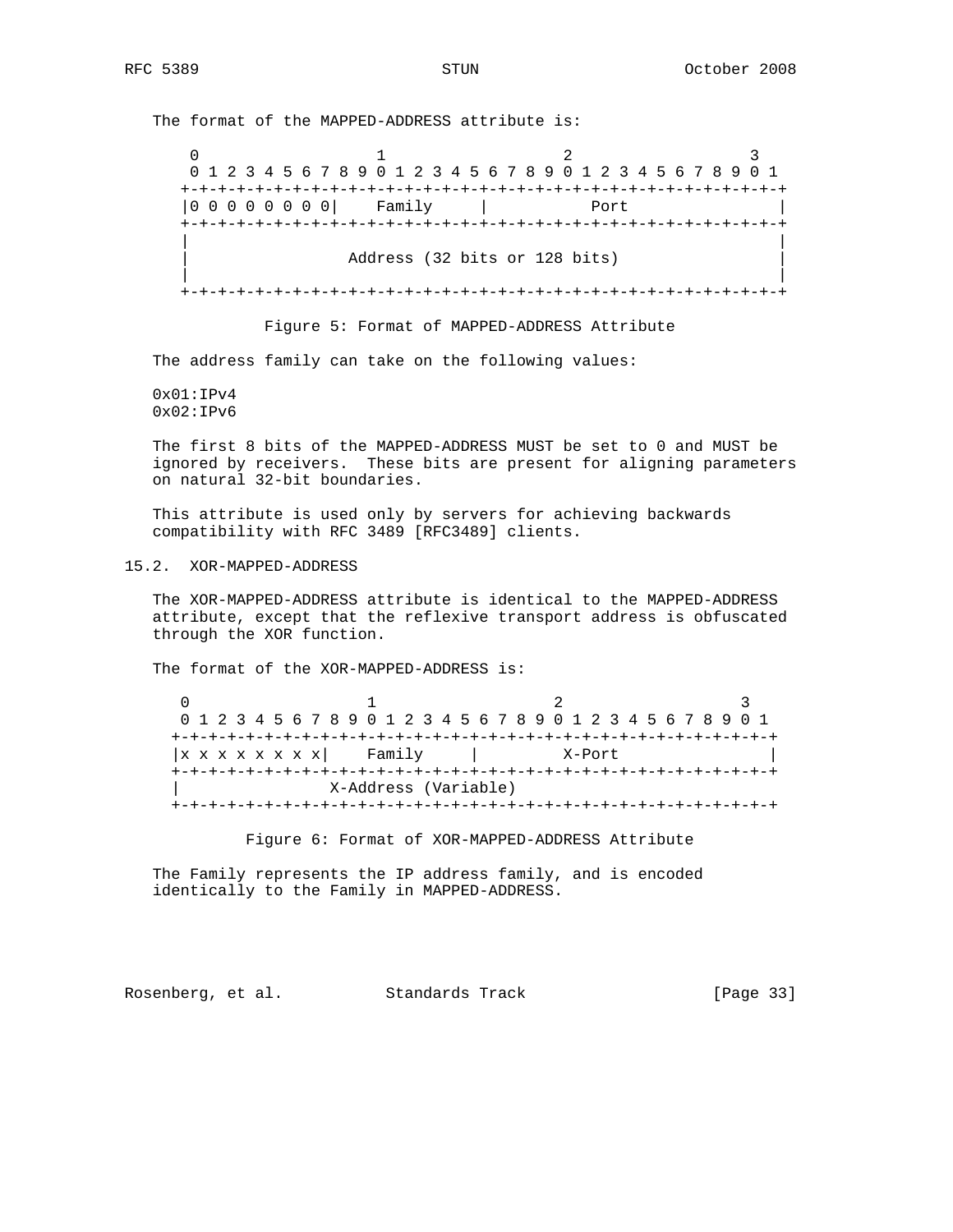The format of the MAPPED-ADDRESS attribute is:

```
    0                   1                   2                   3
    0 1 2 3 4 5 6 7 8 9 0 1 2 3 4 5 6 7 8 9 0 1 2 3 4 5 6 7 8 9 0 1
   +-+-+-+-+-+-+-+-+-+-+-+-+-+-+-+-+-+-+-+-+-+-+-+-+-+-+-+-+-+-+-+-+
   |0 0 0 0 0 0 0 0|    Family     |           Port                |
   +-+-+-+-+-+-+-+-+-+-+-+-+-+-+-+-+-+-+-+-+-+-+-+-+-+-+-+-+-+-+-+-+
   |                                                               |
   |                 Address (32 bits or 128 bits)                 |
   |                                                               |
   +-+-+-+-+-+-+-+-+-+-+-+-+-+-+-+-+-+-+-+-+-+-+-+-+-+-+-+-+-+-+-+-+
```

Figure 5: Format of MAPPED-ADDRESS Attribute

The address family can take on the following values:

0x01:IPv4
0x02:IPv6

The first 8 bits of the MAPPED-ADDRESS MUST be set to 0 and MUST be ignored by receivers. These bits are present for aligning parameters on natural 32-bit boundaries.

This attribute is used only by servers for achieving backwards compatibility with RFC 3489 [RFC3489] clients.

## 15.2. XOR-MAPPED-ADDRESS

The XOR-MAPPED-ADDRESS attribute is identical to the MAPPED-ADDRESS attribute, except that the reflexive transport address is obfuscated through the XOR function.

The format of the XOR-MAPPED-ADDRESS is:

```
   0                   1                   2                   3
   0 1 2 3 4 5 6 7 8 9 0 1 2 3 4 5 6 7 8 9 0 1 2 3 4 5 6 7 8 9 0 1
  +-+-+-+-+-+-+-+-+-+-+-+-+-+-+-+-+-+-+-+-+-+-+-+-+-+-+-+-+-+-+-+-+
  |x x x x x x x x|    Family     |         X-Port                |
  +-+-+-+-+-+-+-+-+-+-+-+-+-+-+-+-+-+-+-+-+-+-+-+-+-+-+-+-+-+-+-+-+
  |                X-Address (Variable)
  +-+-+-+-+-+-+-+-+-+-+-+-+-+-+-+-+-+-+-+-+-+-+-+-+-+-+-+-+-+-+-+-+
```

Figure 6: Format of XOR-MAPPED-ADDRESS Attribute

The Family represents the IP address family, and is encoded identically to the Family in MAPPED-ADDRESS.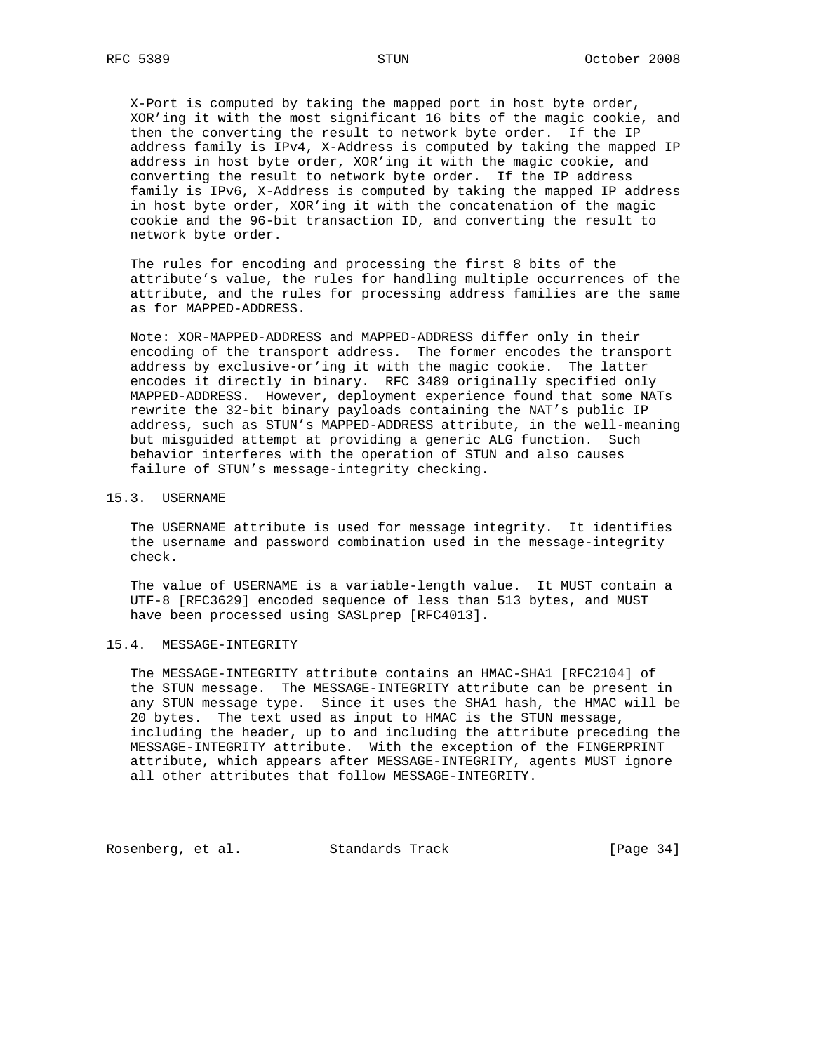X-Port is computed by taking the mapped port in host byte order, XOR'ing it with the most significant 16 bits of the magic cookie, and then the converting the result to network byte order. If the IP address family is IPv4, X-Address is computed by taking the mapped IP address in host byte order, XOR'ing it with the magic cookie, and converting the result to network byte order. If the IP address family is IPv6, X-Address is computed by taking the mapped IP address in host byte order, XOR'ing it with the concatenation of the magic cookie and the 96-bit transaction ID, and converting the result to network byte order.

The rules for encoding and processing the first 8 bits of the attribute's value, the rules for handling multiple occurrences of the attribute, and the rules for processing address families are the same as for MAPPED-ADDRESS.

Note: XOR-MAPPED-ADDRESS and MAPPED-ADDRESS differ only in their encoding of the transport address. The former encodes the transport address by exclusive-or'ing it with the magic cookie. The latter encodes it directly in binary. RFC 3489 originally specified only MAPPED-ADDRESS. However, deployment experience found that some NATs rewrite the 32-bit binary payloads containing the NAT's public IP address, such as STUN's MAPPED-ADDRESS attribute, in the well-meaning but misguided attempt at providing a generic ALG function. Such behavior interferes with the operation of STUN and also causes failure of STUN's message-integrity checking.

## 15.3. USERNAME

The USERNAME attribute is used for message integrity. It identifies the username and password combination used in the message-integrity check.

The value of USERNAME is a variable-length value. It MUST contain a UTF-8 [RFC3629] encoded sequence of less than 513 bytes, and MUST have been processed using SASLprep [RFC4013].

## 15.4. MESSAGE-INTEGRITY

The MESSAGE-INTEGRITY attribute contains an HMAC-SHA1 [RFC2104] of the STUN message. The MESSAGE-INTEGRITY attribute can be present in any STUN message type. Since it uses the SHA1 hash, the HMAC will be 20 bytes. The text used as input to HMAC is the STUN message, including the header, up to and including the attribute preceding the MESSAGE-INTEGRITY attribute. With the exception of the FINGERPRINT attribute, which appears after MESSAGE-INTEGRITY, agents MUST ignore all other attributes that follow MESSAGE-INTEGRITY.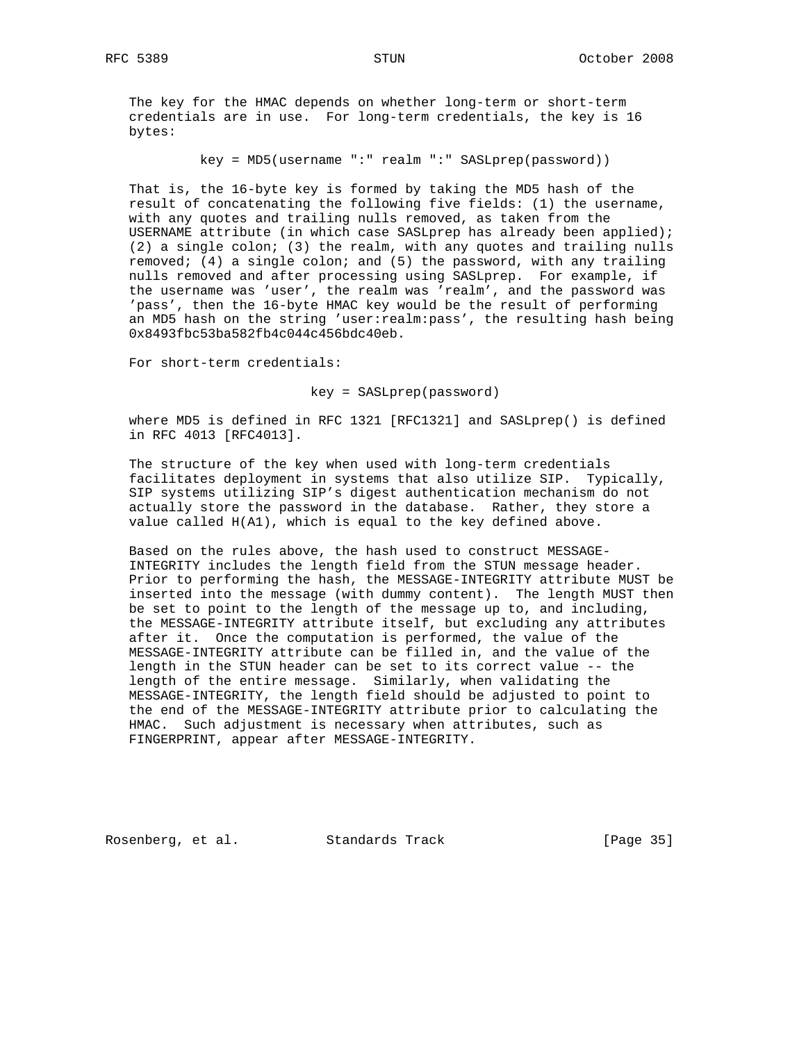The key for the HMAC depends on whether long-term or short-term credentials are in use. For long-term credentials, the key is 16 bytes:

```
key = MD5(username ":" realm ":" SASLprep(password))
```

That is, the 16-byte key is formed by taking the MD5 hash of the result of concatenating the following five fields: (1) the username, with any quotes and trailing nulls removed, as taken from the USERNAME attribute (in which case SASLprep has already been applied); (2) a single colon; (3) the realm, with any quotes and trailing nulls removed; (4) a single colon; and (5) the password, with any trailing nulls removed and after processing using SASLprep. For example, if the username was 'user', the realm was 'realm', and the password was 'pass', then the 16-byte HMAC key would be the result of performing an MD5 hash on the string 'user:realm:pass', the resulting hash being 0x8493fbc53ba582fb4c044c456bdc40eb.

For short-term credentials:

```
key = SASLprep(password)
```

where MD5 is defined in RFC 1321 [RFC1321] and SASLprep() is defined in RFC 4013 [RFC4013].

The structure of the key when used with long-term credentials facilitates deployment in systems that also utilize SIP. Typically, SIP systems utilizing SIP's digest authentication mechanism do not actually store the password in the database. Rather, they store a value called H(A1), which is equal to the key defined above.

Based on the rules above, the hash used to construct MESSAGE-INTEGRITY includes the length field from the STUN message header. Prior to performing the hash, the MESSAGE-INTEGRITY attribute MUST be inserted into the message (with dummy content). The length MUST then be set to point to the length of the message up to, and including, the MESSAGE-INTEGRITY attribute itself, but excluding any attributes after it. Once the computation is performed, the value of the MESSAGE-INTEGRITY attribute can be filled in, and the value of the length in the STUN header can be set to its correct value -- the length of the entire message. Similarly, when validating the MESSAGE-INTEGRITY, the length field should be adjusted to point to the end of the MESSAGE-INTEGRITY attribute prior to calculating the HMAC. Such adjustment is necessary when attributes, such as FINGERPRINT, appear after MESSAGE-INTEGRITY.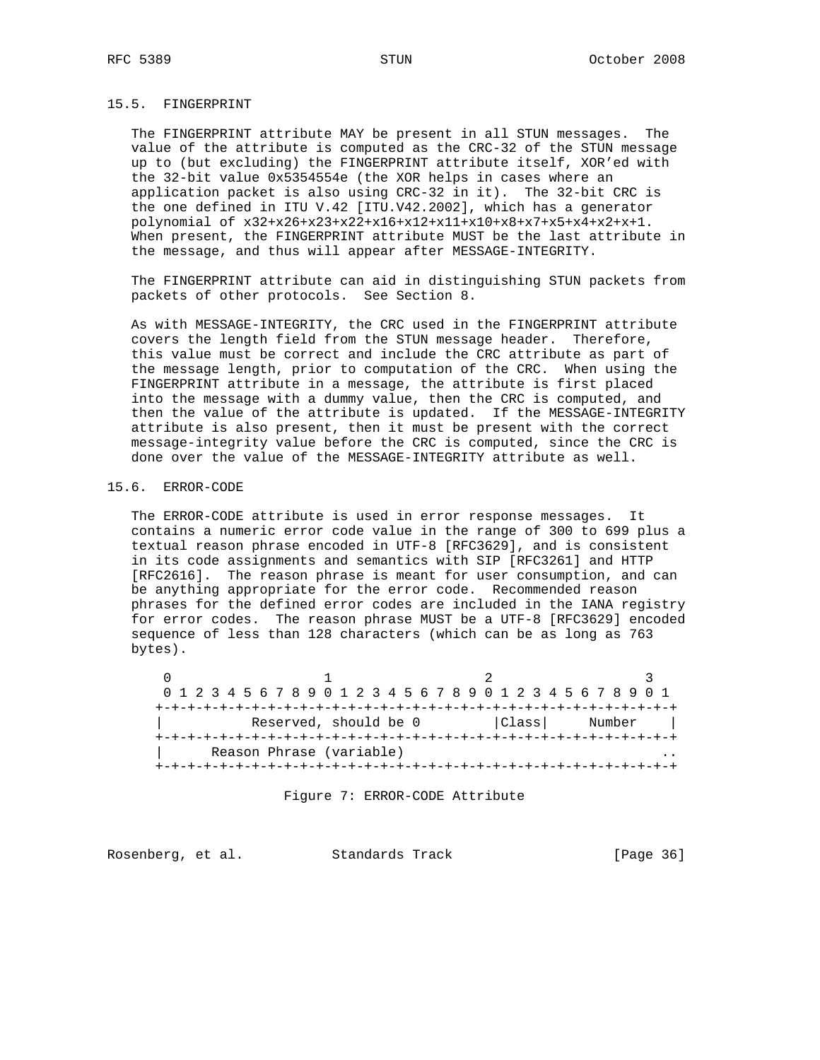### 15.5. FINGERPRINT

The FINGERPRINT attribute MAY be present in all STUN messages. The value of the attribute is computed as the CRC-32 of the STUN message up to (but excluding) the FINGERPRINT attribute itself, XOR'ed with the 32-bit value 0x5354554e (the XOR helps in cases where an application packet is also using CRC-32 in it). The 32-bit CRC is the one defined in ITU V.42 [ITU.V42.2002], which has a generator polynomial of x32+x26+x23+x22+x16+x12+x11+x10+x8+x7+x5+x4+x2+x+1. When present, the FINGERPRINT attribute MUST be the last attribute in the message, and thus will appear after MESSAGE-INTEGRITY.

The FINGERPRINT attribute can aid in distinguishing STUN packets from packets of other protocols. See Section 8.

As with MESSAGE-INTEGRITY, the CRC used in the FINGERPRINT attribute covers the length field from the STUN message header. Therefore, this value must be correct and include the CRC attribute as part of the message length, prior to computation of the CRC. When using the FINGERPRINT attribute in a message, the attribute is first placed into the message with a dummy value, then the CRC is computed, and then the value of the attribute is updated. If the MESSAGE-INTEGRITY attribute is also present, then it must be present with the correct message-integrity value before the CRC is computed, since the CRC is done over the value of the MESSAGE-INTEGRITY attribute as well.

### 15.6. ERROR-CODE

The ERROR-CODE attribute is used in error response messages. It contains a numeric error code value in the range of 300 to 699 plus a textual reason phrase encoded in UTF-8 [RFC3629], and is consistent in its code assignments and semantics with SIP [RFC3261] and HTTP [RFC2616]. The reason phrase is meant for user consumption, and can be anything appropriate for the error code. Recommended reason phrases for the defined error codes are included in the IANA registry for error codes. The reason phrase MUST be a UTF-8 [RFC3629] encoded sequence of less than 128 characters (which can be as long as 763 bytes).

```
 0                   1                   2                   3
 0 1 2 3 4 5 6 7 8 9 0 1 2 3 4 5 6 7 8 9 0 1 2 3 4 5 6 7 8 9 0 1
+-+-+-+-+-+-+-+-+-+-+-+-+-+-+-+-+-+-+-+-+-+-+-+-+-+-+-+-+-+-+-+-+
|           Reserved, should be 0         |Class|     Number    |
+-+-+-+-+-+-+-+-+-+-+-+-+-+-+-+-+-+-+-+-+-+-+-+-+-+-+-+-+-+-+-+-+
|      Reason Phrase (variable)                                ..
+-+-+-+-+-+-+-+-+-+-+-+-+-+-+-+-+-+-+-+-+-+-+-+-+-+-+-+-+-+-+-+-+
```

Figure 7: ERROR-CODE Attribute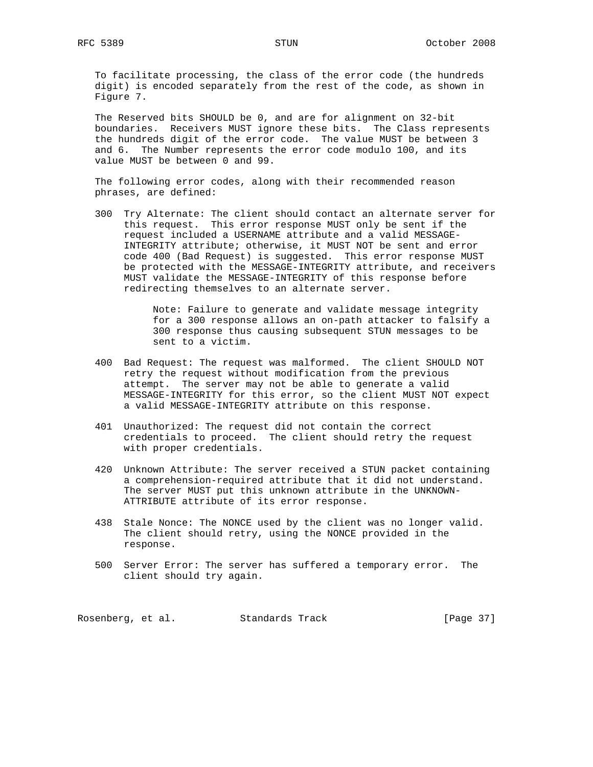To facilitate processing, the class of the error code (the hundreds digit) is encoded separately from the rest of the code, as shown in Figure 7.

The Reserved bits SHOULD be 0, and are for alignment on 32-bit boundaries. Receivers MUST ignore these bits. The Class represents the hundreds digit of the error code. The value MUST be between 3 and 6. The Number represents the error code modulo 100, and its value MUST be between 0 and 99.

The following error codes, along with their recommended reason phrases, are defined:

300 Try Alternate: The client should contact an alternate server for this request. This error response MUST only be sent if the request included a USERNAME attribute and a valid MESSAGE-INTEGRITY attribute; otherwise, it MUST NOT be sent and error code 400 (Bad Request) is suggested. This error response MUST be protected with the MESSAGE-INTEGRITY attribute, and receivers MUST validate the MESSAGE-INTEGRITY of this response before redirecting themselves to an alternate server.

> Note: Failure to generate and validate message integrity for a 300 response allows an on-path attacker to falsify a 300 response thus causing subsequent STUN messages to be sent to a victim.

400 Bad Request: The request was malformed. The client SHOULD NOT retry the request without modification from the previous attempt. The server may not be able to generate a valid MESSAGE-INTEGRITY for this error, so the client MUST NOT expect a valid MESSAGE-INTEGRITY attribute on this response.

401 Unauthorized: The request did not contain the correct credentials to proceed. The client should retry the request with proper credentials.

420 Unknown Attribute: The server received a STUN packet containing a comprehension-required attribute that it did not understand. The server MUST put this unknown attribute in the UNKNOWN-ATTRIBUTE attribute of its error response.

438 Stale Nonce: The NONCE used by the client was no longer valid. The client should retry, using the NONCE provided in the response.

500 Server Error: The server has suffered a temporary error. The client should try again.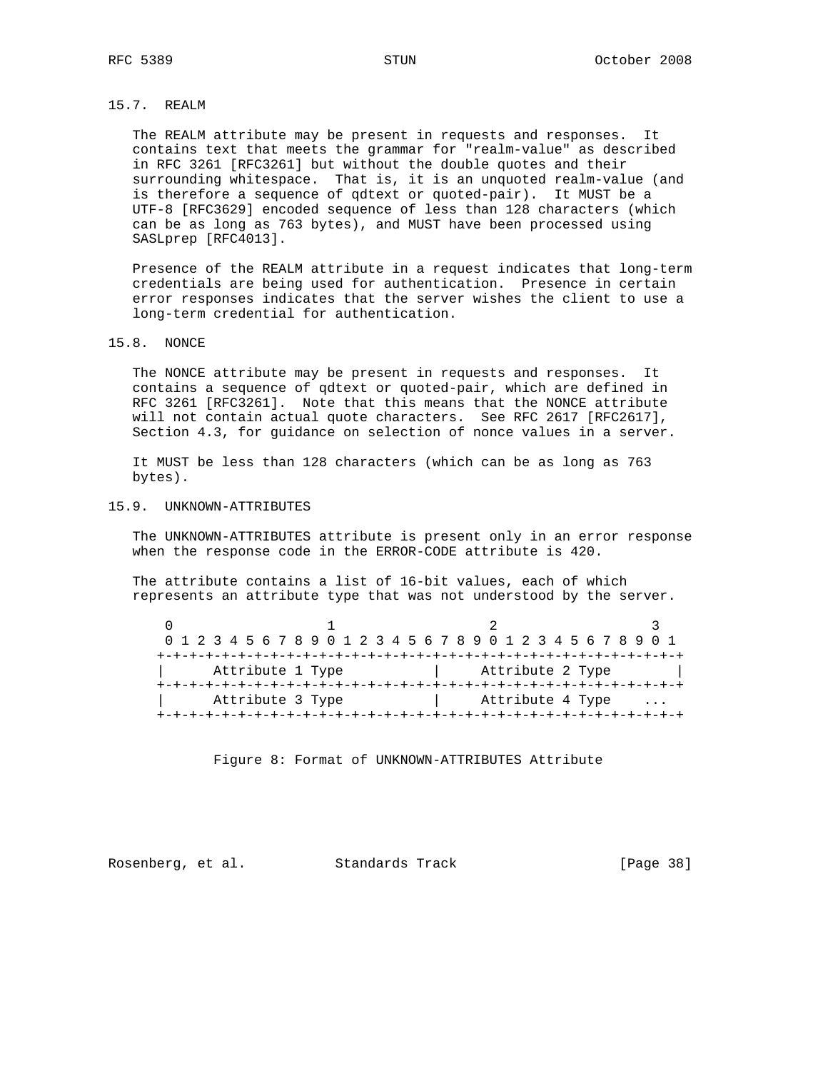### 15.7. REALM

The REALM attribute may be present in requests and responses. It contains text that meets the grammar for "realm-value" as described in RFC 3261 [RFC3261] but without the double quotes and their surrounding whitespace. That is, it is an unquoted realm-value (and is therefore a sequence of qdtext or quoted-pair). It MUST be a UTF-8 [RFC3629] encoded sequence of less than 128 characters (which can be as long as 763 bytes), and MUST have been processed using SASLprep [RFC4013].

Presence of the REALM attribute in a request indicates that long-term credentials are being used for authentication. Presence in certain error responses indicates that the server wishes the client to use a long-term credential for authentication.

### 15.8. NONCE

The NONCE attribute may be present in requests and responses. It contains a sequence of qdtext or quoted-pair, which are defined in RFC 3261 [RFC3261]. Note that this means that the NONCE attribute will not contain actual quote characters. See RFC 2617 [RFC2617], Section 4.3, for guidance on selection of nonce values in a server.

It MUST be less than 128 characters (which can be as long as 763 bytes).

### 15.9. UNKNOWN-ATTRIBUTES

The UNKNOWN-ATTRIBUTES attribute is present only in an error response when the response code in the ERROR-CODE attribute is 420.

The attribute contains a list of 16-bit values, each of which represents an attribute type that was not understood by the server.

```
 0                   1                   2                   3
 0 1 2 3 4 5 6 7 8 9 0 1 2 3 4 5 6 7 8 9 0 1 2 3 4 5 6 7 8 9 0 1
+-+-+-+-+-+-+-+-+-+-+-+-+-+-+-+-+-+-+-+-+-+-+-+-+-+-+-+-+-+-+-+-+
|      Attribute 1 Type           |     Attribute 2 Type        |
+-+-+-+-+-+-+-+-+-+-+-+-+-+-+-+-+-+-+-+-+-+-+-+-+-+-+-+-+-+-+-+-+
|      Attribute 3 Type           |     Attribute 4 Type    ...
+-+-+-+-+-+-+-+-+-+-+-+-+-+-+-+-+-+-+-+-+-+-+-+-+-+-+-+-+-+-+-+-+
```

Figure 8: Format of UNKNOWN-ATTRIBUTES Attribute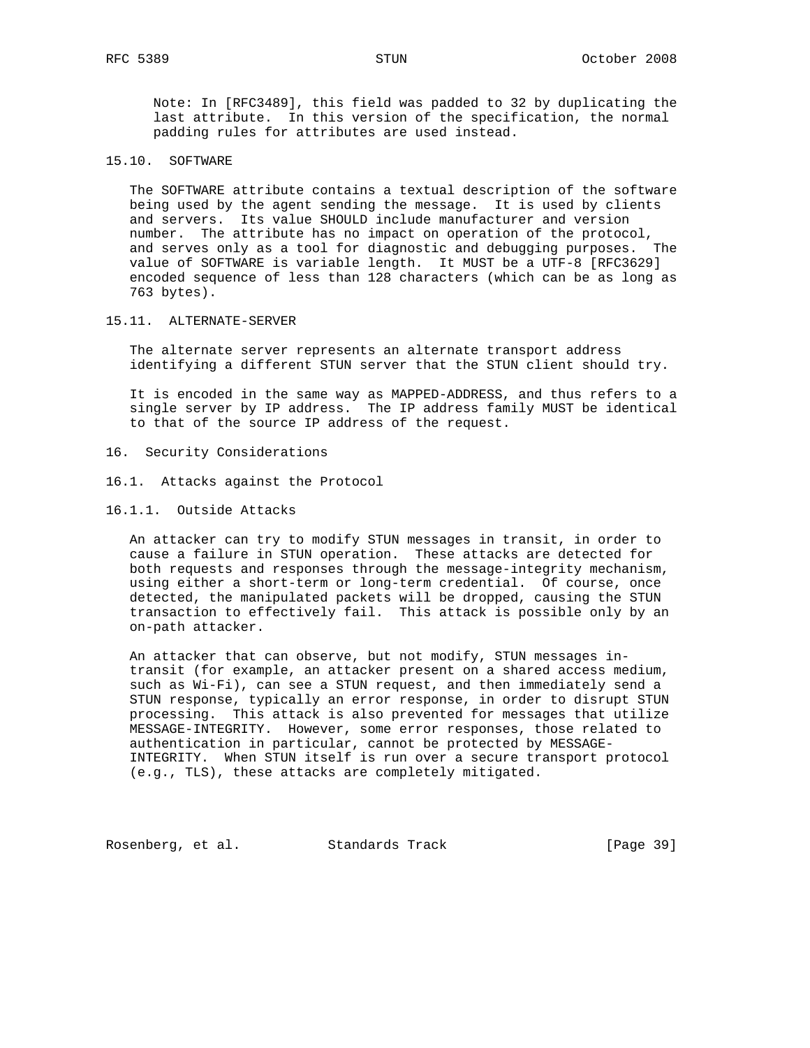Note: In [RFC3489], this field was padded to 32 by duplicating the last attribute. In this version of the specification, the normal padding rules for attributes are used instead.

### 15.10. SOFTWARE

The SOFTWARE attribute contains a textual description of the software being used by the agent sending the message. It is used by clients and servers. Its value SHOULD include manufacturer and version number. The attribute has no impact on operation of the protocol, and serves only as a tool for diagnostic and debugging purposes. The value of SOFTWARE is variable length. It MUST be a UTF-8 [RFC3629] encoded sequence of less than 128 characters (which can be as long as 763 bytes).

### 15.11. ALTERNATE-SERVER

The alternate server represents an alternate transport address identifying a different STUN server that the STUN client should try.

It is encoded in the same way as MAPPED-ADDRESS, and thus refers to a single server by IP address. The IP address family MUST be identical to that of the source IP address of the request.

# 16. Security Considerations

## 16.1. Attacks against the Protocol

### 16.1.1. Outside Attacks

An attacker can try to modify STUN messages in transit, in order to cause a failure in STUN operation. These attacks are detected for both requests and responses through the message-integrity mechanism, using either a short-term or long-term credential. Of course, once detected, the manipulated packets will be dropped, causing the STUN transaction to effectively fail. This attack is possible only by an on-path attacker.

An attacker that can observe, but not modify, STUN messages in-transit (for example, an attacker present on a shared access medium, such as Wi-Fi), can see a STUN request, and then immediately send a STUN response, typically an error response, in order to disrupt STUN processing. This attack is also prevented for messages that utilize MESSAGE-INTEGRITY. However, some error responses, those related to authentication in particular, cannot be protected by MESSAGE-INTEGRITY. When STUN itself is run over a secure transport protocol (e.g., TLS), these attacks are completely mitigated.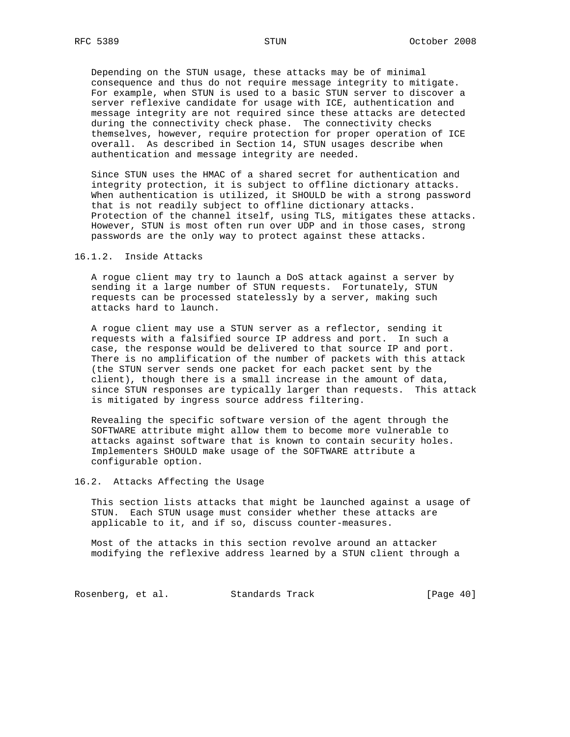Depending on the STUN usage, these attacks may be of minimal consequence and thus do not require message integrity to mitigate. For example, when STUN is used to a basic STUN server to discover a server reflexive candidate for usage with ICE, authentication and message integrity are not required since these attacks are detected during the connectivity check phase. The connectivity checks themselves, however, require protection for proper operation of ICE overall. As described in Section 14, STUN usages describe when authentication and message integrity are needed.

Since STUN uses the HMAC of a shared secret for authentication and integrity protection, it is subject to offline dictionary attacks. When authentication is utilized, it SHOULD be with a strong password that is not readily subject to offline dictionary attacks. Protection of the channel itself, using TLS, mitigates these attacks. However, STUN is most often run over UDP and in those cases, strong passwords are the only way to protect against these attacks.

#### 16.1.2. Inside Attacks

A rogue client may try to launch a DoS attack against a server by sending it a large number of STUN requests. Fortunately, STUN requests can be processed statelessly by a server, making such attacks hard to launch.

A rogue client may use a STUN server as a reflector, sending it requests with a falsified source IP address and port. In such a case, the response would be delivered to that source IP and port. There is no amplification of the number of packets with this attack (the STUN server sends one packet for each packet sent by the client), though there is a small increase in the amount of data, since STUN responses are typically larger than requests. This attack is mitigated by ingress source address filtering.

Revealing the specific software version of the agent through the SOFTWARE attribute might allow them to become more vulnerable to attacks against software that is known to contain security holes. Implementers SHOULD make usage of the SOFTWARE attribute a configurable option.

### 16.2. Attacks Affecting the Usage

This section lists attacks that might be launched against a usage of STUN. Each STUN usage must consider whether these attacks are applicable to it, and if so, discuss counter-measures.

Most of the attacks in this section revolve around an attacker modifying the reflexive address learned by a STUN client through a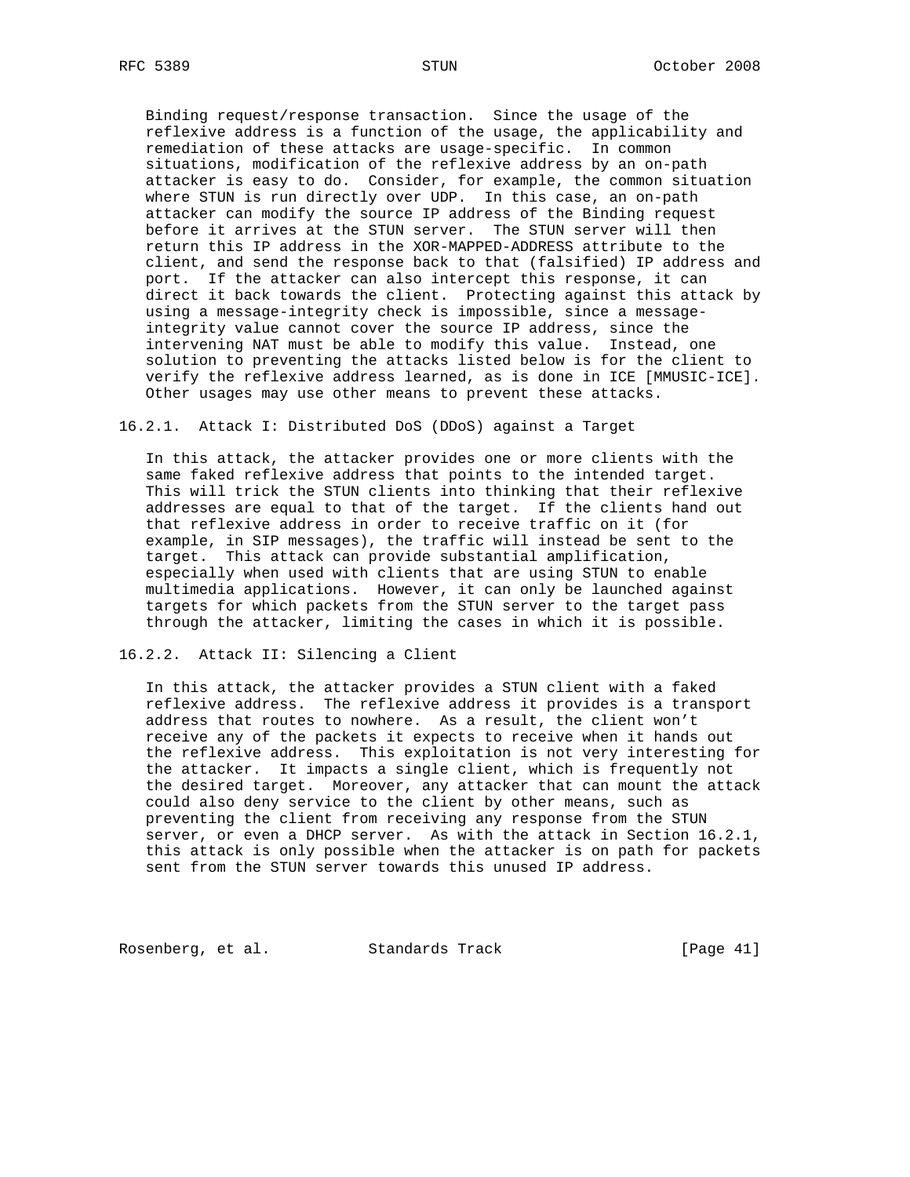Binding request/response transaction. Since the usage of the reflexive address is a function of the usage, the applicability and remediation of these attacks are usage-specific. In common situations, modification of the reflexive address by an on-path attacker is easy to do. Consider, for example, the common situation where STUN is run directly over UDP. In this case, an on-path attacker can modify the source IP address of the Binding request before it arrives at the STUN server. The STUN server will then return this IP address in the XOR-MAPPED-ADDRESS attribute to the client, and send the response back to that (falsified) IP address and port. If the attacker can also intercept this response, it can direct it back towards the client. Protecting against this attack by using a message-integrity check is impossible, since a message-integrity value cannot cover the source IP address, since the intervening NAT must be able to modify this value. Instead, one solution to preventing the attacks listed below is for the client to verify the reflexive address learned, as is done in ICE [MMUSIC-ICE]. Other usages may use other means to prevent these attacks.

### 16.2.1. Attack I: Distributed DoS (DDoS) against a Target

In this attack, the attacker provides one or more clients with the same faked reflexive address that points to the intended target. This will trick the STUN clients into thinking that their reflexive addresses are equal to that of the target. If the clients hand out that reflexive address in order to receive traffic on it (for example, in SIP messages), the traffic will instead be sent to the target. This attack can provide substantial amplification, especially when used with clients that are using STUN to enable multimedia applications. However, it can only be launched against targets for which packets from the STUN server to the target pass through the attacker, limiting the cases in which it is possible.

### 16.2.2. Attack II: Silencing a Client

In this attack, the attacker provides a STUN client with a faked reflexive address. The reflexive address it provides is a transport address that routes to nowhere. As a result, the client won't receive any of the packets it expects to receive when it hands out the reflexive address. This exploitation is not very interesting for the attacker. It impacts a single client, which is frequently not the desired target. Moreover, any attacker that can mount the attack could also deny service to the client by other means, such as preventing the client from receiving any response from the STUN server, or even a DHCP server. As with the attack in Section 16.2.1, this attack is only possible when the attacker is on path for packets sent from the STUN server towards this unused IP address.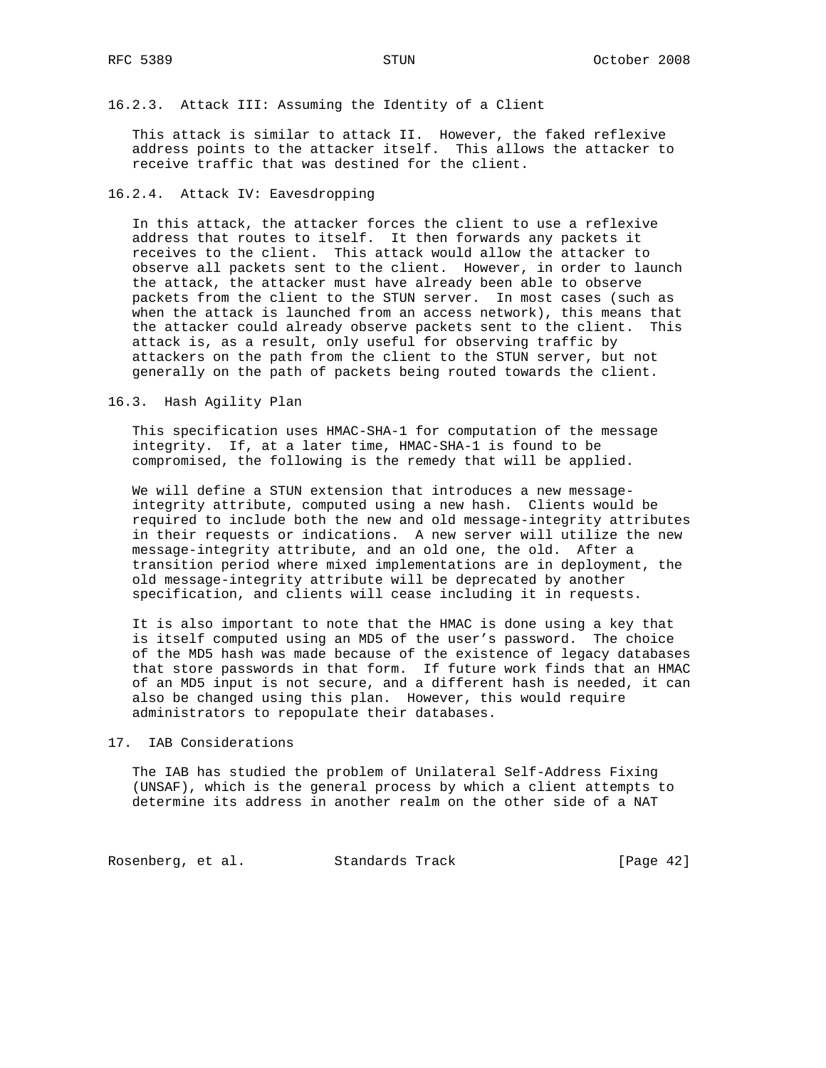#### 16.2.3. Attack III: Assuming the Identity of a Client

This attack is similar to attack II. However, the faked reflexive address points to the attacker itself. This allows the attacker to receive traffic that was destined for the client.

#### 16.2.4. Attack IV: Eavesdropping

In this attack, the attacker forces the client to use a reflexive address that routes to itself. It then forwards any packets it receives to the client. This attack would allow the attacker to observe all packets sent to the client. However, in order to launch the attack, the attacker must have already been able to observe packets from the client to the STUN server. In most cases (such as when the attack is launched from an access network), this means that the attacker could already observe packets sent to the client. This attack is, as a result, only useful for observing traffic by attackers on the path from the client to the STUN server, but not generally on the path of packets being routed towards the client.

### 16.3. Hash Agility Plan

This specification uses HMAC-SHA-1 for computation of the message integrity. If, at a later time, HMAC-SHA-1 is found to be compromised, the following is the remedy that will be applied.

We will define a STUN extension that introduces a new message-integrity attribute, computed using a new hash. Clients would be required to include both the new and old message-integrity attributes in their requests or indications. A new server will utilize the new message-integrity attribute, and an old one, the old. After a transition period where mixed implementations are in deployment, the old message-integrity attribute will be deprecated by another specification, and clients will cease including it in requests.

It is also important to note that the HMAC is done using a key that is itself computed using an MD5 of the user's password. The choice of the MD5 hash was made because of the existence of legacy databases that store passwords in that form. If future work finds that an HMAC of an MD5 input is not secure, and a different hash is needed, it can also be changed using this plan. However, this would require administrators to repopulate their databases.

## 17. IAB Considerations

The IAB has studied the problem of Unilateral Self-Address Fixing (UNSAF), which is the general process by which a client attempts to determine its address in another realm on the other side of a NAT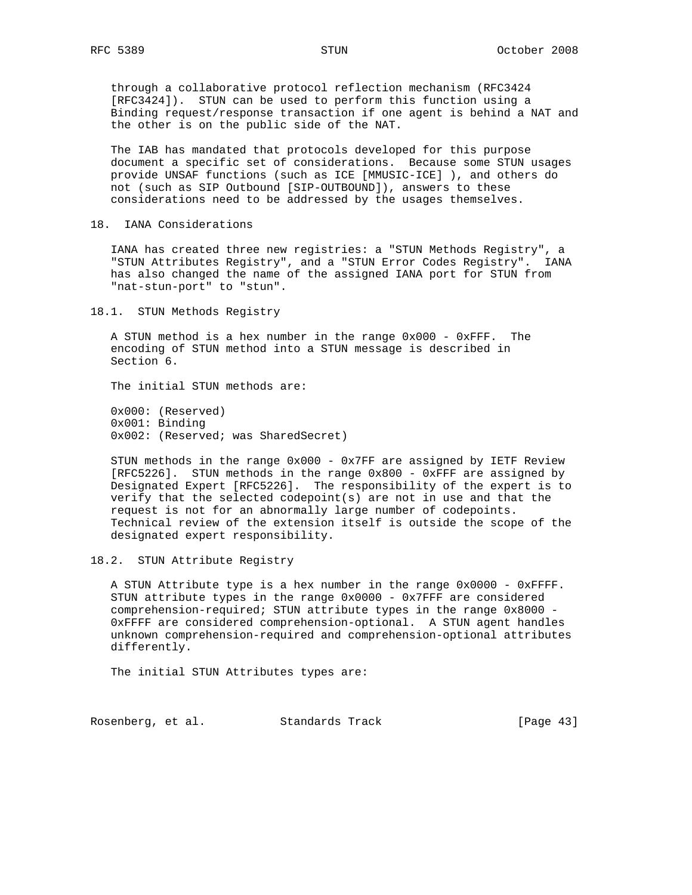through a collaborative protocol reflection mechanism (RFC3424 [RFC3424]). STUN can be used to perform this function using a Binding request/response transaction if one agent is behind a NAT and the other is on the public side of the NAT.

The IAB has mandated that protocols developed for this purpose document a specific set of considerations. Because some STUN usages provide UNSAF functions (such as ICE [MMUSIC-ICE] ), and others do not (such as SIP Outbound [SIP-OUTBOUND]), answers to these considerations need to be addressed by the usages themselves.

## 18. IANA Considerations

IANA has created three new registries: a "STUN Methods Registry", a "STUN Attributes Registry", and a "STUN Error Codes Registry". IANA has also changed the name of the assigned IANA port for STUN from "nat-stun-port" to "stun".

### 18.1. STUN Methods Registry

A STUN method is a hex number in the range 0x000 - 0xFFF. The encoding of STUN method into a STUN message is described in Section 6.

The initial STUN methods are:

```
0x000: (Reserved)
0x001: Binding
0x002: (Reserved; was SharedSecret)
```

STUN methods in the range 0x000 - 0x7FF are assigned by IETF Review [RFC5226]. STUN methods in the range 0x800 - 0xFFF are assigned by Designated Expert [RFC5226]. The responsibility of the expert is to verify that the selected codepoint(s) are not in use and that the request is not for an abnormally large number of codepoints. Technical review of the extension itself is outside the scope of the designated expert responsibility.

### 18.2. STUN Attribute Registry

A STUN Attribute type is a hex number in the range 0x0000 - 0xFFFF. STUN attribute types in the range 0x0000 - 0x7FFF are considered comprehension-required; STUN attribute types in the range 0x8000 - 0xFFFF are considered comprehension-optional. A STUN agent handles unknown comprehension-required and comprehension-optional attributes differently.

The initial STUN Attributes types are: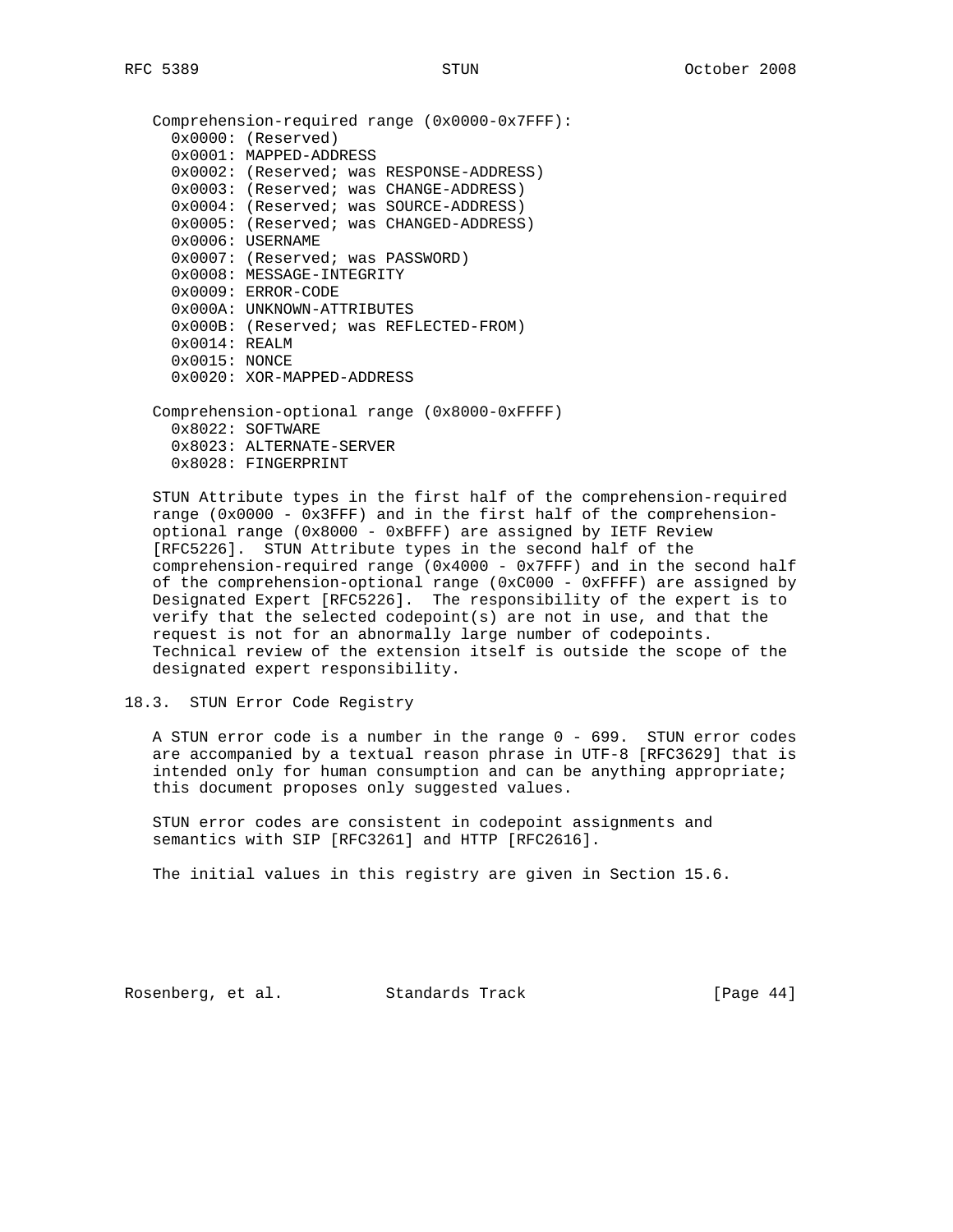Comprehension-required range (0x0000-0x7FFF):

```
  0x0000: (Reserved)
  0x0001: MAPPED-ADDRESS
  0x0002: (Reserved; was RESPONSE-ADDRESS)
  0x0003: (Reserved; was CHANGE-ADDRESS)
  0x0004: (Reserved; was SOURCE-ADDRESS)
  0x0005: (Reserved; was CHANGED-ADDRESS)
  0x0006: USERNAME
  0x0007: (Reserved; was PASSWORD)
  0x0008: MESSAGE-INTEGRITY
  0x0009: ERROR-CODE
  0x000A: UNKNOWN-ATTRIBUTES
  0x000B: (Reserved; was REFLECTED-FROM)
  0x0014: REALM
  0x0015: NONCE
  0x0020: XOR-MAPPED-ADDRESS
```

Comprehension-optional range (0x8000-0xFFFF)

```
  0x8022: SOFTWARE
  0x8023: ALTERNATE-SERVER
  0x8028: FINGERPRINT
```

STUN Attribute types in the first half of the comprehension-required range (0x0000 - 0x3FFF) and in the first half of the comprehension-optional range (0x8000 - 0xBFFF) are assigned by IETF Review [RFC5226]. STUN Attribute types in the second half of the comprehension-required range (0x4000 - 0x7FFF) and in the second half of the comprehension-optional range (0xC000 - 0xFFFF) are assigned by Designated Expert [RFC5226]. The responsibility of the expert is to verify that the selected codepoint(s) are not in use, and that the request is not for an abnormally large number of codepoints. Technical review of the extension itself is outside the scope of the designated expert responsibility.

## 18.3. STUN Error Code Registry

A STUN error code is a number in the range 0 - 699. STUN error codes are accompanied by a textual reason phrase in UTF-8 [RFC3629] that is intended only for human consumption and can be anything appropriate; this document proposes only suggested values.

STUN error codes are consistent in codepoint assignments and semantics with SIP [RFC3261] and HTTP [RFC2616].

The initial values in this registry are given in Section 15.6.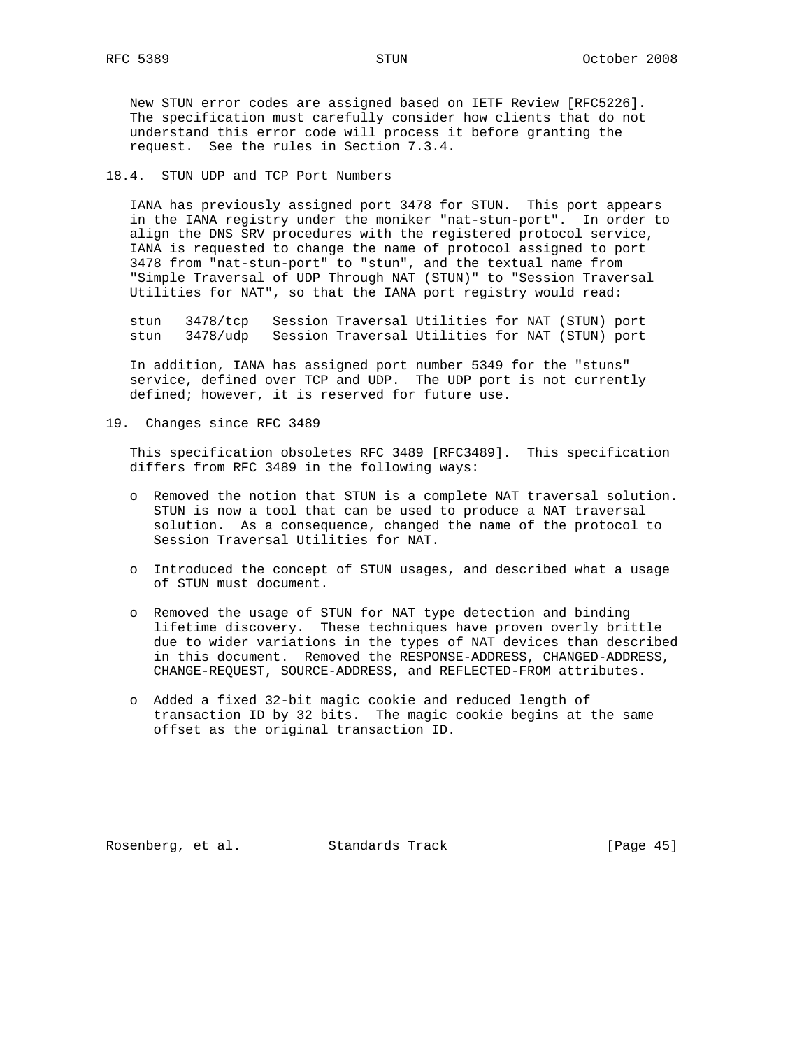New STUN error codes are assigned based on IETF Review [RFC5226]. The specification must carefully consider how clients that do not understand this error code will process it before granting the request. See the rules in Section 7.3.4.

## 18.4. STUN UDP and TCP Port Numbers

IANA has previously assigned port 3478 for STUN. This port appears in the IANA registry under the moniker "nat-stun-port". In order to align the DNS SRV procedures with the registered protocol service, IANA is requested to change the name of protocol assigned to port 3478 from "nat-stun-port" to "stun", and the textual name from "Simple Traversal of UDP Through NAT (STUN)" to "Session Traversal Utilities for NAT", so that the IANA port registry would read:

```
stun   3478/tcp   Session Traversal Utilities for NAT (STUN) port
stun   3478/udp   Session Traversal Utilities for NAT (STUN) port
```

In addition, IANA has assigned port number 5349 for the "stuns" service, defined over TCP and UDP. The UDP port is not currently defined; however, it is reserved for future use.

# 19. Changes since RFC 3489

This specification obsoletes RFC 3489 [RFC3489]. This specification differs from RFC 3489 in the following ways:

- Removed the notion that STUN is a complete NAT traversal solution. STUN is now a tool that can be used to produce a NAT traversal solution. As a consequence, changed the name of the protocol to Session Traversal Utilities for NAT.
- Introduced the concept of STUN usages, and described what a usage of STUN must document.
- Removed the usage of STUN for NAT type detection and binding lifetime discovery. These techniques have proven overly brittle due to wider variations in the types of NAT devices than described in this document. Removed the RESPONSE-ADDRESS, CHANGED-ADDRESS, CHANGE-REQUEST, SOURCE-ADDRESS, and REFLECTED-FROM attributes.
- Added a fixed 32-bit magic cookie and reduced length of transaction ID by 32 bits. The magic cookie begins at the same offset as the original transaction ID.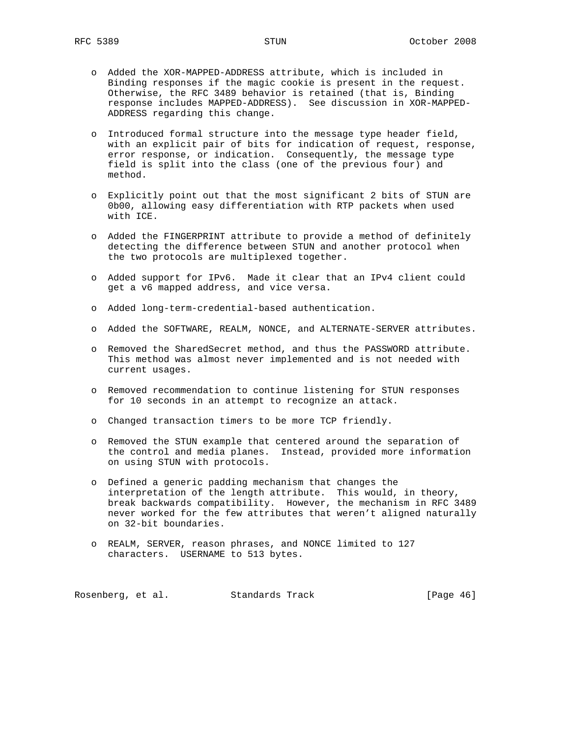- Added the XOR-MAPPED-ADDRESS attribute, which is included in Binding responses if the magic cookie is present in the request. Otherwise, the RFC 3489 behavior is retained (that is, Binding response includes MAPPED-ADDRESS). See discussion in XOR-MAPPED-ADDRESS regarding this change.

- Introduced formal structure into the message type header field, with an explicit pair of bits for indication of request, response, error response, or indication. Consequently, the message type field is split into the class (one of the previous four) and method.

- Explicitly point out that the most significant 2 bits of STUN are 0b00, allowing easy differentiation with RTP packets when used with ICE.

- Added the FINGERPRINT attribute to provide a method of definitely detecting the difference between STUN and another protocol when the two protocols are multiplexed together.

- Added support for IPv6. Made it clear that an IPv4 client could get a v6 mapped address, and vice versa.

- Added long-term-credential-based authentication.

- Added the SOFTWARE, REALM, NONCE, and ALTERNATE-SERVER attributes.

- Removed the SharedSecret method, and thus the PASSWORD attribute. This method was almost never implemented and is not needed with current usages.

- Removed recommendation to continue listening for STUN responses for 10 seconds in an attempt to recognize an attack.

- Changed transaction timers to be more TCP friendly.

- Removed the STUN example that centered around the separation of the control and media planes. Instead, provided more information on using STUN with protocols.

- Defined a generic padding mechanism that changes the interpretation of the length attribute. This would, in theory, break backwards compatibility. However, the mechanism in RFC 3489 never worked for the few attributes that weren't aligned naturally on 32-bit boundaries.

- REALM, SERVER, reason phrases, and NONCE limited to 127 characters. USERNAME to 513 bytes.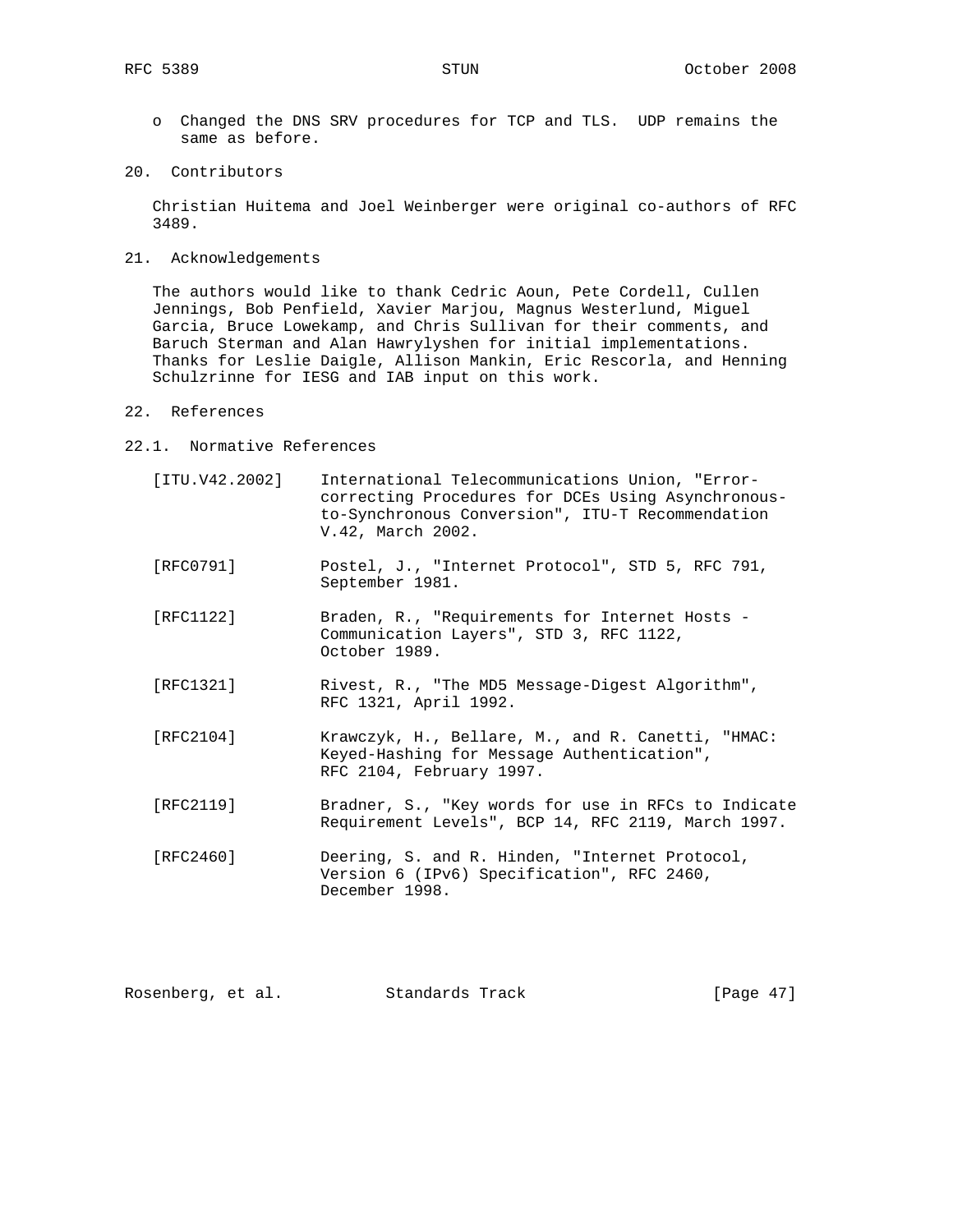- Changed the DNS SRV procedures for TCP and TLS. UDP remains the same as before.

## 20. Contributors

Christian Huitema and Joel Weinberger were original co-authors of RFC 3489.

## 21. Acknowledgements

The authors would like to thank Cedric Aoun, Pete Cordell, Cullen Jennings, Bob Penfield, Xavier Marjou, Magnus Westerlund, Miguel Garcia, Bruce Lowekamp, and Chris Sullivan for their comments, and Baruch Sterman and Alan Hawrylyshen for initial implementations. Thanks for Leslie Daigle, Allison Mankin, Eric Rescorla, and Henning Schulzrinne for IESG and IAB input on this work.

## 22. References

### 22.1. Normative References

[ITU.V42.2002] International Telecommunications Union, "Error-correcting Procedures for DCEs Using Asynchronous-to-Synchronous Conversion", ITU-T Recommendation V.42, March 2002.

[RFC0791] Postel, J., "Internet Protocol", STD 5, RFC 791, September 1981.

[RFC1122] Braden, R., "Requirements for Internet Hosts - Communication Layers", STD 3, RFC 1122, October 1989.

[RFC1321] Rivest, R., "The MD5 Message-Digest Algorithm", RFC 1321, April 1992.

[RFC2104] Krawczyk, H., Bellare, M., and R. Canetti, "HMAC: Keyed-Hashing for Message Authentication", RFC 2104, February 1997.

[RFC2119] Bradner, S., "Key words for use in RFCs to Indicate Requirement Levels", BCP 14, RFC 2119, March 1997.

[RFC2460] Deering, S. and R. Hinden, "Internet Protocol, Version 6 (IPv6) Specification", RFC 2460, December 1998.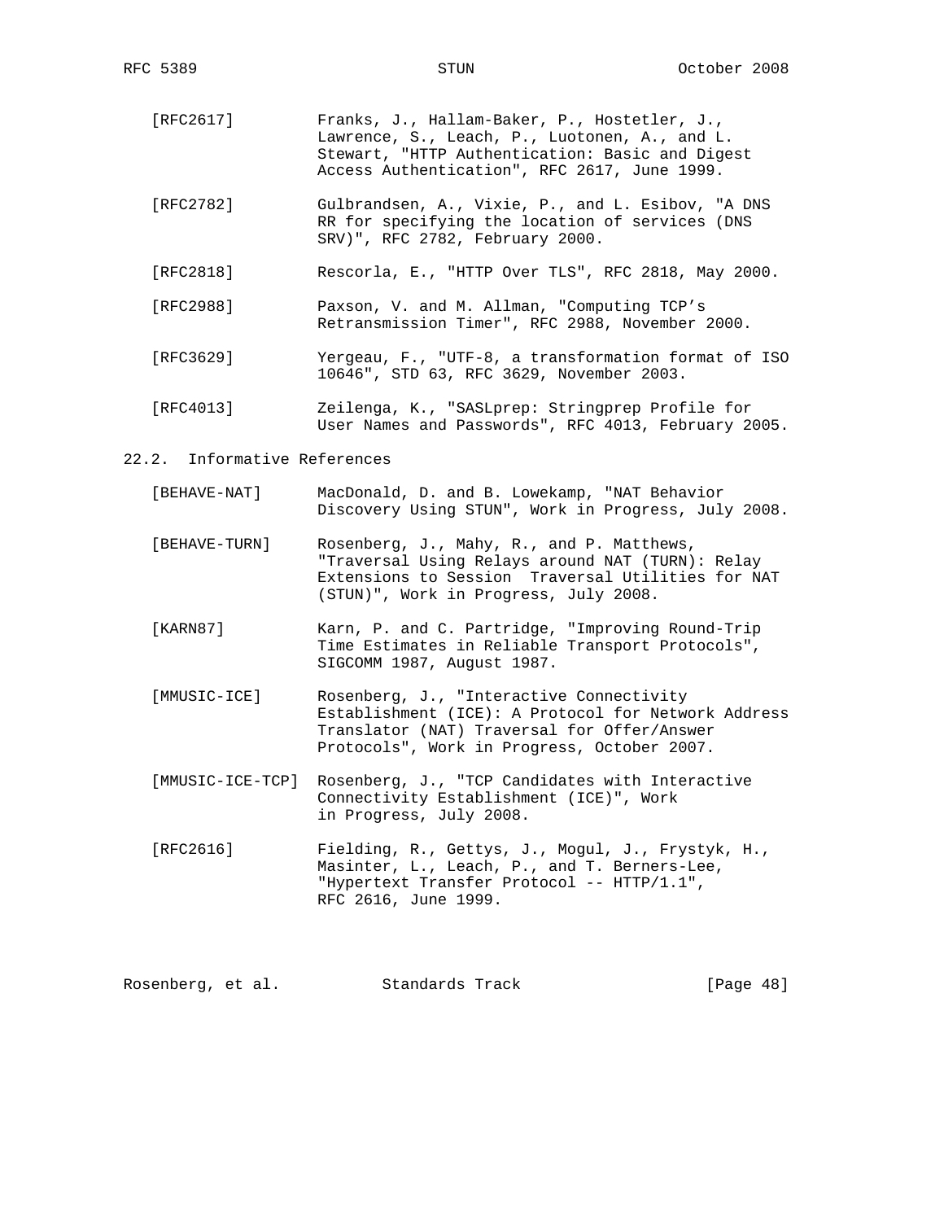[RFC2617] Franks, J., Hallam-Baker, P., Hostetler, J., Lawrence, S., Leach, P., Luotonen, A., and L. Stewart, "HTTP Authentication: Basic and Digest Access Authentication", RFC 2617, June 1999.

[RFC2782] Gulbrandsen, A., Vixie, P., and L. Esibov, "A DNS RR for specifying the location of services (DNS SRV)", RFC 2782, February 2000.

[RFC2818] Rescorla, E., "HTTP Over TLS", RFC 2818, May 2000.

[RFC2988] Paxson, V. and M. Allman, "Computing TCP's Retransmission Timer", RFC 2988, November 2000.

[RFC3629] Yergeau, F., "UTF-8, a transformation format of ISO 10646", STD 63, RFC 3629, November 2003.

[RFC4013] Zeilenga, K., "SASLprep: Stringprep Profile for User Names and Passwords", RFC 4013, February 2005.

## 22.2. Informative References

[BEHAVE-NAT] MacDonald, D. and B. Lowekamp, "NAT Behavior Discovery Using STUN", Work in Progress, July 2008.

[BEHAVE-TURN] Rosenberg, J., Mahy, R., and P. Matthews, "Traversal Using Relays around NAT (TURN): Relay Extensions to Session Traversal Utilities for NAT (STUN)", Work in Progress, July 2008.

[KARN87] Karn, P. and C. Partridge, "Improving Round-Trip Time Estimates in Reliable Transport Protocols", SIGCOMM 1987, August 1987.

[MMUSIC-ICE] Rosenberg, J., "Interactive Connectivity Establishment (ICE): A Protocol for Network Address Translator (NAT) Traversal for Offer/Answer Protocols", Work in Progress, October 2007.

[MMUSIC-ICE-TCP] Rosenberg, J., "TCP Candidates with Interactive Connectivity Establishment (ICE)", Work in Progress, July 2008.

[RFC2616] Fielding, R., Gettys, J., Mogul, J., Frystyk, H., Masinter, L., Leach, P., and T. Berners-Lee, "Hypertext Transfer Protocol -- HTTP/1.1", RFC 2616, June 1999.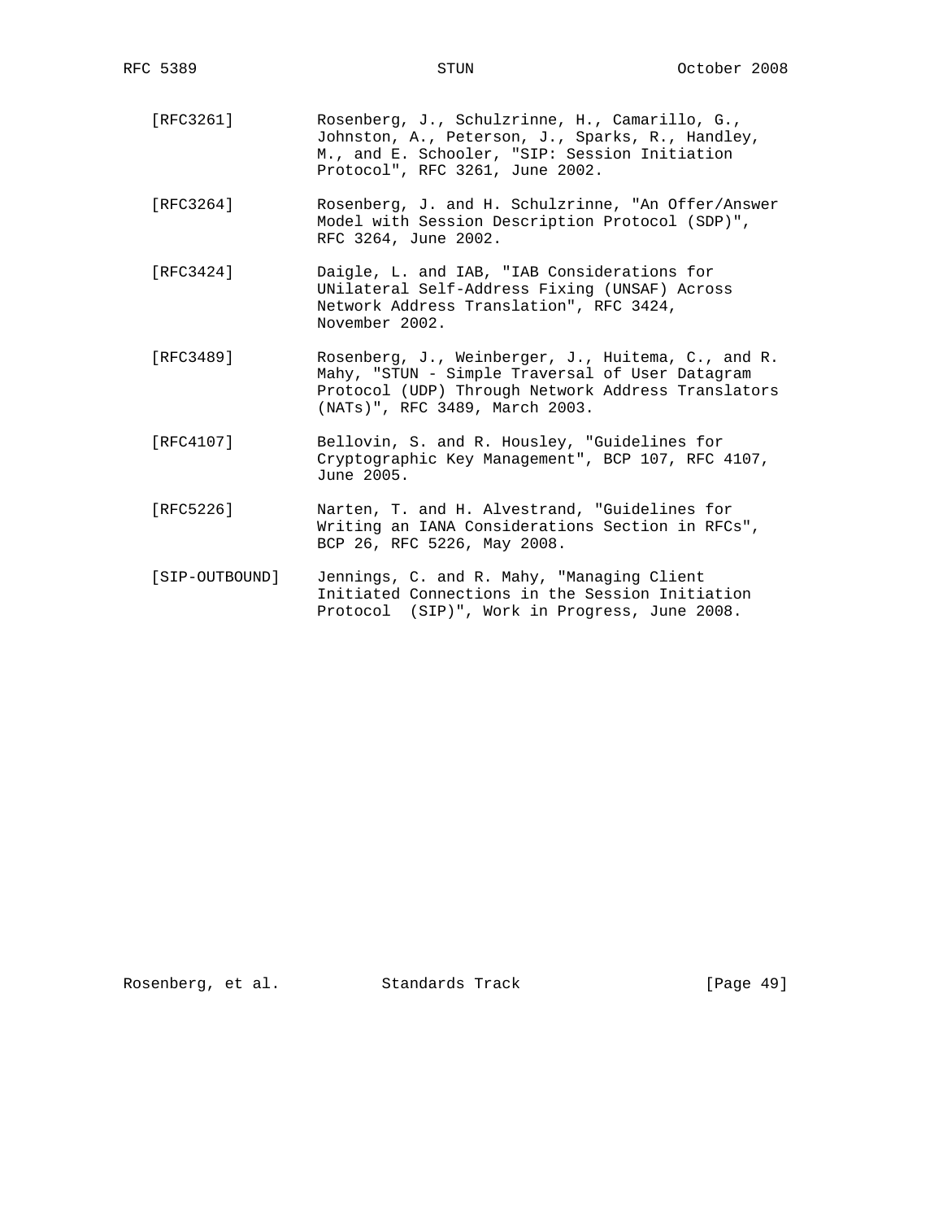[RFC3261] Rosenberg, J., Schulzrinne, H., Camarillo, G., Johnston, A., Peterson, J., Sparks, R., Handley, M., and E. Schooler, "SIP: Session Initiation Protocol", RFC 3261, June 2002.

[RFC3264] Rosenberg, J. and H. Schulzrinne, "An Offer/Answer Model with Session Description Protocol (SDP)", RFC 3264, June 2002.

[RFC3424] Daigle, L. and IAB, "IAB Considerations for UNilateral Self-Address Fixing (UNSAF) Across Network Address Translation", RFC 3424, November 2002.

[RFC3489] Rosenberg, J., Weinberger, J., Huitema, C., and R. Mahy, "STUN - Simple Traversal of User Datagram Protocol (UDP) Through Network Address Translators (NATs)", RFC 3489, March 2003.

[RFC4107] Bellovin, S. and R. Housley, "Guidelines for Cryptographic Key Management", BCP 107, RFC 4107, June 2005.

[RFC5226] Narten, T. and H. Alvestrand, "Guidelines for Writing an IANA Considerations Section in RFCs", BCP 26, RFC 5226, May 2008.

[SIP-OUTBOUND] Jennings, C. and R. Mahy, "Managing Client Initiated Connections in the Session Initiation Protocol (SIP)", Work in Progress, June 2008.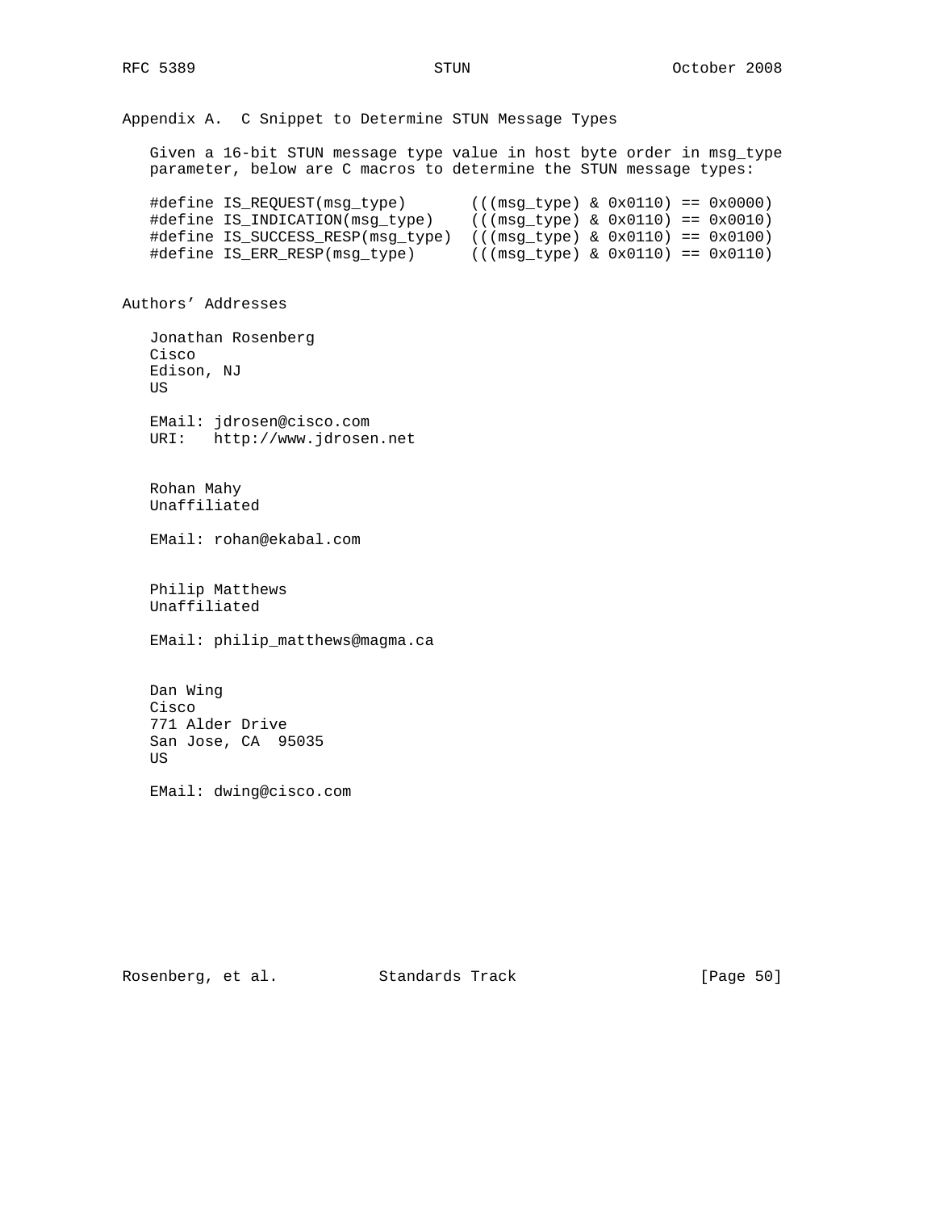## Appendix A. C Snippet to Determine STUN Message Types

Given a 16-bit STUN message type value in host byte order in msg_type parameter, below are C macros to determine the STUN message types:

```
#define IS_REQUEST(msg_type)       (((msg_type) & 0x0110) == 0x0000)
#define IS_INDICATION(msg_type)    (((msg_type) & 0x0110) == 0x0010)
#define IS_SUCCESS_RESP(msg_type)  (((msg_type) & 0x0110) == 0x0100)
#define IS_ERR_RESP(msg_type)      (((msg_type) & 0x0110) == 0x0110)
```

## Authors' Addresses

Jonathan Rosenberg
Cisco
Edison, NJ
US

EMail: jdrosen@cisco.com
URI: http://www.jdrosen.net

Rohan Mahy
Unaffiliated

EMail: rohan@ekabal.com

Philip Matthews
Unaffiliated

EMail: philip_matthews@magma.ca

Dan Wing
Cisco
771 Alder Drive
San Jose, CA 95035
US

EMail: dwing@cisco.com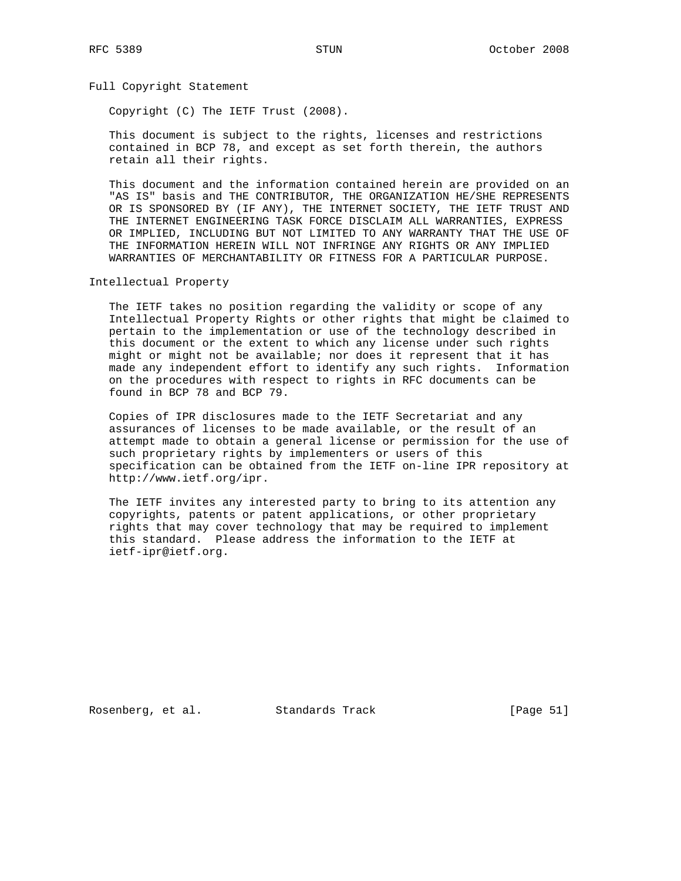## Full Copyright Statement

Copyright (C) The IETF Trust (2008).

This document is subject to the rights, licenses and restrictions contained in BCP 78, and except as set forth therein, the authors retain all their rights.

This document and the information contained herein are provided on an "AS IS" basis and THE CONTRIBUTOR, THE ORGANIZATION HE/SHE REPRESENTS OR IS SPONSORED BY (IF ANY), THE INTERNET SOCIETY, THE IETF TRUST AND THE INTERNET ENGINEERING TASK FORCE DISCLAIM ALL WARRANTIES, EXPRESS OR IMPLIED, INCLUDING BUT NOT LIMITED TO ANY WARRANTY THAT THE USE OF THE INFORMATION HEREIN WILL NOT INFRINGE ANY RIGHTS OR ANY IMPLIED WARRANTIES OF MERCHANTABILITY OR FITNESS FOR A PARTICULAR PURPOSE.

## Intellectual Property

The IETF takes no position regarding the validity or scope of any Intellectual Property Rights or other rights that might be claimed to pertain to the implementation or use of the technology described in this document or the extent to which any license under such rights might or might not be available; nor does it represent that it has made any independent effort to identify any such rights. Information on the procedures with respect to rights in RFC documents can be found in BCP 78 and BCP 79.

Copies of IPR disclosures made to the IETF Secretariat and any assurances of licenses to be made available, or the result of an attempt made to obtain a general license or permission for the use of such proprietary rights by implementers or users of this specification can be obtained from the IETF on-line IPR repository at http://www.ietf.org/ipr.

The IETF invites any interested party to bring to its attention any copyrights, patents or patent applications, or other proprietary rights that may cover technology that may be required to implement this standard. Please address the information to the IETF at ietf-ipr@ietf.org.